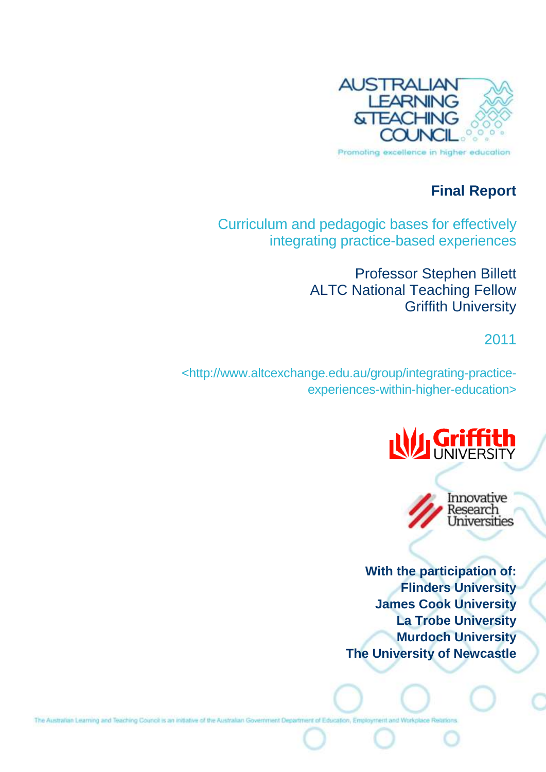AUSTRALIAN LEARNING & TEACHING COUNCIL

Promoting excellence in higher education

# Final Report

## Curriculum and pedagogic bases for effectively integrating practice-based experiences

Professor Stephen Billett
ALTC National Teaching Fellow
Griffith University

2011

<http://www.altcexchange.edu.au/group/integrating-practice-experiences-within-higher-education>

Griffith UNIVERSITY

Innovative Research Universities

**With the participation of:**
**Flinders University**
**James Cook University**
**La Trobe University**
**Murdoch University**
**The University of Newcastle**

The Australian Learning and Teaching Council is an initiative of the Australian Government Department of Education, Employment and Workplace Relations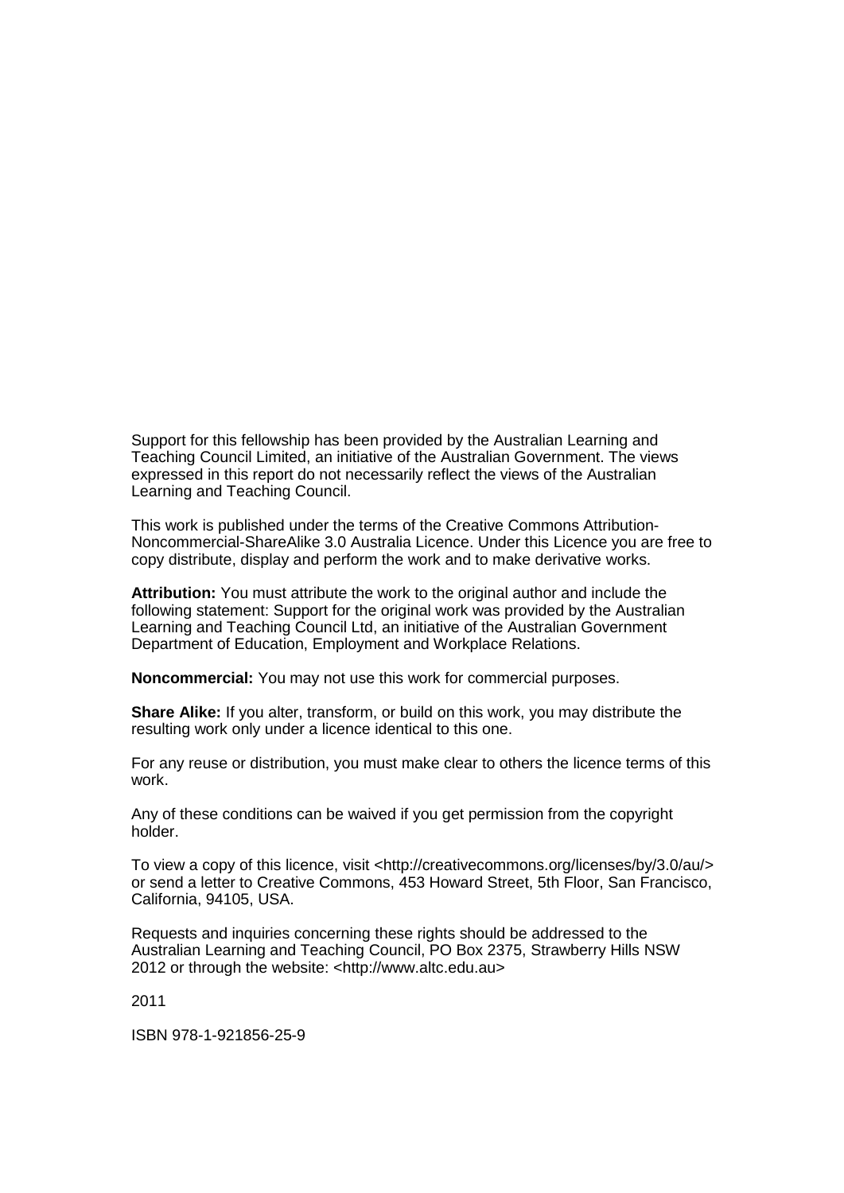Support for this fellowship has been provided by the Australian Learning and Teaching Council Limited, an initiative of the Australian Government. The views expressed in this report do not necessarily reflect the views of the Australian Learning and Teaching Council.

This work is published under the terms of the Creative Commons Attribution-Noncommercial-ShareAlike 3.0 Australia Licence. Under this Licence you are free to copy distribute, display and perform the work and to make derivative works.

**Attribution:** You must attribute the work to the original author and include the following statement: Support for the original work was provided by the Australian Learning and Teaching Council Ltd, an initiative of the Australian Government Department of Education, Employment and Workplace Relations.

**Noncommercial:** You may not use this work for commercial purposes.

**Share Alike:** If you alter, transform, or build on this work, you may distribute the resulting work only under a licence identical to this one.

For any reuse or distribution, you must make clear to others the licence terms of this work.

Any of these conditions can be waived if you get permission from the copyright holder.

To view a copy of this licence, visit <http://creativecommons.org/licenses/by/3.0/au/> or send a letter to Creative Commons, 453 Howard Street, 5th Floor, San Francisco, California, 94105, USA.

Requests and inquiries concerning these rights should be addressed to the Australian Learning and Teaching Council, PO Box 2375, Strawberry Hills NSW 2012 or through the website: <http://www.altc.edu.au>

2011

ISBN 978-1-921856-25-9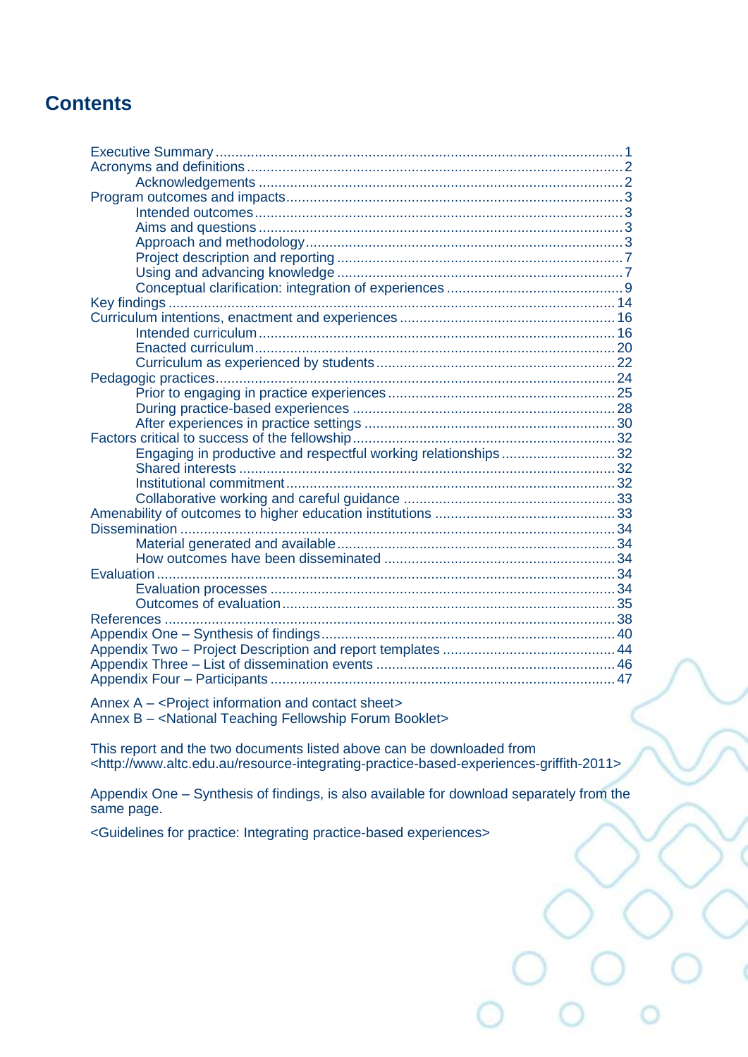# Contents

- Executive Summary ........ 1
- Acronyms and definitions ........ 2
  - Acknowledgements ........ 2
- Program outcomes and impacts ........ 3
  - Intended outcomes ........ 3
  - Aims and questions ........ 3
  - Approach and methodology ........ 3
  - Project description and reporting ........ 7
  - Using and advancing knowledge ........ 7
  - Conceptual clarification: integration of experiences ........ 9
- Key findings ........ 14
- Curriculum intentions, enactment and experiences ........ 16
  - Intended curriculum ........ 16
  - Enacted curriculum ........ 20
  - Curriculum as experienced by students ........ 22
- Pedagogic practices ........ 24
  - Prior to engaging in practice experiences ........ 25
  - During practice-based experiences ........ 28
  - After experiences in practice settings ........ 30
- Factors critical to success of the fellowship ........ 32
  - Engaging in productive and respectful working relationships ........ 32
  - Shared interests ........ 32
  - Institutional commitment ........ 32
  - Collaborative working and careful guidance ........ 33
- Amenability of outcomes to higher education institutions ........ 33
- Dissemination ........ 34
  - Material generated and available ........ 34
  - How outcomes have been disseminated ........ 34
- Evaluation ........ 34
  - Evaluation processes ........ 34
  - Outcomes of evaluation ........ 35
- References ........ 38
- Appendix One – Synthesis of findings ........ 40
- Appendix Two – Project Description and report templates ........ 44
- Appendix Three – List of dissemination events ........ 46
- Appendix Four – Participants ........ 47

Annex A – <Project information and contact sheet>
Annex B – <National Teaching Fellowship Forum Booklet>

This report and the two documents listed above can be downloaded from <http://www.altc.edu.au/resource-integrating-practice-based-experiences-griffith-2011>

Appendix One – Synthesis of findings, is also available for download separately from the same page.

<Guidelines for practice: Integrating practice-based experiences>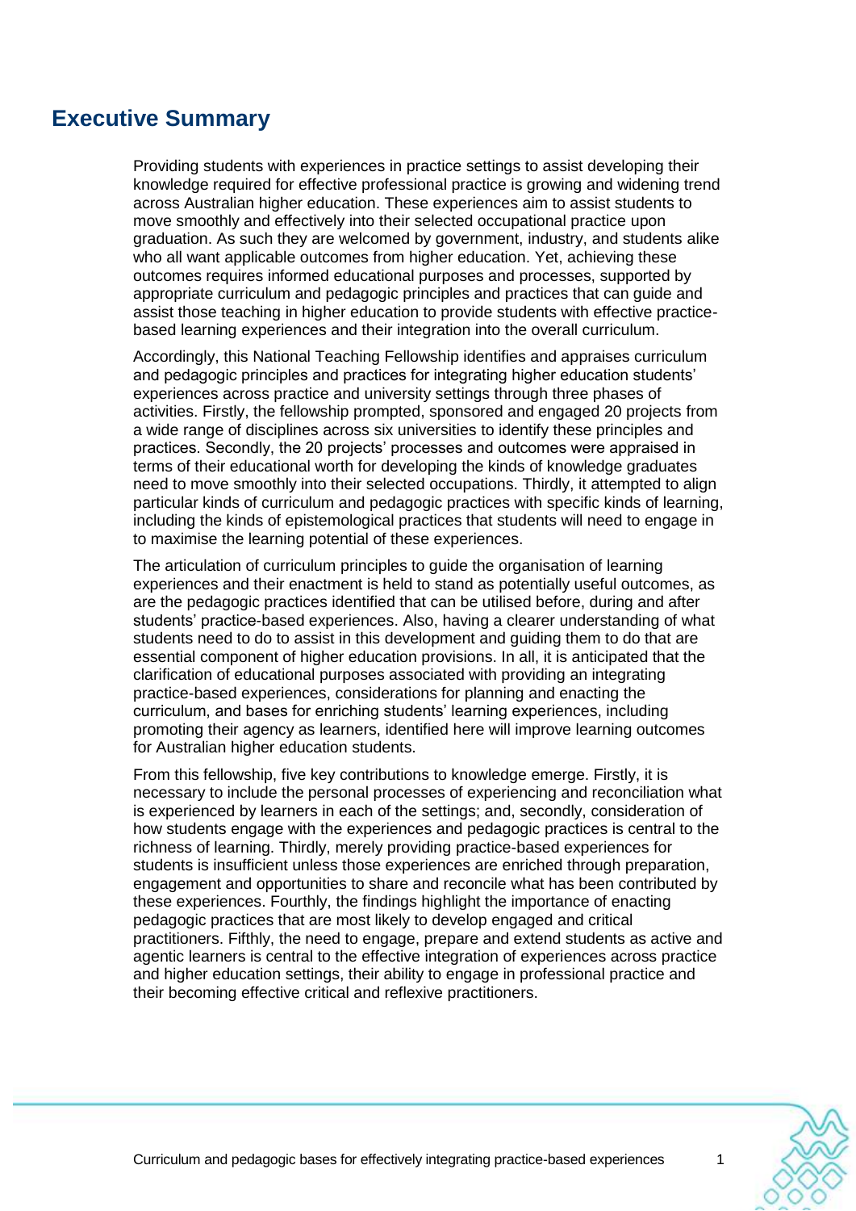# Executive Summary

Providing students with experiences in practice settings to assist developing their knowledge required for effective professional practice is growing and widening trend across Australian higher education. These experiences aim to assist students to move smoothly and effectively into their selected occupational practice upon graduation. As such they are welcomed by government, industry, and students alike who all want applicable outcomes from higher education. Yet, achieving these outcomes requires informed educational purposes and processes, supported by appropriate curriculum and pedagogic principles and practices that can guide and assist those teaching in higher education to provide students with effective practice-based learning experiences and their integration into the overall curriculum.

Accordingly, this National Teaching Fellowship identifies and appraises curriculum and pedagogic principles and practices for integrating higher education students' experiences across practice and university settings through three phases of activities. Firstly, the fellowship prompted, sponsored and engaged 20 projects from a wide range of disciplines across six universities to identify these principles and practices. Secondly, the 20 projects' processes and outcomes were appraised in terms of their educational worth for developing the kinds of knowledge graduates need to move smoothly into their selected occupations. Thirdly, it attempted to align particular kinds of curriculum and pedagogic practices with specific kinds of learning, including the kinds of epistemological practices that students will need to engage in to maximise the learning potential of these experiences.

The articulation of curriculum principles to guide the organisation of learning experiences and their enactment is held to stand as potentially useful outcomes, as are the pedagogic practices identified that can be utilised before, during and after students' practice-based experiences. Also, having a clearer understanding of what students need to do to assist in this development and guiding them to do that are essential component of higher education provisions. In all, it is anticipated that the clarification of educational purposes associated with providing an integrating practice-based experiences, considerations for planning and enacting the curriculum, and bases for enriching students' learning experiences, including promoting their agency as learners, identified here will improve learning outcomes for Australian higher education students.

From this fellowship, five key contributions to knowledge emerge. Firstly, it is necessary to include the personal processes of experiencing and reconciliation what is experienced by learners in each of the settings; and, secondly, consideration of how students engage with the experiences and pedagogic practices is central to the richness of learning. Thirdly, merely providing practice-based experiences for students is insufficient unless those experiences are enriched through preparation, engagement and opportunities to share and reconcile what has been contributed by these experiences. Fourthly, the findings highlight the importance of enacting pedagogic practices that are most likely to develop engaged and critical practitioners. Fifthly, the need to engage, prepare and extend students as active and agentic learners is central to the effective integration of experiences across practice and higher education settings, their ability to engage in professional practice and their becoming effective critical and reflexive practitioners.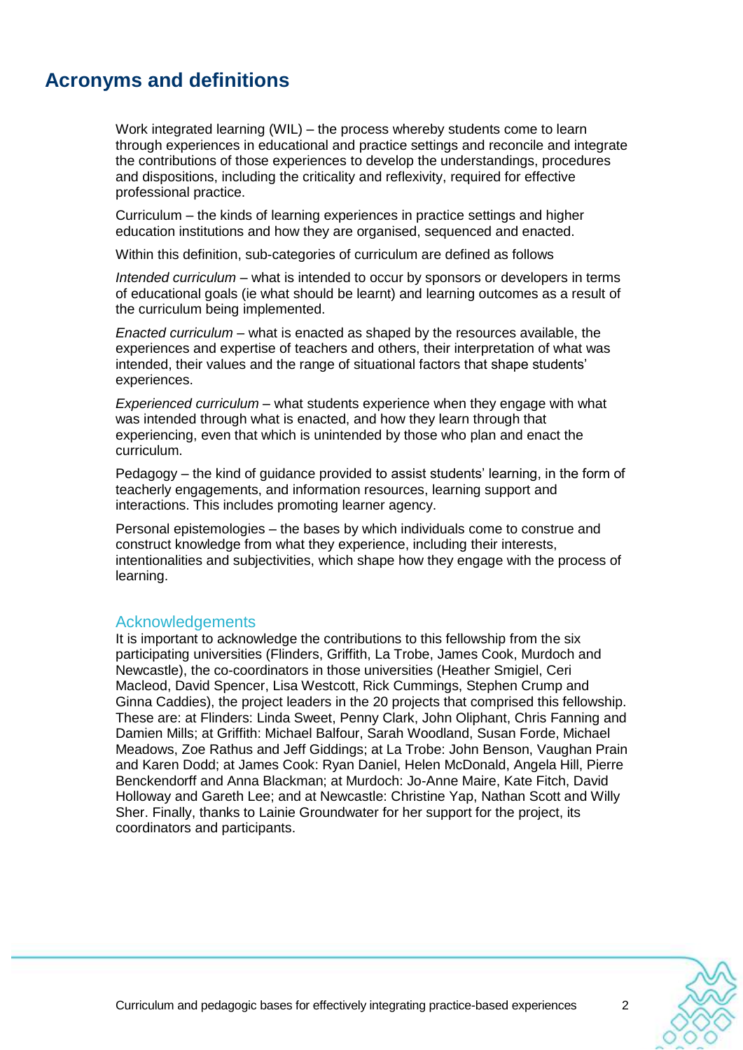## Acronyms and definitions

Work integrated learning (WIL) – the process whereby students come to learn through experiences in educational and practice settings and reconcile and integrate the contributions of those experiences to develop the understandings, procedures and dispositions, including the criticality and reflexivity, required for effective professional practice.

Curriculum – the kinds of learning experiences in practice settings and higher education institutions and how they are organised, sequenced and enacted.

Within this definition, sub-categories of curriculum are defined as follows

*Intended curriculum* – what is intended to occur by sponsors or developers in terms of educational goals (ie what should be learnt) and learning outcomes as a result of the curriculum being implemented.

*Enacted curriculum* – what is enacted as shaped by the resources available, the experiences and expertise of teachers and others, their interpretation of what was intended, their values and the range of situational factors that shape students' experiences.

*Experienced curriculum* – what students experience when they engage with what was intended through what is enacted, and how they learn through that experiencing, even that which is unintended by those who plan and enact the curriculum.

Pedagogy – the kind of guidance provided to assist students' learning, in the form of teacherly engagements, and information resources, learning support and interactions. This includes promoting learner agency.

Personal epistemologies – the bases by which individuals come to construe and construct knowledge from what they experience, including their interests, intentionalities and subjectivities, which shape how they engage with the process of learning.

### Acknowledgements

It is important to acknowledge the contributions to this fellowship from the six participating universities (Flinders, Griffith, La Trobe, James Cook, Murdoch and Newcastle), the co-coordinators in those universities (Heather Smigiel, Ceri Macleod, David Spencer, Lisa Westcott, Rick Cummings, Stephen Crump and Ginna Caddies), the project leaders in the 20 projects that comprised this fellowship. These are: at Flinders: Linda Sweet, Penny Clark, John Oliphant, Chris Fanning and Damien Mills; at Griffith: Michael Balfour, Sarah Woodland, Susan Forde, Michael Meadows, Zoe Rathus and Jeff Giddings; at La Trobe: John Benson, Vaughan Prain and Karen Dodd; at James Cook: Ryan Daniel, Helen McDonald, Angela Hill, Pierre Benckendorff and Anna Blackman; at Murdoch: Jo-Anne Maire, Kate Fitch, David Holloway and Gareth Lee; and at Newcastle: Christine Yap, Nathan Scott and Willy Sher. Finally, thanks to Lainie Groundwater for her support for the project, its coordinators and participants.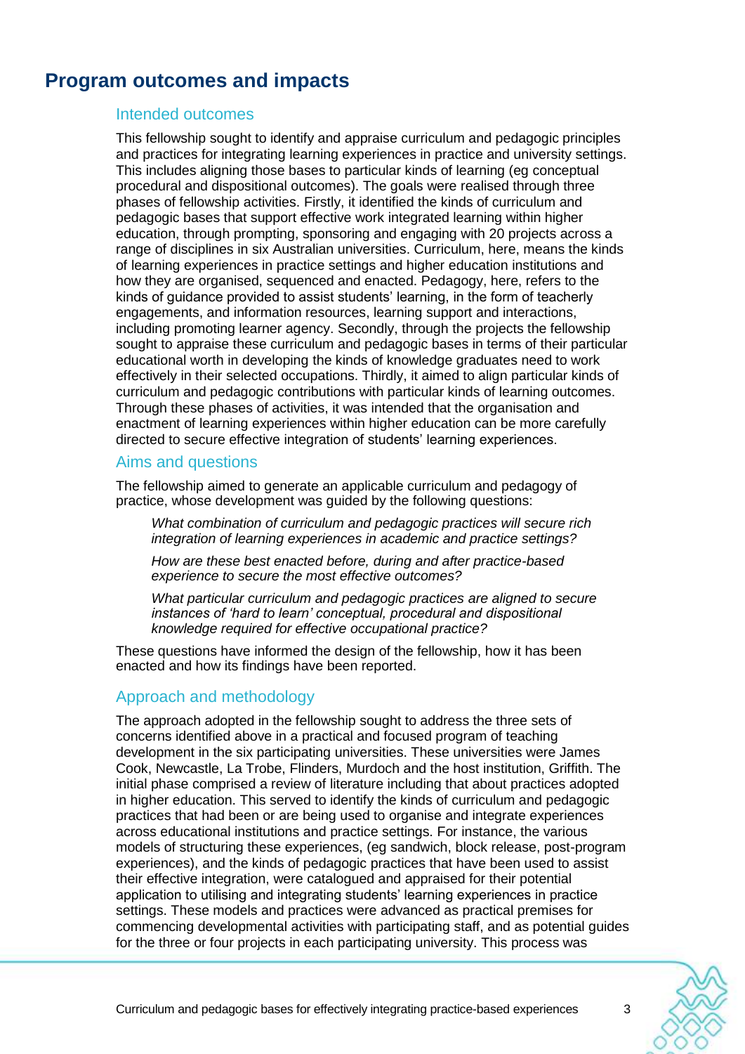## Program outcomes and impacts

### Intended outcomes

This fellowship sought to identify and appraise curriculum and pedagogic principles and practices for integrating learning experiences in practice and university settings. This includes aligning those bases to particular kinds of learning (eg conceptual procedural and dispositional outcomes). The goals were realised through three phases of fellowship activities. Firstly, it identified the kinds of curriculum and pedagogic bases that support effective work integrated learning within higher education, through prompting, sponsoring and engaging with 20 projects across a range of disciplines in six Australian universities. Curriculum, here, means the kinds of learning experiences in practice settings and higher education institutions and how they are organised, sequenced and enacted. Pedagogy, here, refers to the kinds of guidance provided to assist students' learning, in the form of teacherly engagements, and information resources, learning support and interactions, including promoting learner agency. Secondly, through the projects the fellowship sought to appraise these curriculum and pedagogic bases in terms of their particular educational worth in developing the kinds of knowledge graduates need to work effectively in their selected occupations. Thirdly, it aimed to align particular kinds of curriculum and pedagogic contributions with particular kinds of learning outcomes. Through these phases of activities, it was intended that the organisation and enactment of learning experiences within higher education can be more carefully directed to secure effective integration of students' learning experiences.

### Aims and questions

The fellowship aimed to generate an applicable curriculum and pedagogy of practice, whose development was guided by the following questions:

> *What combination of curriculum and pedagogic practices will secure rich integration of learning experiences in academic and practice settings?*
>
> *How are these best enacted before, during and after practice-based experience to secure the most effective outcomes?*
>
> *What particular curriculum and pedagogic practices are aligned to secure instances of 'hard to learn' conceptual, procedural and dispositional knowledge required for effective occupational practice?*

These questions have informed the design of the fellowship, how it has been enacted and how its findings have been reported.

### Approach and methodology

The approach adopted in the fellowship sought to address the three sets of concerns identified above in a practical and focused program of teaching development in the six participating universities. These universities were James Cook, Newcastle, La Trobe, Flinders, Murdoch and the host institution, Griffith. The initial phase comprised a review of literature including that about practices adopted in higher education. This served to identify the kinds of curriculum and pedagogic practices that had been or are being used to organise and integrate experiences across educational institutions and practice settings. For instance, the various models of structuring these experiences, (eg sandwich, block release, post-program experiences), and the kinds of pedagogic practices that have been used to assist their effective integration, were catalogued and appraised for their potential application to utilising and integrating students' learning experiences in practice settings. These models and practices were advanced as practical premises for commencing developmental activities with participating staff, and as potential guides for the three or four projects in each participating university. This process was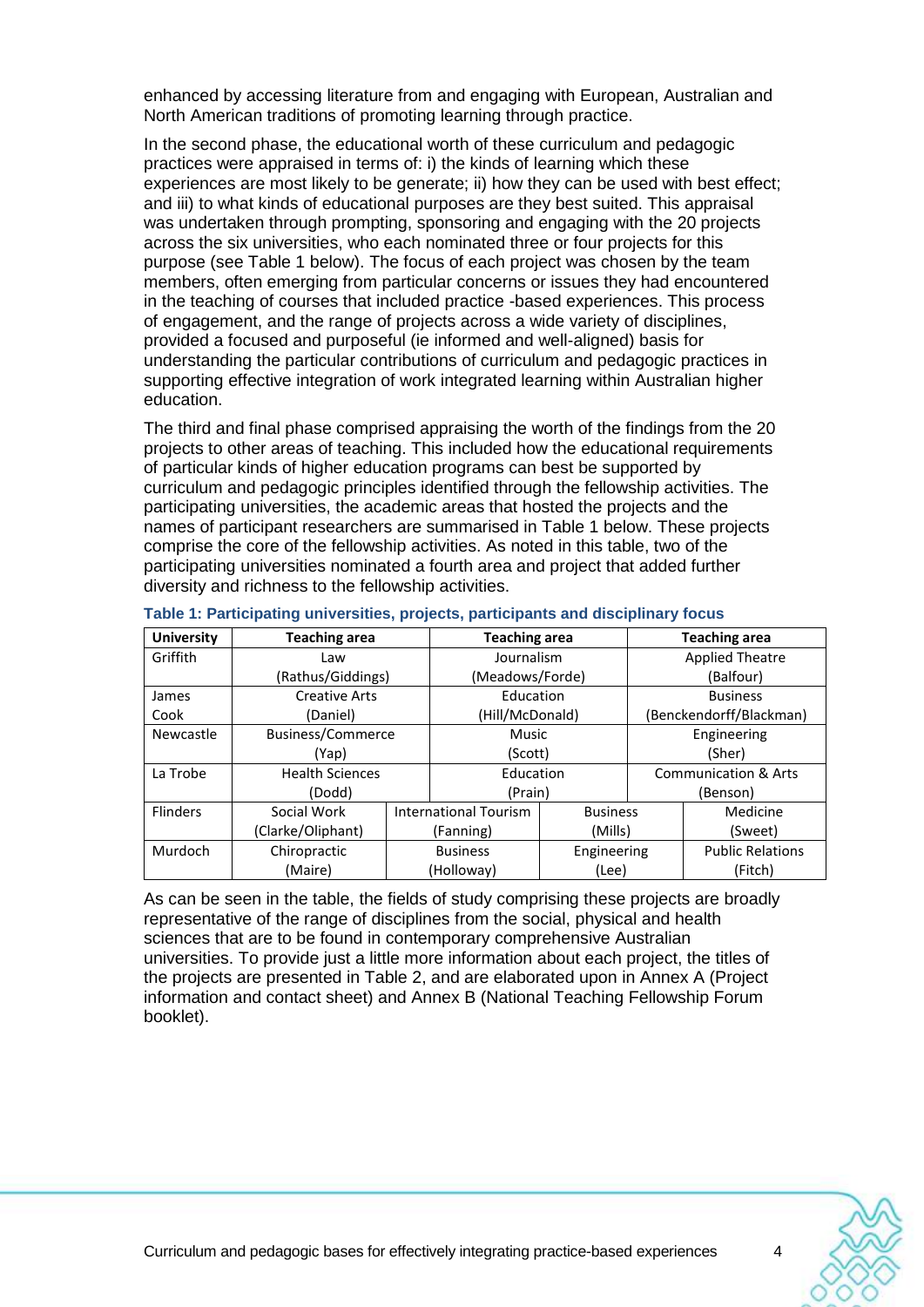enhanced by accessing literature from and engaging with European, Australian and North American traditions of promoting learning through practice.

In the second phase, the educational worth of these curriculum and pedagogic practices were appraised in terms of: i) the kinds of learning which these experiences are most likely to be generate; ii) how they can be used with best effect; and iii) to what kinds of educational purposes are they best suited. This appraisal was undertaken through prompting, sponsoring and engaging with the 20 projects across the six universities, who each nominated three or four projects for this purpose (see Table 1 below). The focus of each project was chosen by the team members, often emerging from particular concerns or issues they had encountered in the teaching of courses that included practice -based experiences. This process of engagement, and the range of projects across a wide variety of disciplines, provided a focused and purposeful (ie informed and well-aligned) basis for understanding the particular contributions of curriculum and pedagogic practices in supporting effective integration of work integrated learning within Australian higher education.

The third and final phase comprised appraising the worth of the findings from the 20 projects to other areas of teaching. This included how the educational requirements of particular kinds of higher education programs can best be supported by curriculum and pedagogic principles identified through the fellowship activities. The participating universities, the academic areas that hosted the projects and the names of participant researchers are summarised in Table 1 below. These projects comprise the core of the fellowship activities. As noted in this table, two of the participating universities nominated a fourth area and project that added further diversity and richness to the fellowship activities.

**Table 1: Participating universities, projects, participants and disciplinary focus**

| University | Teaching area | Teaching area | Teaching area | |
|---|---|---|---|---|
| Griffith | Law (Rathus/Giddings) | Journalism (Meadows/Forde) | Applied Theatre (Balfour) | |
| James Cook | Creative Arts (Daniel) | Education (Hill/McDonald) | Business (Benckendorff/Blackman) | |
| Newcastle | Business/Commerce (Yap) | Music (Scott) | Engineering (Sher) | |
| La Trobe | Health Sciences (Dodd) | Education (Prain) | Communication & Arts (Benson) | |
| Flinders | Social Work (Clarke/Oliphant) | International Tourism (Fanning) | Business (Mills) | Medicine (Sweet) |
| Murdoch | Chiropractic (Maire) | Business (Holloway) | Engineering (Lee) | Public Relations (Fitch) |

As can be seen in the table, the fields of study comprising these projects are broadly representative of the range of disciplines from the social, physical and health sciences that are to be found in contemporary comprehensive Australian universities. To provide just a little more information about each project, the titles of the projects are presented in Table 2, and are elaborated upon in Annex A (Project information and contact sheet) and Annex B (National Teaching Fellowship Forum booklet).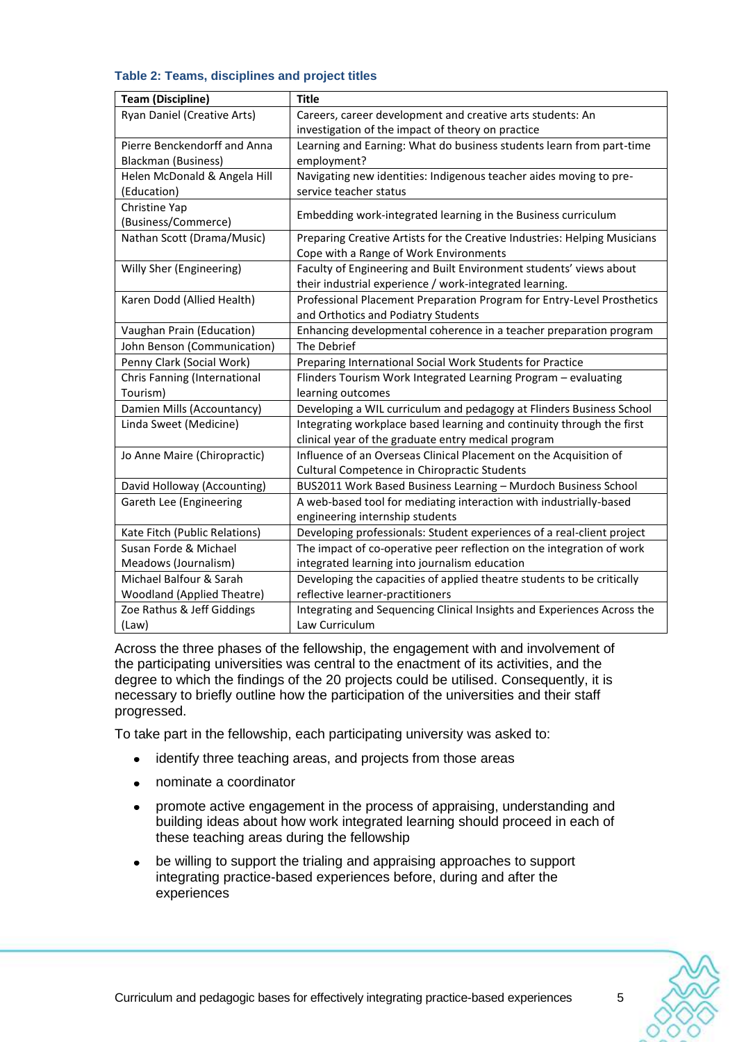**Table 2: Teams, disciplines and project titles**

| Team (Discipline) | Title |
|---|---|
| Ryan Daniel (Creative Arts) | Careers, career development and creative arts students: An investigation of the impact of theory on practice |
| Pierre Benckendorff and Anna Blackman (Business) | Learning and Earning: What do business students learn from part-time employment? |
| Helen McDonald & Angela Hill (Education) | Navigating new identities: Indigenous teacher aides moving to pre-service teacher status |
| Christine Yap (Business/Commerce) | Embedding work-integrated learning in the Business curriculum |
| Nathan Scott (Drama/Music) | Preparing Creative Artists for the Creative Industries: Helping Musicians Cope with a Range of Work Environments |
| Willy Sher (Engineering) | Faculty of Engineering and Built Environment students' views about their industrial experience / work-integrated learning. |
| Karen Dodd (Allied Health) | Professional Placement Preparation Program for Entry-Level Prosthetics and Orthotics and Podiatry Students |
| Vaughan Prain (Education) | Enhancing developmental coherence in a teacher preparation program |
| John Benson (Communication) | The Debrief |
| Penny Clark (Social Work) | Preparing International Social Work Students for Practice |
| Chris Fanning (International Tourism) | Flinders Tourism Work Integrated Learning Program – evaluating learning outcomes |
| Damien Mills (Accountancy) | Developing a WIL curriculum and pedagogy at Flinders Business School |
| Linda Sweet (Medicine) | Integrating workplace based learning and continuity through the first clinical year of the graduate entry medical program |
| Jo Anne Maire (Chiropractic) | Influence of an Overseas Clinical Placement on the Acquisition of Cultural Competence in Chiropractic Students |
| David Holloway (Accounting) | BUS2011 Work Based Business Learning – Murdoch Business School |
| Gareth Lee (Engineering | A web-based tool for mediating interaction with industrially-based engineering internship students |
| Kate Fitch (Public Relations) | Developing professionals: Student experiences of a real-client project |
| Susan Forde & Michael Meadows (Journalism) | The impact of co-operative peer reflection on the integration of work integrated learning into journalism education |
| Michael Balfour & Sarah Woodland (Applied Theatre) | Developing the capacities of applied theatre students to be critically reflective learner-practitioners |
| Zoe Rathus & Jeff Giddings (Law) | Integrating and Sequencing Clinical Insights and Experiences Across the Law Curriculum |

Across the three phases of the fellowship, the engagement with and involvement of the participating universities was central to the enactment of its activities, and the degree to which the findings of the 20 projects could be utilised. Consequently, it is necessary to briefly outline how the participation of the universities and their staff progressed.

To take part in the fellowship, each participating university was asked to:

- identify three teaching areas, and projects from those areas
- nominate a coordinator
- promote active engagement in the process of appraising, understanding and building ideas about how work integrated learning should proceed in each of these teaching areas during the fellowship
- be willing to support the trialing and appraising approaches to support integrating practice-based experiences before, during and after the experiences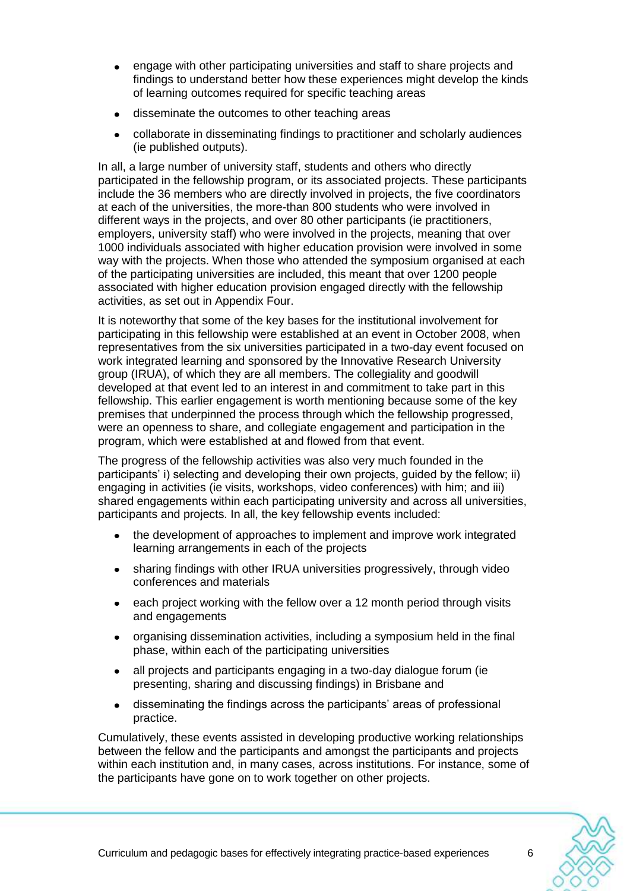- engage with other participating universities and staff to share projects and findings to understand better how these experiences might develop the kinds of learning outcomes required for specific teaching areas
- disseminate the outcomes to other teaching areas
- collaborate in disseminating findings to practitioner and scholarly audiences (ie published outputs).

In all, a large number of university staff, students and others who directly participated in the fellowship program, or its associated projects. These participants include the 36 members who are directly involved in projects, the five coordinators at each of the universities, the more-than 800 students who were involved in different ways in the projects, and over 80 other participants (ie practitioners, employers, university staff) who were involved in the projects, meaning that over 1000 individuals associated with higher education provision were involved in some way with the projects. When those who attended the symposium organised at each of the participating universities are included, this meant that over 1200 people associated with higher education provision engaged directly with the fellowship activities, as set out in Appendix Four.

It is noteworthy that some of the key bases for the institutional involvement for participating in this fellowship were established at an event in October 2008, when representatives from the six universities participated in a two-day event focused on work integrated learning and sponsored by the Innovative Research University group (IRUA), of which they are all members. The collegiality and goodwill developed at that event led to an interest in and commitment to take part in this fellowship. This earlier engagement is worth mentioning because some of the key premises that underpinned the process through which the fellowship progressed, were an openness to share, and collegiate engagement and participation in the program, which were established at and flowed from that event.

The progress of the fellowship activities was also very much founded in the participants' i) selecting and developing their own projects, guided by the fellow; ii) engaging in activities (ie visits, workshops, video conferences) with him; and iii) shared engagements within each participating university and across all universities, participants and projects. In all, the key fellowship events included:

- the development of approaches to implement and improve work integrated learning arrangements in each of the projects
- sharing findings with other IRUA universities progressively, through video conferences and materials
- each project working with the fellow over a 12 month period through visits and engagements
- organising dissemination activities, including a symposium held in the final phase, within each of the participating universities
- all projects and participants engaging in a two-day dialogue forum (ie presenting, sharing and discussing findings) in Brisbane and
- disseminating the findings across the participants' areas of professional practice.

Cumulatively, these events assisted in developing productive working relationships between the fellow and the participants and amongst the participants and projects within each institution and, in many cases, across institutions. For instance, some of the participants have gone on to work together on other projects.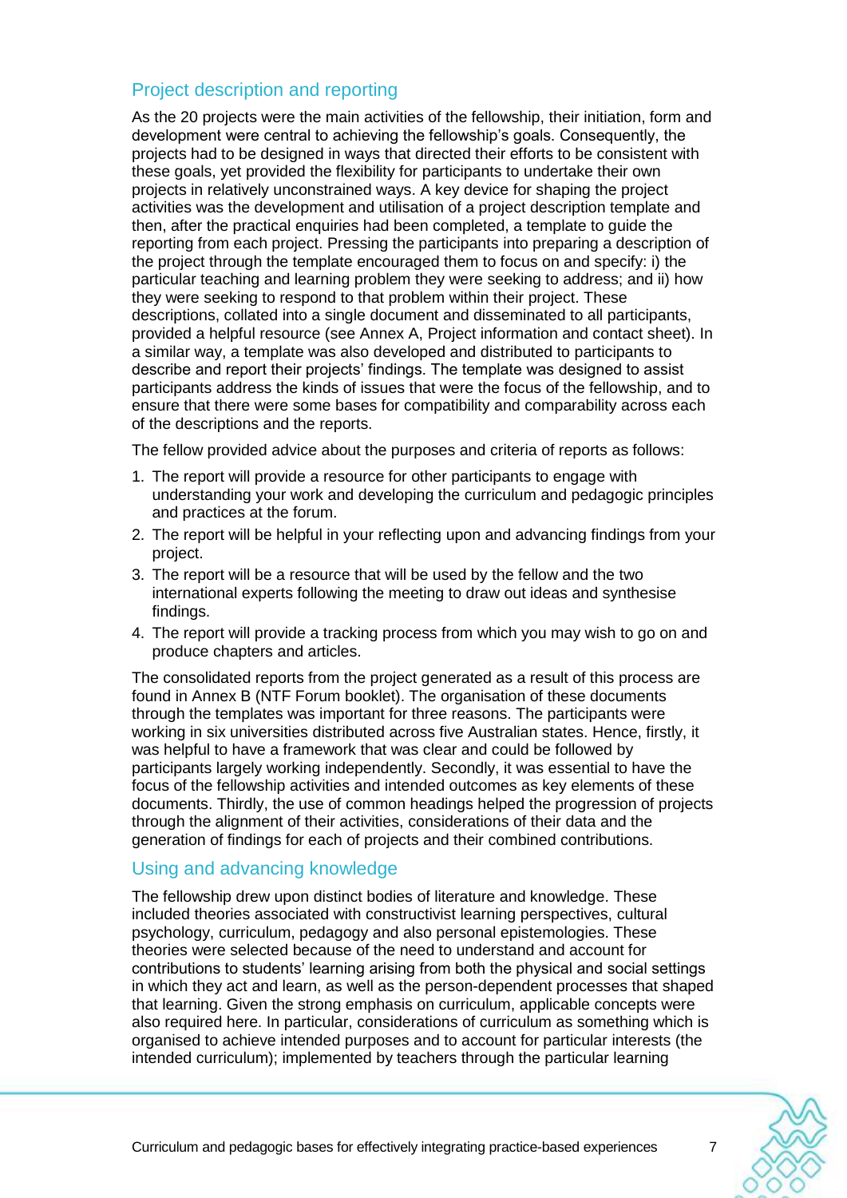## Project description and reporting

As the 20 projects were the main activities of the fellowship, their initiation, form and development were central to achieving the fellowship's goals. Consequently, the projects had to be designed in ways that directed their efforts to be consistent with these goals, yet provided the flexibility for participants to undertake their own projects in relatively unconstrained ways. A key device for shaping the project activities was the development and utilisation of a project description template and then, after the practical enquiries had been completed, a template to guide the reporting from each project. Pressing the participants into preparing a description of the project through the template encouraged them to focus on and specify: i) the particular teaching and learning problem they were seeking to address; and ii) how they were seeking to respond to that problem within their project. These descriptions, collated into a single document and disseminated to all participants, provided a helpful resource (see Annex A, Project information and contact sheet). In a similar way, a template was also developed and distributed to participants to describe and report their projects' findings. The template was designed to assist participants address the kinds of issues that were the focus of the fellowship, and to ensure that there were some bases for compatibility and comparability across each of the descriptions and the reports.

The fellow provided advice about the purposes and criteria of reports as follows:

1. The report will provide a resource for other participants to engage with understanding your work and developing the curriculum and pedagogic principles and practices at the forum.
2. The report will be helpful in your reflecting upon and advancing findings from your project.
3. The report will be a resource that will be used by the fellow and the two international experts following the meeting to draw out ideas and synthesise findings.
4. The report will provide a tracking process from which you may wish to go on and produce chapters and articles.

The consolidated reports from the project generated as a result of this process are found in Annex B (NTF Forum booklet). The organisation of these documents through the templates was important for three reasons. The participants were working in six universities distributed across five Australian states. Hence, firstly, it was helpful to have a framework that was clear and could be followed by participants largely working independently. Secondly, it was essential to have the focus of the fellowship activities and intended outcomes as key elements of these documents. Thirdly, the use of common headings helped the progression of projects through the alignment of their activities, considerations of their data and the generation of findings for each of projects and their combined contributions.

## Using and advancing knowledge

The fellowship drew upon distinct bodies of literature and knowledge. These included theories associated with constructivist learning perspectives, cultural psychology, curriculum, pedagogy and also personal epistemologies. These theories were selected because of the need to understand and account for contributions to students' learning arising from both the physical and social settings in which they act and learn, as well as the person-dependent processes that shaped that learning. Given the strong emphasis on curriculum, applicable concepts were also required here. In particular, considerations of curriculum as something which is organised to achieve intended purposes and to account for particular interests (the intended curriculum); implemented by teachers through the particular learning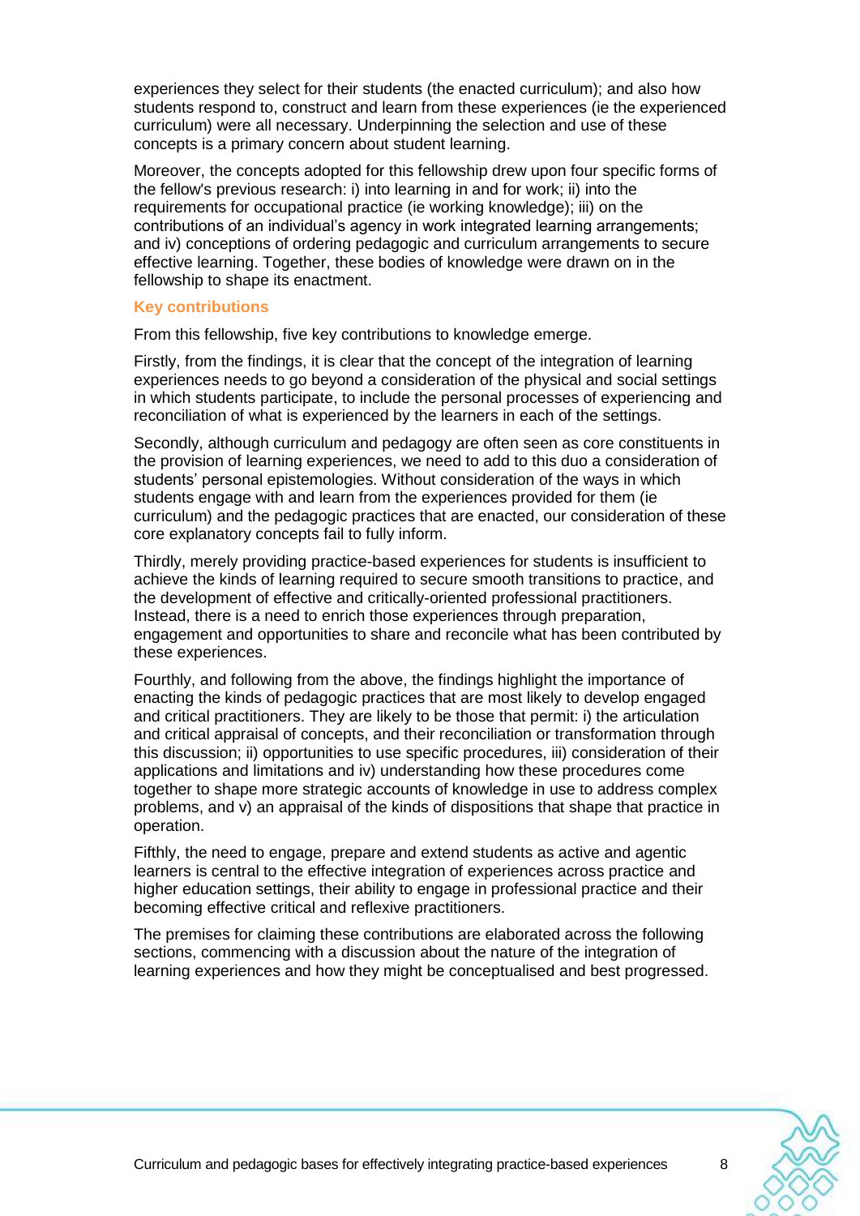experiences they select for their students (the enacted curriculum); and also how students respond to, construct and learn from these experiences (ie the experienced curriculum) were all necessary. Underpinning the selection and use of these concepts is a primary concern about student learning.

Moreover, the concepts adopted for this fellowship drew upon four specific forms of the fellow's previous research: i) into learning in and for work; ii) into the requirements for occupational practice (ie working knowledge); iii) on the contributions of an individual's agency in work integrated learning arrangements; and iv) conceptions of ordering pedagogic and curriculum arrangements to secure effective learning. Together, these bodies of knowledge were drawn on in the fellowship to shape its enactment.

### Key contributions

From this fellowship, five key contributions to knowledge emerge.

Firstly, from the findings, it is clear that the concept of the integration of learning experiences needs to go beyond a consideration of the physical and social settings in which students participate, to include the personal processes of experiencing and reconciliation of what is experienced by the learners in each of the settings.

Secondly, although curriculum and pedagogy are often seen as core constituents in the provision of learning experiences, we need to add to this duo a consideration of students' personal epistemologies. Without consideration of the ways in which students engage with and learn from the experiences provided for them (ie curriculum) and the pedagogic practices that are enacted, our consideration of these core explanatory concepts fail to fully inform.

Thirdly, merely providing practice-based experiences for students is insufficient to achieve the kinds of learning required to secure smooth transitions to practice, and the development of effective and critically-oriented professional practitioners. Instead, there is a need to enrich those experiences through preparation, engagement and opportunities to share and reconcile what has been contributed by these experiences.

Fourthly, and following from the above, the findings highlight the importance of enacting the kinds of pedagogic practices that are most likely to develop engaged and critical practitioners. They are likely to be those that permit: i) the articulation and critical appraisal of concepts, and their reconciliation or transformation through this discussion; ii) opportunities to use specific procedures, iii) consideration of their applications and limitations and iv) understanding how these procedures come together to shape more strategic accounts of knowledge in use to address complex problems, and v) an appraisal of the kinds of dispositions that shape that practice in operation.

Fifthly, the need to engage, prepare and extend students as active and agentic learners is central to the effective integration of experiences across practice and higher education settings, their ability to engage in professional practice and their becoming effective critical and reflexive practitioners.

The premises for claiming these contributions are elaborated across the following sections, commencing with a discussion about the nature of the integration of learning experiences and how they might be conceptualised and best progressed.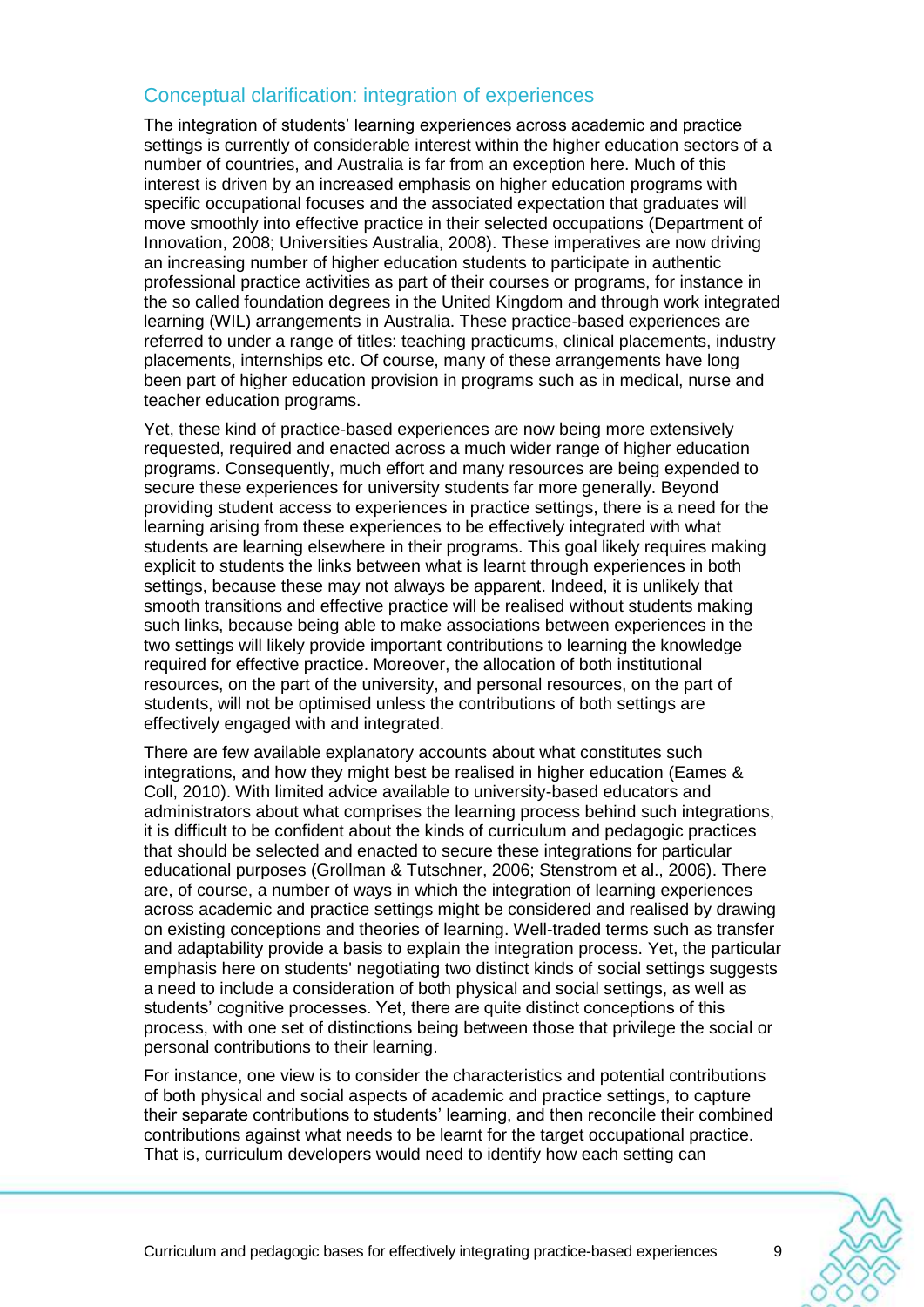## Conceptual clarification: integration of experiences

The integration of students' learning experiences across academic and practice settings is currently of considerable interest within the higher education sectors of a number of countries, and Australia is far from an exception here. Much of this interest is driven by an increased emphasis on higher education programs with specific occupational focuses and the associated expectation that graduates will move smoothly into effective practice in their selected occupations (Department of Innovation, 2008; Universities Australia, 2008). These imperatives are now driving an increasing number of higher education students to participate in authentic professional practice activities as part of their courses or programs, for instance in the so called foundation degrees in the United Kingdom and through work integrated learning (WIL) arrangements in Australia. These practice-based experiences are referred to under a range of titles: teaching practicums, clinical placements, industry placements, internships etc. Of course, many of these arrangements have long been part of higher education provision in programs such as in medical, nurse and teacher education programs.

Yet, these kind of practice-based experiences are now being more extensively requested, required and enacted across a much wider range of higher education programs. Consequently, much effort and many resources are being expended to secure these experiences for university students far more generally. Beyond providing student access to experiences in practice settings, there is a need for the learning arising from these experiences to be effectively integrated with what students are learning elsewhere in their programs. This goal likely requires making explicit to students the links between what is learnt through experiences in both settings, because these may not always be apparent. Indeed, it is unlikely that smooth transitions and effective practice will be realised without students making such links, because being able to make associations between experiences in the two settings will likely provide important contributions to learning the knowledge required for effective practice. Moreover, the allocation of both institutional resources, on the part of the university, and personal resources, on the part of students, will not be optimised unless the contributions of both settings are effectively engaged with and integrated.

There are few available explanatory accounts about what constitutes such integrations, and how they might best be realised in higher education (Eames & Coll, 2010). With limited advice available to university-based educators and administrators about what comprises the learning process behind such integrations, it is difficult to be confident about the kinds of curriculum and pedagogic practices that should be selected and enacted to secure these integrations for particular educational purposes (Grollman & Tutschner, 2006; Stenstrom et al., 2006). There are, of course, a number of ways in which the integration of learning experiences across academic and practice settings might be considered and realised by drawing on existing conceptions and theories of learning. Well-traded terms such as transfer and adaptability provide a basis to explain the integration process. Yet, the particular emphasis here on students' negotiating two distinct kinds of social settings suggests a need to include a consideration of both physical and social settings, as well as students' cognitive processes. Yet, there are quite distinct conceptions of this process, with one set of distinctions being between those that privilege the social or personal contributions to their learning.

For instance, one view is to consider the characteristics and potential contributions of both physical and social aspects of academic and practice settings, to capture their separate contributions to students' learning, and then reconcile their combined contributions against what needs to be learnt for the target occupational practice. That is, curriculum developers would need to identify how each setting can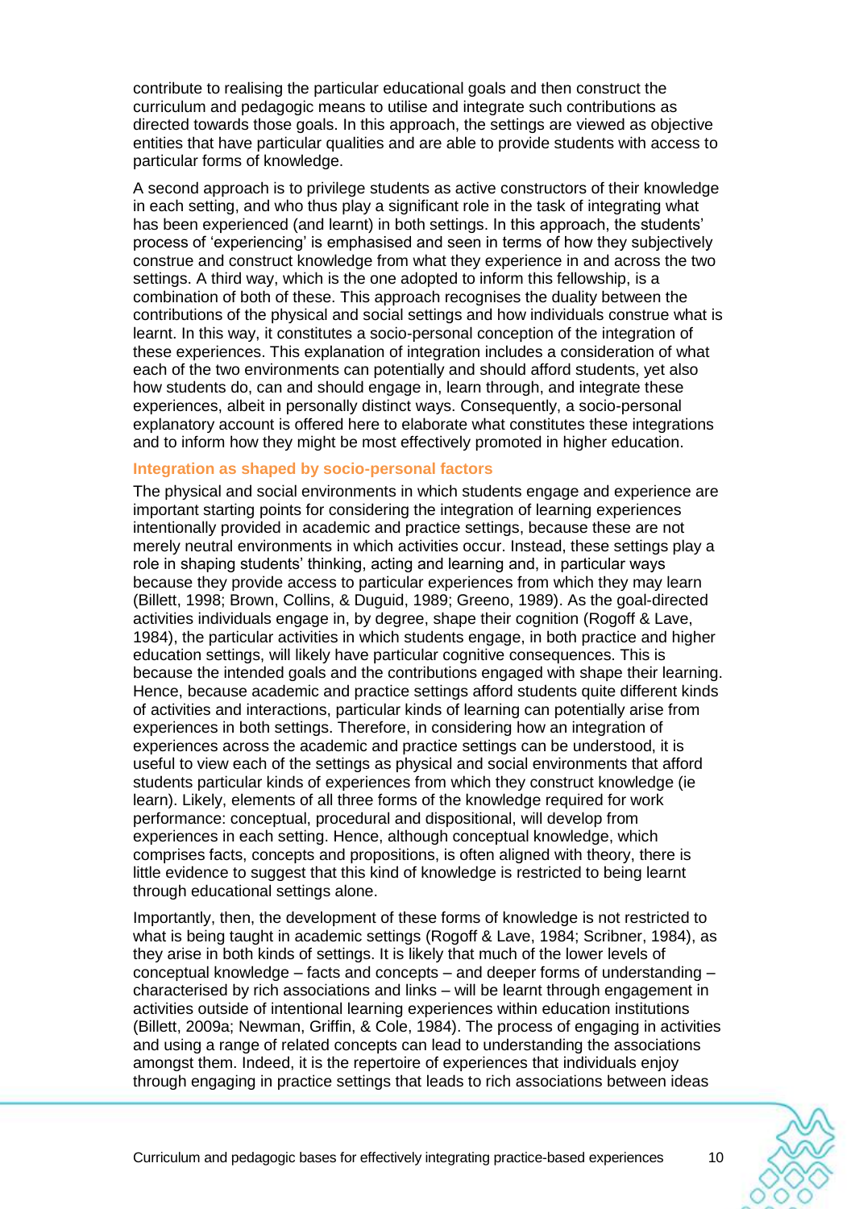contribute to realising the particular educational goals and then construct the curriculum and pedagogic means to utilise and integrate such contributions as directed towards those goals. In this approach, the settings are viewed as objective entities that have particular qualities and are able to provide students with access to particular forms of knowledge.

A second approach is to privilege students as active constructors of their knowledge in each setting, and who thus play a significant role in the task of integrating what has been experienced (and learnt) in both settings. In this approach, the students' process of 'experiencing' is emphasised and seen in terms of how they subjectively construe and construct knowledge from what they experience in and across the two settings. A third way, which is the one adopted to inform this fellowship, is a combination of both of these. This approach recognises the duality between the contributions of the physical and social settings and how individuals construe what is learnt. In this way, it constitutes a socio-personal conception of the integration of these experiences. This explanation of integration includes a consideration of what each of the two environments can potentially and should afford students, yet also how students do, can and should engage in, learn through, and integrate these experiences, albeit in personally distinct ways. Consequently, a socio-personal explanatory account is offered here to elaborate what constitutes these integrations and to inform how they might be most effectively promoted in higher education.

### Integration as shaped by socio-personal factors

The physical and social environments in which students engage and experience are important starting points for considering the integration of learning experiences intentionally provided in academic and practice settings, because these are not merely neutral environments in which activities occur. Instead, these settings play a role in shaping students' thinking, acting and learning and, in particular ways because they provide access to particular experiences from which they may learn (Billett, 1998; Brown, Collins, & Duguid, 1989; Greeno, 1989). As the goal-directed activities individuals engage in, by degree, shape their cognition (Rogoff & Lave, 1984), the particular activities in which students engage, in both practice and higher education settings, will likely have particular cognitive consequences. This is because the intended goals and the contributions engaged with shape their learning. Hence, because academic and practice settings afford students quite different kinds of activities and interactions, particular kinds of learning can potentially arise from experiences in both settings. Therefore, in considering how an integration of experiences across the academic and practice settings can be understood, it is useful to view each of the settings as physical and social environments that afford students particular kinds of experiences from which they construct knowledge (ie learn). Likely, elements of all three forms of the knowledge required for work performance: conceptual, procedural and dispositional, will develop from experiences in each setting. Hence, although conceptual knowledge, which comprises facts, concepts and propositions, is often aligned with theory, there is little evidence to suggest that this kind of knowledge is restricted to being learnt through educational settings alone.

Importantly, then, the development of these forms of knowledge is not restricted to what is being taught in academic settings (Rogoff & Lave, 1984; Scribner, 1984), as they arise in both kinds of settings. It is likely that much of the lower levels of conceptual knowledge – facts and concepts – and deeper forms of understanding – characterised by rich associations and links – will be learnt through engagement in activities outside of intentional learning experiences within education institutions (Billett, 2009a; Newman, Griffin, & Cole, 1984). The process of engaging in activities and using a range of related concepts can lead to understanding the associations amongst them. Indeed, it is the repertoire of experiences that individuals enjoy through engaging in practice settings that leads to rich associations between ideas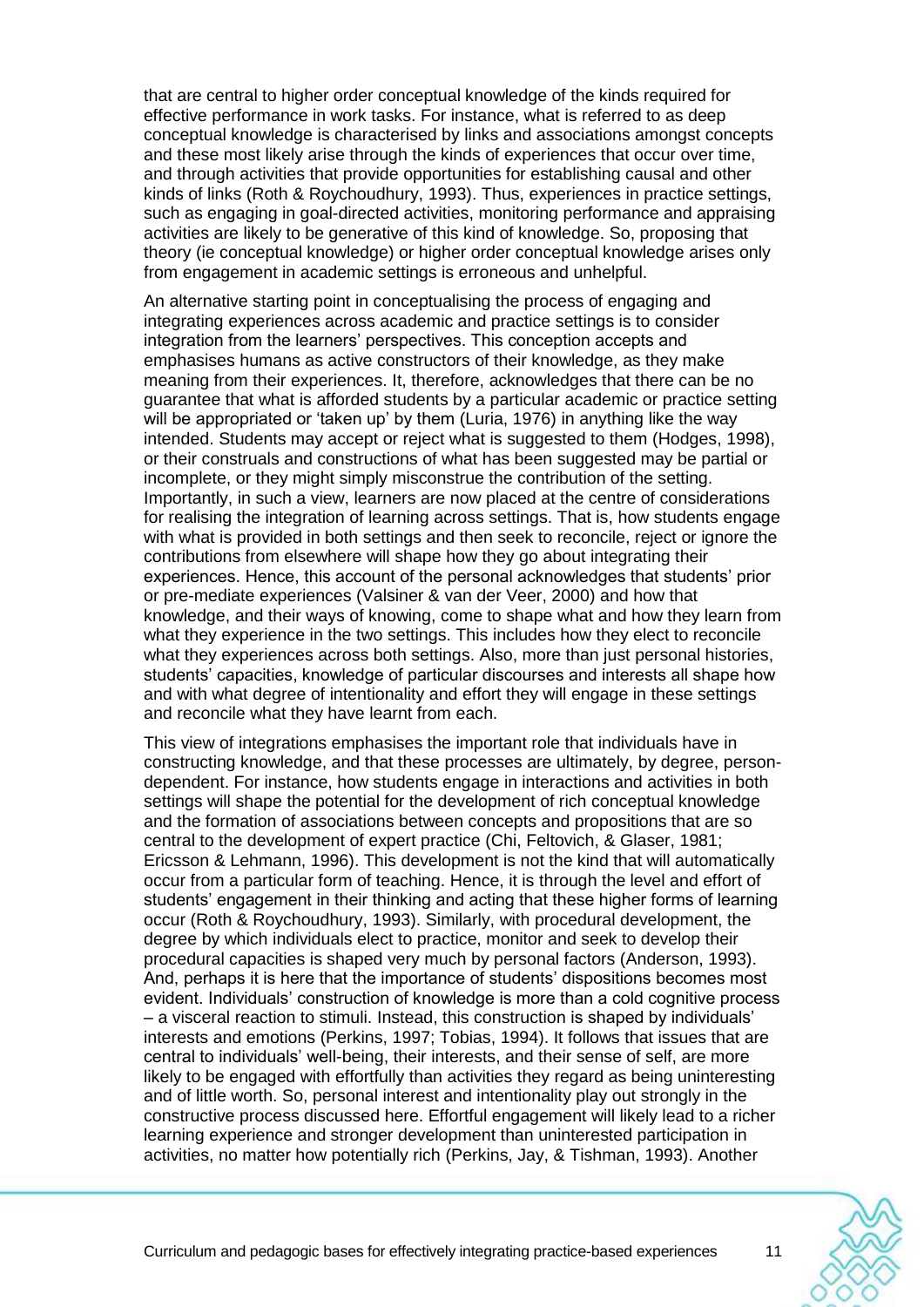that are central to higher order conceptual knowledge of the kinds required for effective performance in work tasks. For instance, what is referred to as deep conceptual knowledge is characterised by links and associations amongst concepts and these most likely arise through the kinds of experiences that occur over time, and through activities that provide opportunities for establishing causal and other kinds of links (Roth & Roychoudhury, 1993). Thus, experiences in practice settings, such as engaging in goal-directed activities, monitoring performance and appraising activities are likely to be generative of this kind of knowledge. So, proposing that theory (ie conceptual knowledge) or higher order conceptual knowledge arises only from engagement in academic settings is erroneous and unhelpful.

An alternative starting point in conceptualising the process of engaging and integrating experiences across academic and practice settings is to consider integration from the learners' perspectives. This conception accepts and emphasises humans as active constructors of their knowledge, as they make meaning from their experiences. It, therefore, acknowledges that there can be no guarantee that what is afforded students by a particular academic or practice setting will be appropriated or 'taken up' by them (Luria, 1976) in anything like the way intended. Students may accept or reject what is suggested to them (Hodges, 1998), or their construals and constructions of what has been suggested may be partial or incomplete, or they might simply misconstrue the contribution of the setting. Importantly, in such a view, learners are now placed at the centre of considerations for realising the integration of learning across settings. That is, how students engage with what is provided in both settings and then seek to reconcile, reject or ignore the contributions from elsewhere will shape how they go about integrating their experiences. Hence, this account of the personal acknowledges that students' prior or pre-mediate experiences (Valsiner & van der Veer, 2000) and how that knowledge, and their ways of knowing, come to shape what and how they learn from what they experience in the two settings. This includes how they elect to reconcile what they experiences across both settings. Also, more than just personal histories, students' capacities, knowledge of particular discourses and interests all shape how and with what degree of intentionality and effort they will engage in these settings and reconcile what they have learnt from each.

This view of integrations emphasises the important role that individuals have in constructing knowledge, and that these processes are ultimately, by degree, person-dependent. For instance, how students engage in interactions and activities in both settings will shape the potential for the development of rich conceptual knowledge and the formation of associations between concepts and propositions that are so central to the development of expert practice (Chi, Feltovich, & Glaser, 1981; Ericsson & Lehmann, 1996). This development is not the kind that will automatically occur from a particular form of teaching. Hence, it is through the level and effort of students' engagement in their thinking and acting that these higher forms of learning occur (Roth & Roychoudhury, 1993). Similarly, with procedural development, the degree by which individuals elect to practice, monitor and seek to develop their procedural capacities is shaped very much by personal factors (Anderson, 1993). And, perhaps it is here that the importance of students' dispositions becomes most evident. Individuals' construction of knowledge is more than a cold cognitive process – a visceral reaction to stimuli. Instead, this construction is shaped by individuals' interests and emotions (Perkins, 1997; Tobias, 1994). It follows that issues that are central to individuals' well-being, their interests, and their sense of self, are more likely to be engaged with effortfully than activities they regard as being uninteresting and of little worth. So, personal interest and intentionality play out strongly in the constructive process discussed here. Effortful engagement will likely lead to a richer learning experience and stronger development than uninterested participation in activities, no matter how potentially rich (Perkins, Jay, & Tishman, 1993). Another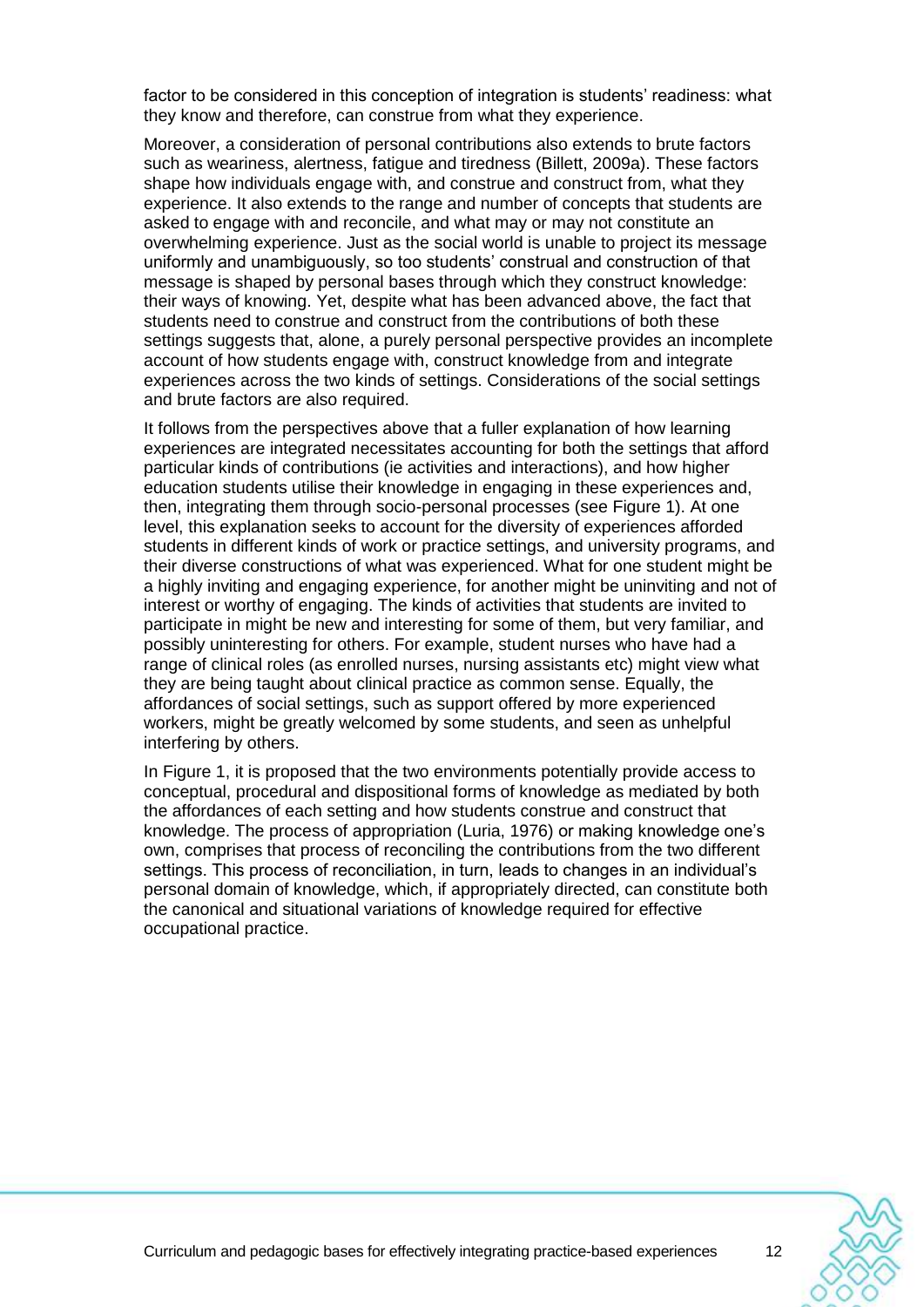factor to be considered in this conception of integration is students' readiness: what they know and therefore, can construe from what they experience.

Moreover, a consideration of personal contributions also extends to brute factors such as weariness, alertness, fatigue and tiredness (Billett, 2009a). These factors shape how individuals engage with, and construe and construct from, what they experience. It also extends to the range and number of concepts that students are asked to engage with and reconcile, and what may or may not constitute an overwhelming experience. Just as the social world is unable to project its message uniformly and unambiguously, so too students' construal and construction of that message is shaped by personal bases through which they construct knowledge: their ways of knowing. Yet, despite what has been advanced above, the fact that students need to construe and construct from the contributions of both these settings suggests that, alone, a purely personal perspective provides an incomplete account of how students engage with, construct knowledge from and integrate experiences across the two kinds of settings. Considerations of the social settings and brute factors are also required.

It follows from the perspectives above that a fuller explanation of how learning experiences are integrated necessitates accounting for both the settings that afford particular kinds of contributions (ie activities and interactions), and how higher education students utilise their knowledge in engaging in these experiences and, then, integrating them through socio-personal processes (see Figure 1). At one level, this explanation seeks to account for the diversity of experiences afforded students in different kinds of work or practice settings, and university programs, and their diverse constructions of what was experienced. What for one student might be a highly inviting and engaging experience, for another might be uninviting and not of interest or worthy of engaging. The kinds of activities that students are invited to participate in might be new and interesting for some of them, but very familiar, and possibly uninteresting for others. For example, student nurses who have had a range of clinical roles (as enrolled nurses, nursing assistants etc) might view what they are being taught about clinical practice as common sense. Equally, the affordances of social settings, such as support offered by more experienced workers, might be greatly welcomed by some students, and seen as unhelpful interfering by others.

In Figure 1, it is proposed that the two environments potentially provide access to conceptual, procedural and dispositional forms of knowledge as mediated by both the affordances of each setting and how students construe and construct that knowledge. The process of appropriation (Luria, 1976) or making knowledge one's own, comprises that process of reconciling the contributions from the two different settings. This process of reconciliation, in turn, leads to changes in an individual's personal domain of knowledge, which, if appropriately directed, can constitute both the canonical and situational variations of knowledge required for effective occupational practice.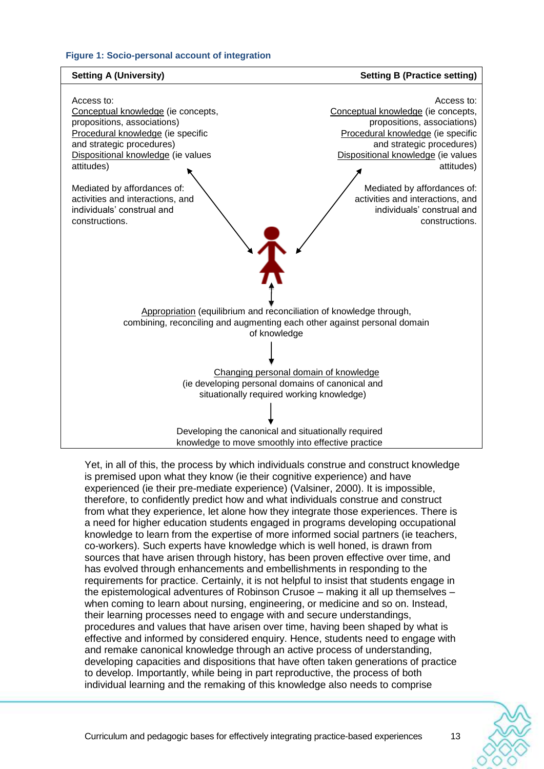**Figure 1: Socio-personal account of integration**

**Setting A (University)**

Access to:
Conceptual knowledge (ie concepts, propositions, associations)
Procedural knowledge (ie specific and strategic procedures)
Dispositional knowledge (ie values attitudes)

Mediated by affordances of: activities and interactions, and individuals' construal and constructions.

**Setting B (Practice setting)**

Access to:
Conceptual knowledge (ie concepts, propositions, associations)
Procedural knowledge (ie specific and strategic procedures)
Dispositional knowledge (ie values attitudes)

Mediated by affordances of: activities and interactions, and individuals' construal and constructions.

Appropriation (equilibrium and reconciliation of knowledge through, combining, reconciling and augmenting each other against personal domain of knowledge

Changing personal domain of knowledge
(ie developing personal domains of canonical and situationally required working knowledge)

Developing the canonical and situationally required knowledge to move smoothly into effective practice

Yet, in all of this, the process by which individuals construe and construct knowledge is premised upon what they know (ie their cognitive experience) and have experienced (ie their pre-mediate experience) (Valsiner, 2000). It is impossible, therefore, to confidently predict how and what individuals construe and construct from what they experience, let alone how they integrate those experiences. There is a need for higher education students engaged in programs developing occupational knowledge to learn from the expertise of more informed social partners (ie teachers, co-workers). Such experts have knowledge which is well honed, is drawn from sources that have arisen through history, has been proven effective over time, and has evolved through enhancements and embellishments in responding to the requirements for practice. Certainly, it is not helpful to insist that students engage in the epistemological adventures of Robinson Crusoe – making it all up themselves – when coming to learn about nursing, engineering, or medicine and so on. Instead, their learning processes need to engage with and secure understandings, procedures and values that have arisen over time, having been shaped by what is effective and informed by considered enquiry. Hence, students need to engage with and remake canonical knowledge through an active process of understanding, developing capacities and dispositions that have often taken generations of practice to develop. Importantly, while being in part reproductive, the process of both individual learning and the remaking of this knowledge also needs to comprise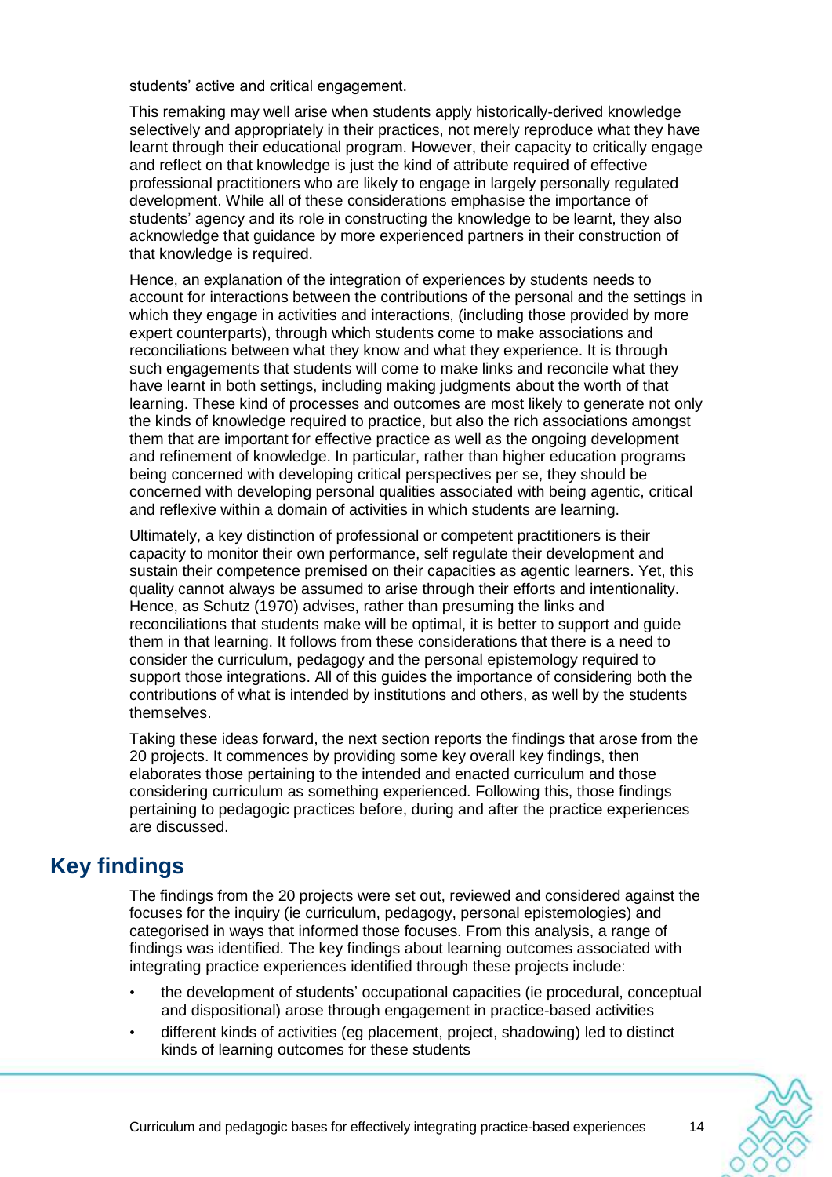students' active and critical engagement.

This remaking may well arise when students apply historically-derived knowledge selectively and appropriately in their practices, not merely reproduce what they have learnt through their educational program. However, their capacity to critically engage and reflect on that knowledge is just the kind of attribute required of effective professional practitioners who are likely to engage in largely personally regulated development. While all of these considerations emphasise the importance of students' agency and its role in constructing the knowledge to be learnt, they also acknowledge that guidance by more experienced partners in their construction of that knowledge is required.

Hence, an explanation of the integration of experiences by students needs to account for interactions between the contributions of the personal and the settings in which they engage in activities and interactions, (including those provided by more expert counterparts), through which students come to make associations and reconciliations between what they know and what they experience. It is through such engagements that students will come to make links and reconcile what they have learnt in both settings, including making judgments about the worth of that learning. These kind of processes and outcomes are most likely to generate not only the kinds of knowledge required to practice, but also the rich associations amongst them that are important for effective practice as well as the ongoing development and refinement of knowledge. In particular, rather than higher education programs being concerned with developing critical perspectives per se, they should be concerned with developing personal qualities associated with being agentic, critical and reflexive within a domain of activities in which students are learning.

Ultimately, a key distinction of professional or competent practitioners is their capacity to monitor their own performance, self regulate their development and sustain their competence premised on their capacities as agentic learners. Yet, this quality cannot always be assumed to arise through their efforts and intentionality. Hence, as Schutz (1970) advises, rather than presuming the links and reconciliations that students make will be optimal, it is better to support and guide them in that learning. It follows from these considerations that there is a need to consider the curriculum, pedagogy and the personal epistemology required to support those integrations. All of this guides the importance of considering both the contributions of what is intended by institutions and others, as well by the students themselves.

Taking these ideas forward, the next section reports the findings that arose from the 20 projects. It commences by providing some key overall key findings, then elaborates those pertaining to the intended and enacted curriculum and those considering curriculum as something experienced. Following this, those findings pertaining to pedagogic practices before, during and after the practice experiences are discussed.

## Key findings

The findings from the 20 projects were set out, reviewed and considered against the focuses for the inquiry (ie curriculum, pedagogy, personal epistemologies) and categorised in ways that informed those focuses. From this analysis, a range of findings was identified. The key findings about learning outcomes associated with integrating practice experiences identified through these projects include:

- the development of students' occupational capacities (ie procedural, conceptual and dispositional) arose through engagement in practice-based activities
- different kinds of activities (eg placement, project, shadowing) led to distinct kinds of learning outcomes for these students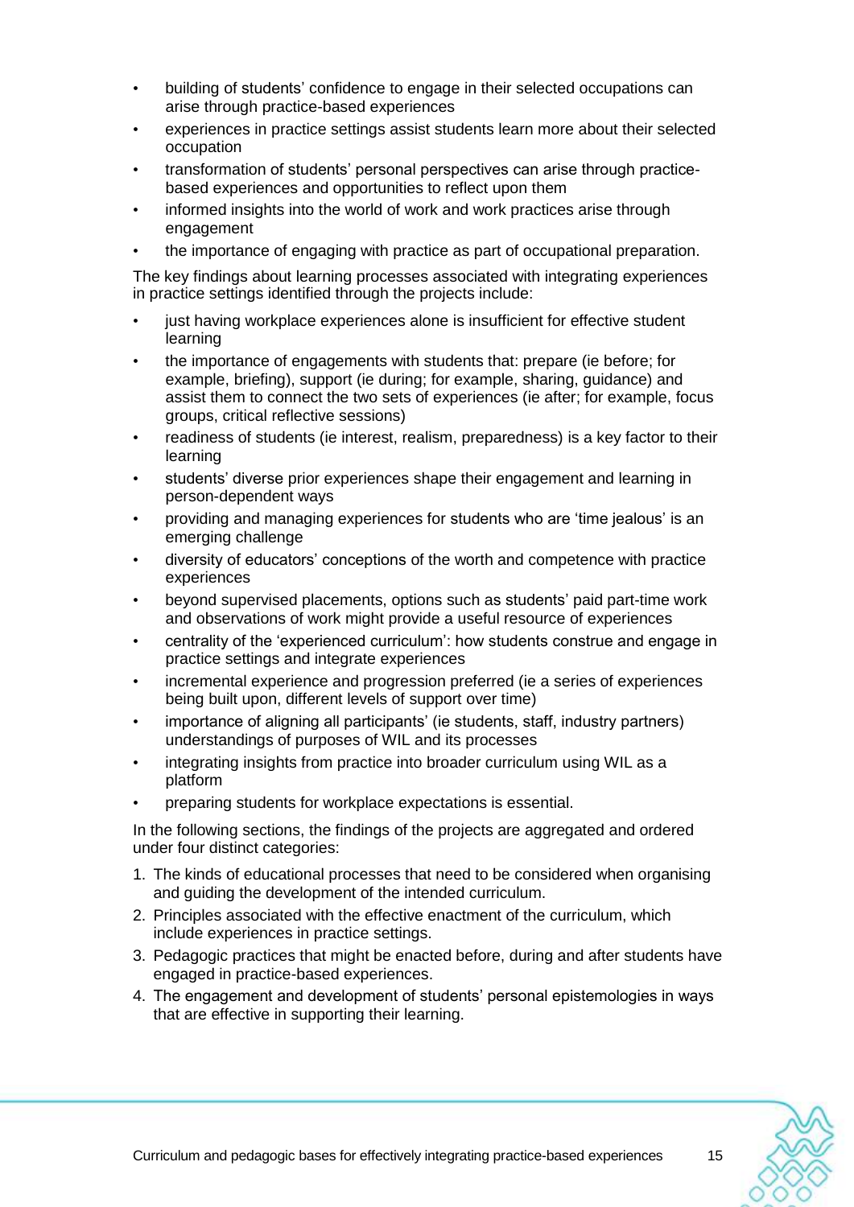- building of students' confidence to engage in their selected occupations can arise through practice-based experiences
- experiences in practice settings assist students learn more about their selected occupation
- transformation of students' personal perspectives can arise through practice-based experiences and opportunities to reflect upon them
- informed insights into the world of work and work practices arise through engagement
- the importance of engaging with practice as part of occupational preparation.

The key findings about learning processes associated with integrating experiences in practice settings identified through the projects include:

- just having workplace experiences alone is insufficient for effective student learning
- the importance of engagements with students that: prepare (ie before; for example, briefing), support (ie during; for example, sharing, guidance) and assist them to connect the two sets of experiences (ie after; for example, focus groups, critical reflective sessions)
- readiness of students (ie interest, realism, preparedness) is a key factor to their learning
- students' diverse prior experiences shape their engagement and learning in person-dependent ways
- providing and managing experiences for students who are 'time jealous' is an emerging challenge
- diversity of educators' conceptions of the worth and competence with practice experiences
- beyond supervised placements, options such as students' paid part-time work and observations of work might provide a useful resource of experiences
- centrality of the 'experienced curriculum': how students construe and engage in practice settings and integrate experiences
- incremental experience and progression preferred (ie a series of experiences being built upon, different levels of support over time)
- importance of aligning all participants' (ie students, staff, industry partners) understandings of purposes of WIL and its processes
- integrating insights from practice into broader curriculum using WIL as a platform
- preparing students for workplace expectations is essential.

In the following sections, the findings of the projects are aggregated and ordered under four distinct categories:

1. The kinds of educational processes that need to be considered when organising and guiding the development of the intended curriculum.
2. Principles associated with the effective enactment of the curriculum, which include experiences in practice settings.
3. Pedagogic practices that might be enacted before, during and after students have engaged in practice-based experiences.
4. The engagement and development of students' personal epistemologies in ways that are effective in supporting their learning.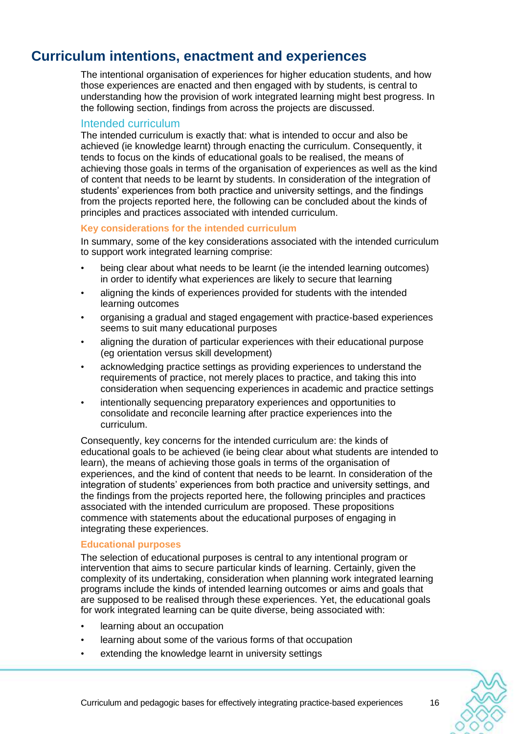## Curriculum intentions, enactment and experiences

The intentional organisation of experiences for higher education students, and how those experiences are enacted and then engaged with by students, is central to understanding how the provision of work integrated learning might best progress. In the following section, findings from across the projects are discussed.

### Intended curriculum

The intended curriculum is exactly that: what is intended to occur and also be achieved (ie knowledge learnt) through enacting the curriculum. Consequently, it tends to focus on the kinds of educational goals to be realised, the means of achieving those goals in terms of the organisation of experiences as well as the kind of content that needs to be learnt by students. In consideration of the integration of students' experiences from both practice and university settings, and the findings from the projects reported here, the following can be concluded about the kinds of principles and practices associated with intended curriculum.

#### Key considerations for the intended curriculum

In summary, some of the key considerations associated with the intended curriculum to support work integrated learning comprise:

- being clear about what needs to be learnt (ie the intended learning outcomes) in order to identify what experiences are likely to secure that learning
- aligning the kinds of experiences provided for students with the intended learning outcomes
- organising a gradual and staged engagement with practice-based experiences seems to suit many educational purposes
- aligning the duration of particular experiences with their educational purpose (eg orientation versus skill development)
- acknowledging practice settings as providing experiences to understand the requirements of practice, not merely places to practice, and taking this into consideration when sequencing experiences in academic and practice settings
- intentionally sequencing preparatory experiences and opportunities to consolidate and reconcile learning after practice experiences into the curriculum.

Consequently, key concerns for the intended curriculum are: the kinds of educational goals to be achieved (ie being clear about what students are intended to learn), the means of achieving those goals in terms of the organisation of experiences, and the kind of content that needs to be learnt. In consideration of the integration of students' experiences from both practice and university settings, and the findings from the projects reported here, the following principles and practices associated with the intended curriculum are proposed. These propositions commence with statements about the educational purposes of engaging in integrating these experiences.

#### Educational purposes

The selection of educational purposes is central to any intentional program or intervention that aims to secure particular kinds of learning. Certainly, given the complexity of its undertaking, consideration when planning work integrated learning programs include the kinds of intended learning outcomes or aims and goals that are supposed to be realised through these experiences. Yet, the educational goals for work integrated learning can be quite diverse, being associated with:

- learning about an occupation
- learning about some of the various forms of that occupation
- extending the knowledge learnt in university settings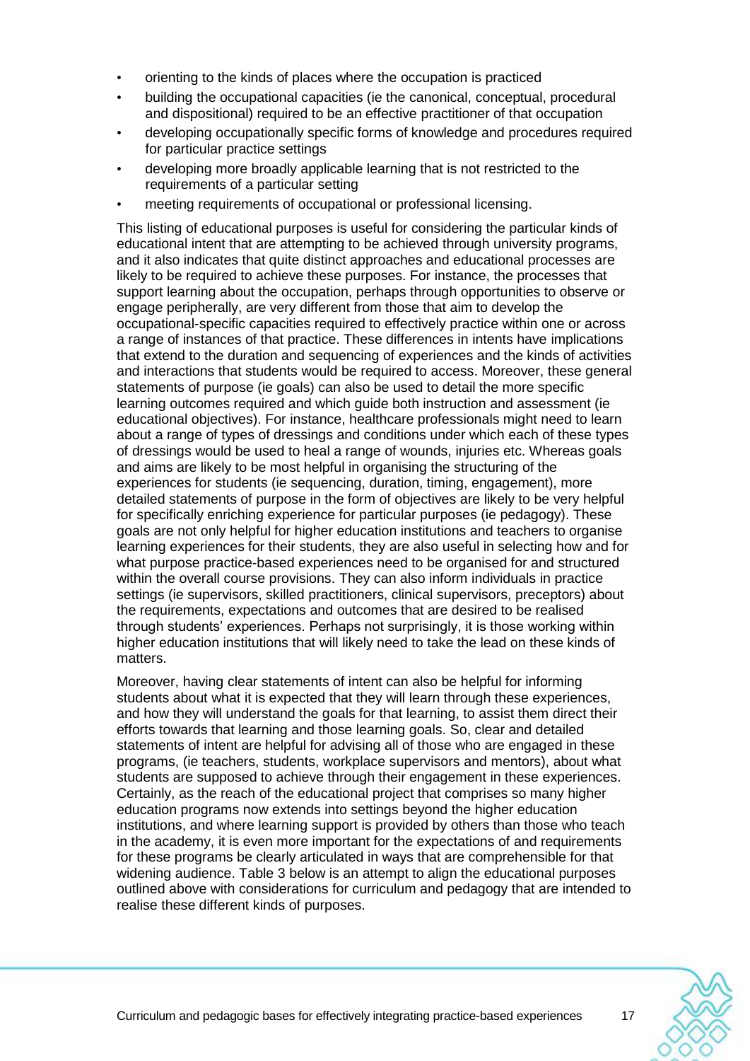- orienting to the kinds of places where the occupation is practiced
- building the occupational capacities (ie the canonical, conceptual, procedural and dispositional) required to be an effective practitioner of that occupation
- developing occupationally specific forms of knowledge and procedures required for particular practice settings
- developing more broadly applicable learning that is not restricted to the requirements of a particular setting
- meeting requirements of occupational or professional licensing.

This listing of educational purposes is useful for considering the particular kinds of educational intent that are attempting to be achieved through university programs, and it also indicates that quite distinct approaches and educational processes are likely to be required to achieve these purposes. For instance, the processes that support learning about the occupation, perhaps through opportunities to observe or engage peripherally, are very different from those that aim to develop the occupational-specific capacities required to effectively practice within one or across a range of instances of that practice. These differences in intents have implications that extend to the duration and sequencing of experiences and the kinds of activities and interactions that students would be required to access. Moreover, these general statements of purpose (ie goals) can also be used to detail the more specific learning outcomes required and which guide both instruction and assessment (ie educational objectives). For instance, healthcare professionals might need to learn about a range of types of dressings and conditions under which each of these types of dressings would be used to heal a range of wounds, injuries etc. Whereas goals and aims are likely to be most helpful in organising the structuring of the experiences for students (ie sequencing, duration, timing, engagement), more detailed statements of purpose in the form of objectives are likely to be very helpful for specifically enriching experience for particular purposes (ie pedagogy). These goals are not only helpful for higher education institutions and teachers to organise learning experiences for their students, they are also useful in selecting how and for what purpose practice-based experiences need to be organised for and structured within the overall course provisions. They can also inform individuals in practice settings (ie supervisors, skilled practitioners, clinical supervisors, preceptors) about the requirements, expectations and outcomes that are desired to be realised through students' experiences. Perhaps not surprisingly, it is those working within higher education institutions that will likely need to take the lead on these kinds of matters.

Moreover, having clear statements of intent can also be helpful for informing students about what it is expected that they will learn through these experiences, and how they will understand the goals for that learning, to assist them direct their efforts towards that learning and those learning goals. So, clear and detailed statements of intent are helpful for advising all of those who are engaged in these programs, (ie teachers, students, workplace supervisors and mentors), about what students are supposed to achieve through their engagement in these experiences. Certainly, as the reach of the educational project that comprises so many higher education programs now extends into settings beyond the higher education institutions, and where learning support is provided by others than those who teach in the academy, it is even more important for the expectations of and requirements for these programs be clearly articulated in ways that are comprehensible for that widening audience. Table 3 below is an attempt to align the educational purposes outlined above with considerations for curriculum and pedagogy that are intended to realise these different kinds of purposes.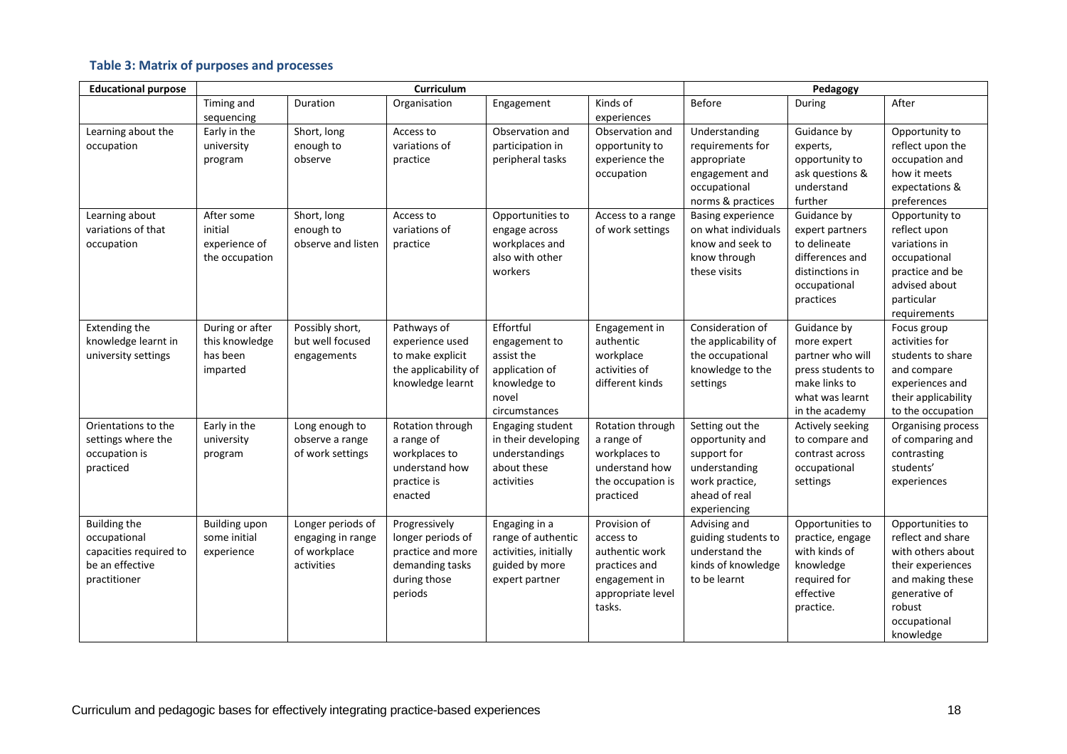### Table 3: Matrix of purposes and processes

| Educational purpose | Curriculum | | | | | Pedagogy | | |
|---|---|---|---|---|---|---|---|---|
| | Timing and sequencing | Duration | Organisation | Engagement | Kinds of experiences | Before | During | After |
| Learning about the occupation | Early in the university program | Short, long enough to observe | Access to variations of practice | Observation and participation in peripheral tasks | Observation and opportunity to experience the occupation | Understanding requirements for appropriate engagement and occupational norms & practices | Guidance by experts, opportunity to ask questions & understand further | Opportunity to reflect upon the occupation and how it meets expectations & preferences |
| Learning about variations of that occupation | After some initial experience of the occupation | Short, long enough to observe and listen | Access to variations of practice | Opportunities to engage across workplaces and also with other workers | Access to a range of work settings | Basing experience on what individuals know and seek to know through these visits | Guidance by expert partners to delineate differences and distinctions in occupational practices | Opportunity to reflect upon variations in occupational practice and be advised about particular requirements |
| Extending the knowledge learnt in university settings | During or after this knowledge has been imparted | Possibly short, but well focused engagements | Pathways of experience used to make explicit the applicability of knowledge learnt | Effortful engagement to assist the application of knowledge to novel circumstances | Engagement in authentic workplace activities of different kinds | Consideration of the applicability of the occupational knowledge to the settings | Guidance by more expert partner who will press students to make links to what was learnt in the academy | Focus group activities for students to share and compare experiences and their applicability to the occupation |
| Orientations to the settings where the occupation is practiced | Early in the university program | Long enough to observe a range of work settings | Rotation through a range of workplaces to understand how practice is enacted | Engaging student in their developing understandings about these activities | Rotation through a range of workplaces to understand how the occupation is practiced | Setting out the opportunity and support for understanding work practice, ahead of real experiencing | Actively seeking to compare and contrast across occupational settings | Organising process of comparing and contrasting students' experiences |
| Building the occupational capacities required to be an effective practitioner | Building upon some initial experience | Longer periods of engaging in range of workplace activities | Progressively longer periods of practice and more demanding tasks during those periods | Engaging in a range of authentic activities, initially guided by more expert partner | Provision of access to authentic work practices and engagement in appropriate level tasks. | Advising and guiding students to understand the kinds of knowledge to be learnt | Opportunities to practice, engage with kinds of knowledge required for effective practice. | Opportunities to reflect and share with others about their experiences and making these generative of robust occupational knowledge |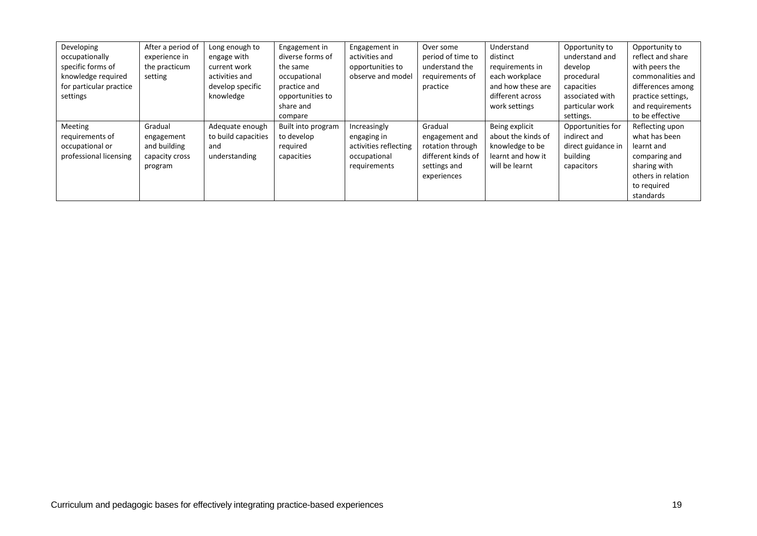| | | | | | | | | |
|---|---|---|---|---|---|---|---|---|
| Developing occupationally specific forms of knowledge required for particular practice settings | After a period of experience in the practicum setting | Long enough to engage with current work activities and develop specific knowledge | Engagement in diverse forms of the same occupational practice and opportunities to share and compare | Engagement in activities and opportunities to observe and model | Over some period of time to understand the requirements of practice | Understand distinct requirements in each workplace and how these are different across work settings | Opportunity to understand and develop procedural capacities associated with particular work settings. | Opportunity to reflect and share with peers the commonalities and differences among practice settings, and requirements to be effective |
| Meeting requirements of occupational or professional licensing | Gradual engagement and building capacity cross program | Adequate enough to build capacities and understanding | Built into program to develop required capacities | Increasingly engaging in activities reflecting occupational requirements | Gradual engagement and rotation through different kinds of settings and experiences | Being explicit about the kinds of knowledge to be learnt and how it will be learnt | Opportunities for indirect and direct guidance in building capacitors | Reflecting upon what has been learnt and comparing and sharing with others in relation to required standards |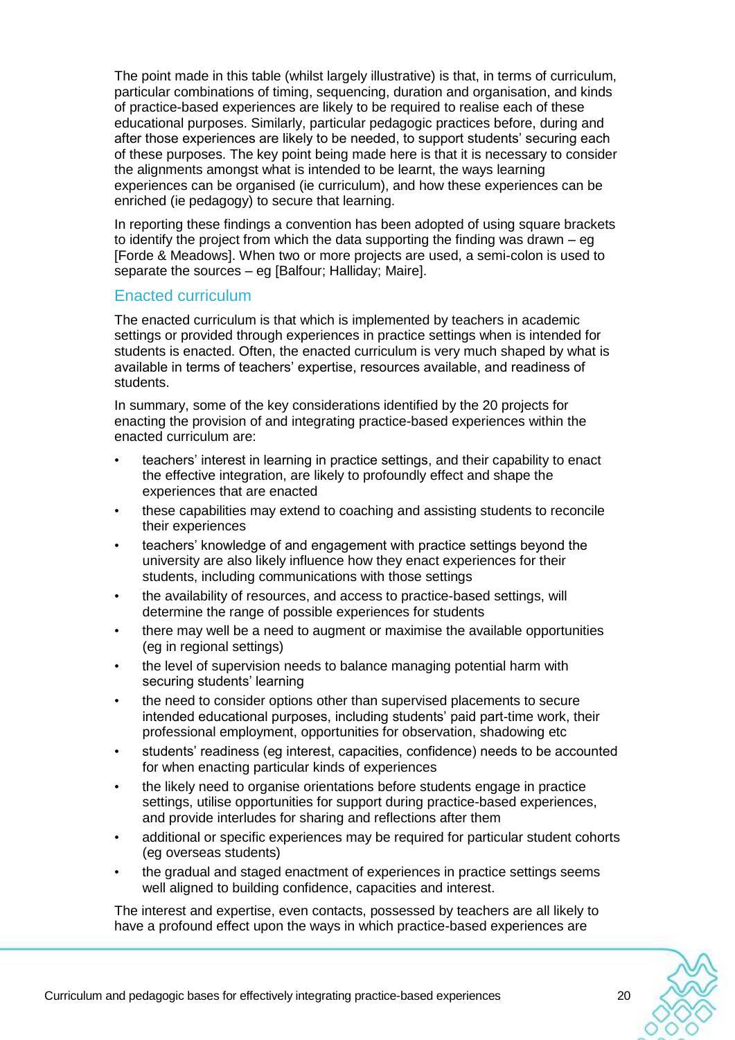The point made in this table (whilst largely illustrative) is that, in terms of curriculum, particular combinations of timing, sequencing, duration and organisation, and kinds of practice-based experiences are likely to be required to realise each of these educational purposes. Similarly, particular pedagogic practices before, during and after those experiences are likely to be needed, to support students' securing each of these purposes. The key point being made here is that it is necessary to consider the alignments amongst what is intended to be learnt, the ways learning experiences can be organised (ie curriculum), and how these experiences can be enriched (ie pedagogy) to secure that learning.

In reporting these findings a convention has been adopted of using square brackets to identify the project from which the data supporting the finding was drawn – eg [Forde & Meadows]. When two or more projects are used, a semi-colon is used to separate the sources – eg [Balfour; Halliday; Maire].

## Enacted curriculum

The enacted curriculum is that which is implemented by teachers in academic settings or provided through experiences in practice settings when is intended for students is enacted. Often, the enacted curriculum is very much shaped by what is available in terms of teachers' expertise, resources available, and readiness of students.

In summary, some of the key considerations identified by the 20 projects for enacting the provision of and integrating practice-based experiences within the enacted curriculum are:

- teachers' interest in learning in practice settings, and their capability to enact the effective integration, are likely to profoundly effect and shape the experiences that are enacted
- these capabilities may extend to coaching and assisting students to reconcile their experiences
- teachers' knowledge of and engagement with practice settings beyond the university are also likely influence how they enact experiences for their students, including communications with those settings
- the availability of resources, and access to practice-based settings, will determine the range of possible experiences for students
- there may well be a need to augment or maximise the available opportunities (eg in regional settings)
- the level of supervision needs to balance managing potential harm with securing students' learning
- the need to consider options other than supervised placements to secure intended educational purposes, including students' paid part-time work, their professional employment, opportunities for observation, shadowing etc
- students' readiness (eg interest, capacities, confidence) needs to be accounted for when enacting particular kinds of experiences
- the likely need to organise orientations before students engage in practice settings, utilise opportunities for support during practice-based experiences, and provide interludes for sharing and reflections after them
- additional or specific experiences may be required for particular student cohorts (eg overseas students)
- the gradual and staged enactment of experiences in practice settings seems well aligned to building confidence, capacities and interest.

The interest and expertise, even contacts, possessed by teachers are all likely to have a profound effect upon the ways in which practice-based experiences are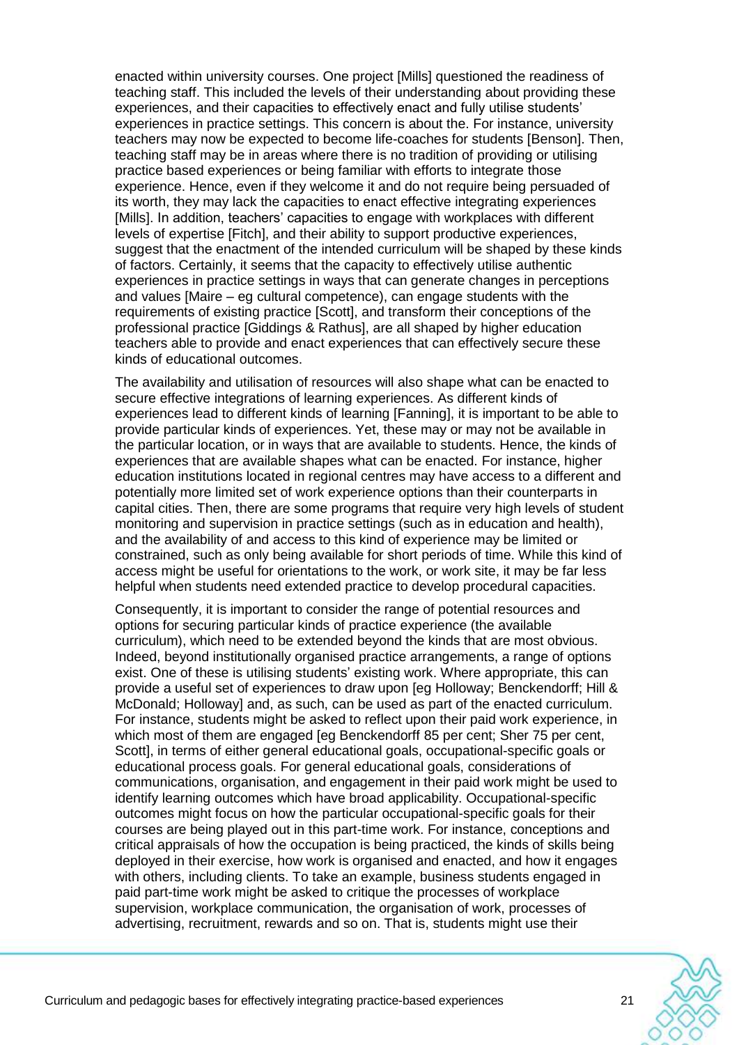enacted within university courses. One project [Mills] questioned the readiness of teaching staff. This included the levels of their understanding about providing these experiences, and their capacities to effectively enact and fully utilise students' experiences in practice settings. This concern is about the. For instance, university teachers may now be expected to become life-coaches for students [Benson]. Then, teaching staff may be in areas where there is no tradition of providing or utilising practice based experiences or being familiar with efforts to integrate those experience. Hence, even if they welcome it and do not require being persuaded of its worth, they may lack the capacities to enact effective integrating experiences [Mills]. In addition, teachers' capacities to engage with workplaces with different levels of expertise [Fitch], and their ability to support productive experiences, suggest that the enactment of the intended curriculum will be shaped by these kinds of factors. Certainly, it seems that the capacity to effectively utilise authentic experiences in practice settings in ways that can generate changes in perceptions and values [Maire – eg cultural competence), can engage students with the requirements of existing practice [Scott], and transform their conceptions of the professional practice [Giddings & Rathus], are all shaped by higher education teachers able to provide and enact experiences that can effectively secure these kinds of educational outcomes.

The availability and utilisation of resources will also shape what can be enacted to secure effective integrations of learning experiences. As different kinds of experiences lead to different kinds of learning [Fanning], it is important to be able to provide particular kinds of experiences. Yet, these may or may not be available in the particular location, or in ways that are available to students. Hence, the kinds of experiences that are available shapes what can be enacted. For instance, higher education institutions located in regional centres may have access to a different and potentially more limited set of work experience options than their counterparts in capital cities. Then, there are some programs that require very high levels of student monitoring and supervision in practice settings (such as in education and health), and the availability of and access to this kind of experience may be limited or constrained, such as only being available for short periods of time. While this kind of access might be useful for orientations to the work, or work site, it may be far less helpful when students need extended practice to develop procedural capacities.

Consequently, it is important to consider the range of potential resources and options for securing particular kinds of practice experience (the available curriculum), which need to be extended beyond the kinds that are most obvious. Indeed, beyond institutionally organised practice arrangements, a range of options exist. One of these is utilising students' existing work. Where appropriate, this can provide a useful set of experiences to draw upon [eg Holloway; Benckendorff; Hill & McDonald; Holloway] and, as such, can be used as part of the enacted curriculum. For instance, students might be asked to reflect upon their paid work experience, in which most of them are engaged [eg Benckendorff 85 per cent; Sher 75 per cent, Scott], in terms of either general educational goals, occupational-specific goals or educational process goals. For general educational goals, considerations of communications, organisation, and engagement in their paid work might be used to identify learning outcomes which have broad applicability. Occupational-specific outcomes might focus on how the particular occupational-specific goals for their courses are being played out in this part-time work. For instance, conceptions and critical appraisals of how the occupation is being practiced, the kinds of skills being deployed in their exercise, how work is organised and enacted, and how it engages with others, including clients. To take an example, business students engaged in paid part-time work might be asked to critique the processes of workplace supervision, workplace communication, the organisation of work, processes of advertising, recruitment, rewards and so on. That is, students might use their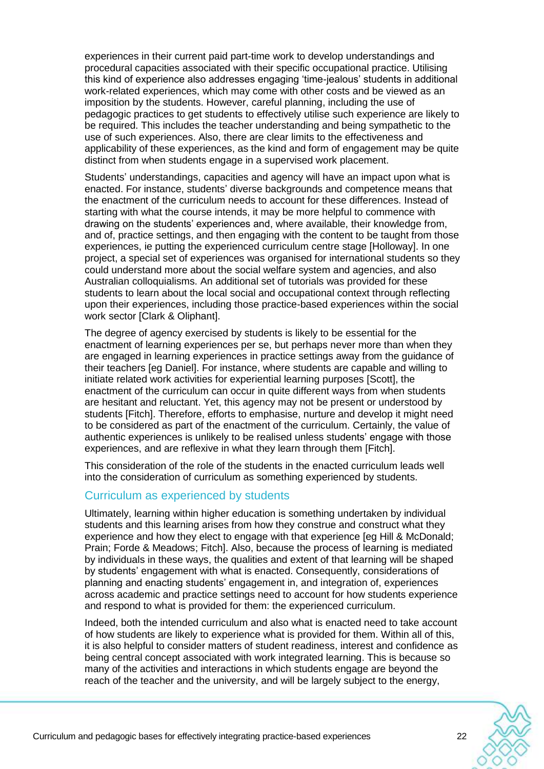experiences in their current paid part-time work to develop understandings and procedural capacities associated with their specific occupational practice. Utilising this kind of experience also addresses engaging 'time-jealous' students in additional work-related experiences, which may come with other costs and be viewed as an imposition by the students. However, careful planning, including the use of pedagogic practices to get students to effectively utilise such experience are likely to be required. This includes the teacher understanding and being sympathetic to the use of such experiences. Also, there are clear limits to the effectiveness and applicability of these experiences, as the kind and form of engagement may be quite distinct from when students engage in a supervised work placement.

Students' understandings, capacities and agency will have an impact upon what is enacted. For instance, students' diverse backgrounds and competence means that the enactment of the curriculum needs to account for these differences. Instead of starting with what the course intends, it may be more helpful to commence with drawing on the students' experiences and, where available, their knowledge from, and of, practice settings, and then engaging with the content to be taught from those experiences, ie putting the experienced curriculum centre stage [Holloway]. In one project, a special set of experiences was organised for international students so they could understand more about the social welfare system and agencies, and also Australian colloquialisms. An additional set of tutorials was provided for these students to learn about the local social and occupational context through reflecting upon their experiences, including those practice-based experiences within the social work sector [Clark & Oliphant].

The degree of agency exercised by students is likely to be essential for the enactment of learning experiences per se, but perhaps never more than when they are engaged in learning experiences in practice settings away from the guidance of their teachers [eg Daniel]. For instance, where students are capable and willing to initiate related work activities for experiential learning purposes [Scott], the enactment of the curriculum can occur in quite different ways from when students are hesitant and reluctant. Yet, this agency may not be present or understood by students [Fitch]. Therefore, efforts to emphasise, nurture and develop it might need to be considered as part of the enactment of the curriculum. Certainly, the value of authentic experiences is unlikely to be realised unless students' engage with those experiences, and are reflexive in what they learn through them [Fitch].

This consideration of the role of the students in the enacted curriculum leads well into the consideration of curriculum as something experienced by students.

### Curriculum as experienced by students

Ultimately, learning within higher education is something undertaken by individual students and this learning arises from how they construe and construct what they experience and how they elect to engage with that experience [eg Hill & McDonald; Prain; Forde & Meadows; Fitch]. Also, because the process of learning is mediated by individuals in these ways, the qualities and extent of that learning will be shaped by students' engagement with what is enacted. Consequently, considerations of planning and enacting students' engagement in, and integration of, experiences across academic and practice settings need to account for how students experience and respond to what is provided for them: the experienced curriculum.

Indeed, both the intended curriculum and also what is enacted need to take account of how students are likely to experience what is provided for them. Within all of this, it is also helpful to consider matters of student readiness, interest and confidence as being central concept associated with work integrated learning. This is because so many of the activities and interactions in which students engage are beyond the reach of the teacher and the university, and will be largely subject to the energy,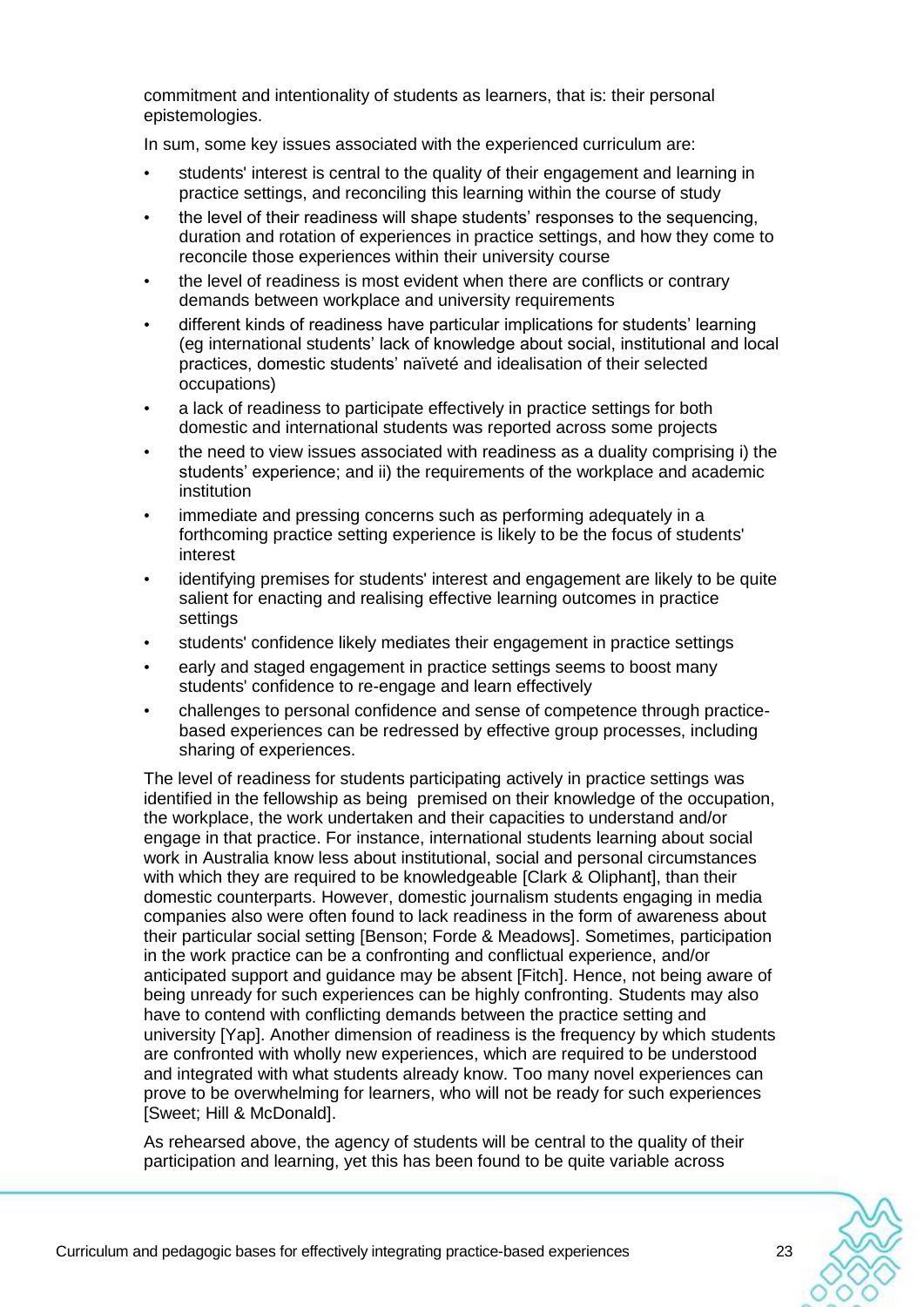commitment and intentionality of students as learners, that is: their personal epistemologies.

In sum, some key issues associated with the experienced curriculum are:

- students' interest is central to the quality of their engagement and learning in practice settings, and reconciling this learning within the course of study
- the level of their readiness will shape students' responses to the sequencing, duration and rotation of experiences in practice settings, and how they come to reconcile those experiences within their university course
- the level of readiness is most evident when there are conflicts or contrary demands between workplace and university requirements
- different kinds of readiness have particular implications for students' learning (eg international students' lack of knowledge about social, institutional and local practices, domestic students' naïveté and idealisation of their selected occupations)
- a lack of readiness to participate effectively in practice settings for both domestic and international students was reported across some projects
- the need to view issues associated with readiness as a duality comprising i) the students' experience; and ii) the requirements of the workplace and academic institution
- immediate and pressing concerns such as performing adequately in a forthcoming practice setting experience is likely to be the focus of students' interest
- identifying premises for students' interest and engagement are likely to be quite salient for enacting and realising effective learning outcomes in practice settings
- students' confidence likely mediates their engagement in practice settings
- early and staged engagement in practice settings seems to boost many students' confidence to re-engage and learn effectively
- challenges to personal confidence and sense of competence through practice-based experiences can be redressed by effective group processes, including sharing of experiences.

The level of readiness for students participating actively in practice settings was identified in the fellowship as being premised on their knowledge of the occupation, the workplace, the work undertaken and their capacities to understand and/or engage in that practice. For instance, international students learning about social work in Australia know less about institutional, social and personal circumstances with which they are required to be knowledgeable [Clark & Oliphant], than their domestic counterparts. However, domestic journalism students engaging in media companies also were often found to lack readiness in the form of awareness about their particular social setting [Benson; Forde & Meadows]. Sometimes, participation in the work practice can be a confronting and conflictual experience, and/or anticipated support and guidance may be absent [Fitch]. Hence, not being aware of being unready for such experiences can be highly confronting. Students may also have to contend with conflicting demands between the practice setting and university [Yap]. Another dimension of readiness is the frequency by which students are confronted with wholly new experiences, which are required to be understood and integrated with what students already know. Too many novel experiences can prove to be overwhelming for learners, who will not be ready for such experiences [Sweet; Hill & McDonald].

As rehearsed above, the agency of students will be central to the quality of their participation and learning, yet this has been found to be quite variable across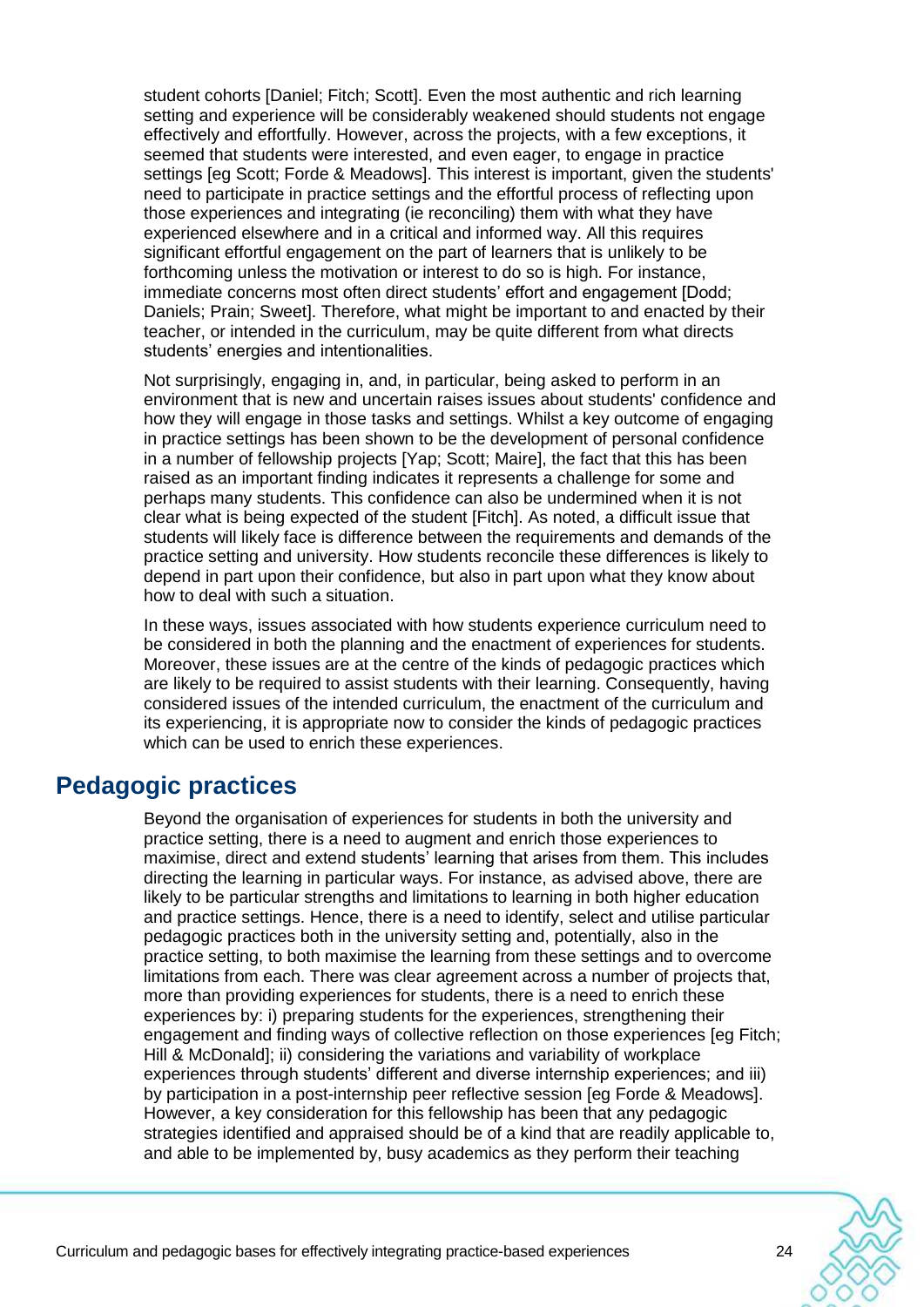student cohorts [Daniel; Fitch; Scott]. Even the most authentic and rich learning setting and experience will be considerably weakened should students not engage effectively and effortfully. However, across the projects, with a few exceptions, it seemed that students were interested, and even eager, to engage in practice settings [eg Scott; Forde & Meadows]. This interest is important, given the students' need to participate in practice settings and the effortful process of reflecting upon those experiences and integrating (ie reconciling) them with what they have experienced elsewhere and in a critical and informed way. All this requires significant effortful engagement on the part of learners that is unlikely to be forthcoming unless the motivation or interest to do so is high. For instance, immediate concerns most often direct students' effort and engagement [Dodd; Daniels; Prain; Sweet]. Therefore, what might be important to and enacted by their teacher, or intended in the curriculum, may be quite different from what directs students' energies and intentionalities.

Not surprisingly, engaging in, and, in particular, being asked to perform in an environment that is new and uncertain raises issues about students' confidence and how they will engage in those tasks and settings. Whilst a key outcome of engaging in practice settings has been shown to be the development of personal confidence in a number of fellowship projects [Yap; Scott; Maire], the fact that this has been raised as an important finding indicates it represents a challenge for some and perhaps many students. This confidence can also be undermined when it is not clear what is being expected of the student [Fitch]. As noted, a difficult issue that students will likely face is difference between the requirements and demands of the practice setting and university. How students reconcile these differences is likely to depend in part upon their confidence, but also in part upon what they know about how to deal with such a situation.

In these ways, issues associated with how students experience curriculum need to be considered in both the planning and the enactment of experiences for students. Moreover, these issues are at the centre of the kinds of pedagogic practices which are likely to be required to assist students with their learning. Consequently, having considered issues of the intended curriculum, the enactment of the curriculum and its experiencing, it is appropriate now to consider the kinds of pedagogic practices which can be used to enrich these experiences.

## Pedagogic practices

Beyond the organisation of experiences for students in both the university and practice setting, there is a need to augment and enrich those experiences to maximise, direct and extend students' learning that arises from them. This includes directing the learning in particular ways. For instance, as advised above, there are likely to be particular strengths and limitations to learning in both higher education and practice settings. Hence, there is a need to identify, select and utilise particular pedagogic practices both in the university setting and, potentially, also in the practice setting, to both maximise the learning from these settings and to overcome limitations from each. There was clear agreement across a number of projects that, more than providing experiences for students, there is a need to enrich these experiences by: i) preparing students for the experiences, strengthening their engagement and finding ways of collective reflection on those experiences [eg Fitch; Hill & McDonald]; ii) considering the variations and variability of workplace experiences through students' different and diverse internship experiences; and iii) by participation in a post-internship peer reflective session [eg Forde & Meadows]. However, a key consideration for this fellowship has been that any pedagogic strategies identified and appraised should be of a kind that are readily applicable to, and able to be implemented by, busy academics as they perform their teaching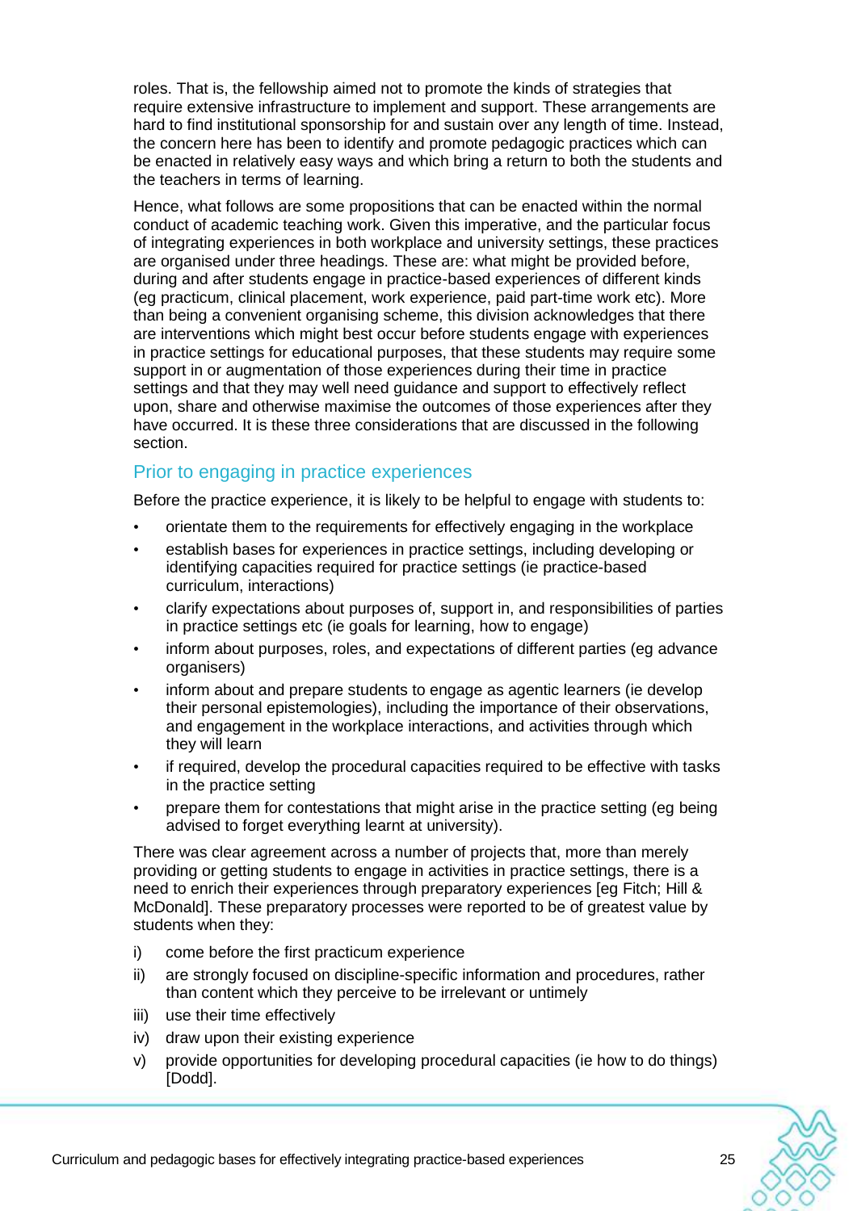roles. That is, the fellowship aimed not to promote the kinds of strategies that require extensive infrastructure to implement and support. These arrangements are hard to find institutional sponsorship for and sustain over any length of time. Instead, the concern here has been to identify and promote pedagogic practices which can be enacted in relatively easy ways and which bring a return to both the students and the teachers in terms of learning.

Hence, what follows are some propositions that can be enacted within the normal conduct of academic teaching work. Given this imperative, and the particular focus of integrating experiences in both workplace and university settings, these practices are organised under three headings. These are: what might be provided before, during and after students engage in practice-based experiences of different kinds (eg practicum, clinical placement, work experience, paid part-time work etc). More than being a convenient organising scheme, this division acknowledges that there are interventions which might best occur before students engage with experiences in practice settings for educational purposes, that these students may require some support in or augmentation of those experiences during their time in practice settings and that they may well need guidance and support to effectively reflect upon, share and otherwise maximise the outcomes of those experiences after they have occurred. It is these three considerations that are discussed in the following section.

## Prior to engaging in practice experiences

Before the practice experience, it is likely to be helpful to engage with students to:

- orientate them to the requirements for effectively engaging in the workplace
- establish bases for experiences in practice settings, including developing or identifying capacities required for practice settings (ie practice-based curriculum, interactions)
- clarify expectations about purposes of, support in, and responsibilities of parties in practice settings etc (ie goals for learning, how to engage)
- inform about purposes, roles, and expectations of different parties (eg advance organisers)
- inform about and prepare students to engage as agentic learners (ie develop their personal epistemologies), including the importance of their observations, and engagement in the workplace interactions, and activities through which they will learn
- if required, develop the procedural capacities required to be effective with tasks in the practice setting
- prepare them for contestations that might arise in the practice setting (eg being advised to forget everything learnt at university).

There was clear agreement across a number of projects that, more than merely providing or getting students to engage in activities in practice settings, there is a need to enrich their experiences through preparatory experiences [eg Fitch; Hill & McDonald]. These preparatory processes were reported to be of greatest value by students when they:

i) come before the first practicum experience
ii) are strongly focused on discipline-specific information and procedures, rather than content which they perceive to be irrelevant or untimely
iii) use their time effectively
iv) draw upon their existing experience
v) provide opportunities for developing procedural capacities (ie how to do things) [Dodd].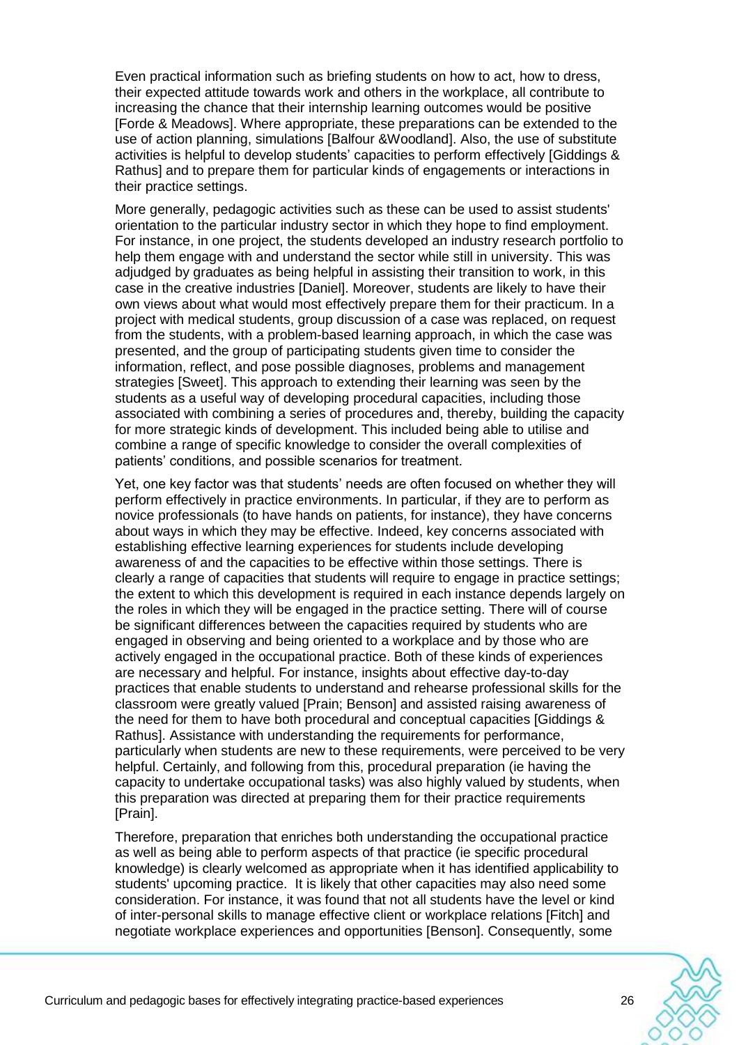Even practical information such as briefing students on how to act, how to dress, their expected attitude towards work and others in the workplace, all contribute to increasing the chance that their internship learning outcomes would be positive [Forde & Meadows]. Where appropriate, these preparations can be extended to the use of action planning, simulations [Balfour &Woodland]. Also, the use of substitute activities is helpful to develop students' capacities to perform effectively [Giddings & Rathus] and to prepare them for particular kinds of engagements or interactions in their practice settings.

More generally, pedagogic activities such as these can be used to assist students' orientation to the particular industry sector in which they hope to find employment. For instance, in one project, the students developed an industry research portfolio to help them engage with and understand the sector while still in university. This was adjudged by graduates as being helpful in assisting their transition to work, in this case in the creative industries [Daniel]. Moreover, students are likely to have their own views about what would most effectively prepare them for their practicum. In a project with medical students, group discussion of a case was replaced, on request from the students, with a problem-based learning approach, in which the case was presented, and the group of participating students given time to consider the information, reflect, and pose possible diagnoses, problems and management strategies [Sweet]. This approach to extending their learning was seen by the students as a useful way of developing procedural capacities, including those associated with combining a series of procedures and, thereby, building the capacity for more strategic kinds of development. This included being able to utilise and combine a range of specific knowledge to consider the overall complexities of patients' conditions, and possible scenarios for treatment.

Yet, one key factor was that students' needs are often focused on whether they will perform effectively in practice environments. In particular, if they are to perform as novice professionals (to have hands on patients, for instance), they have concerns about ways in which they may be effective. Indeed, key concerns associated with establishing effective learning experiences for students include developing awareness of and the capacities to be effective within those settings. There is clearly a range of capacities that students will require to engage in practice settings; the extent to which this development is required in each instance depends largely on the roles in which they will be engaged in the practice setting. There will of course be significant differences between the capacities required by students who are engaged in observing and being oriented to a workplace and by those who are actively engaged in the occupational practice. Both of these kinds of experiences are necessary and helpful. For instance, insights about effective day-to-day practices that enable students to understand and rehearse professional skills for the classroom were greatly valued [Prain; Benson] and assisted raising awareness of the need for them to have both procedural and conceptual capacities [Giddings & Rathus]. Assistance with understanding the requirements for performance, particularly when students are new to these requirements, were perceived to be very helpful. Certainly, and following from this, procedural preparation (ie having the capacity to undertake occupational tasks) was also highly valued by students, when this preparation was directed at preparing them for their practice requirements [Prain].

Therefore, preparation that enriches both understanding the occupational practice as well as being able to perform aspects of that practice (ie specific procedural knowledge) is clearly welcomed as appropriate when it has identified applicability to students' upcoming practice. It is likely that other capacities may also need some consideration. For instance, it was found that not all students have the level or kind of inter-personal skills to manage effective client or workplace relations [Fitch] and negotiate workplace experiences and opportunities [Benson]. Consequently, some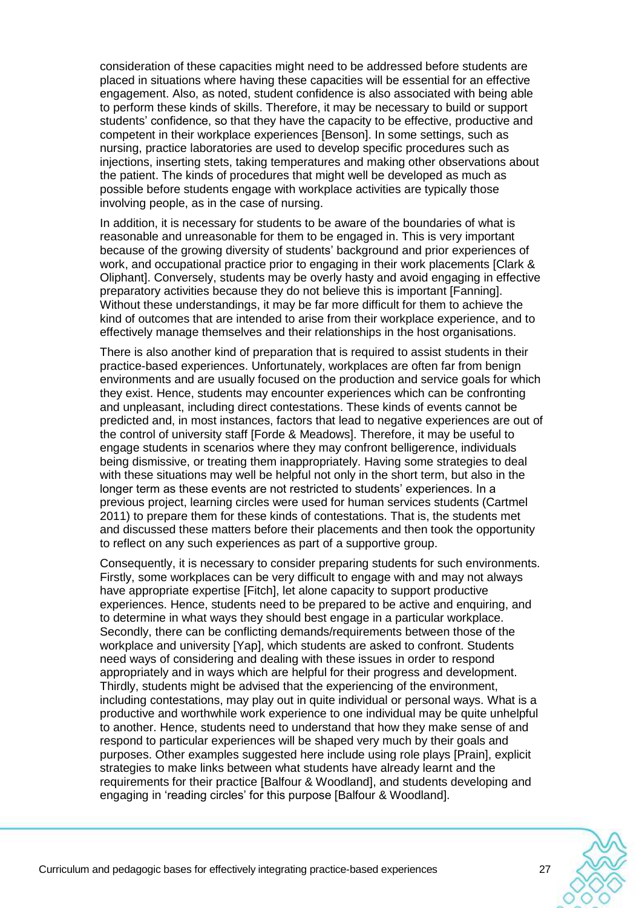consideration of these capacities might need to be addressed before students are placed in situations where having these capacities will be essential for an effective engagement. Also, as noted, student confidence is also associated with being able to perform these kinds of skills. Therefore, it may be necessary to build or support students' confidence, so that they have the capacity to be effective, productive and competent in their workplace experiences [Benson]. In some settings, such as nursing, practice laboratories are used to develop specific procedures such as injections, inserting stets, taking temperatures and making other observations about the patient. The kinds of procedures that might well be developed as much as possible before students engage with workplace activities are typically those involving people, as in the case of nursing.

In addition, it is necessary for students to be aware of the boundaries of what is reasonable and unreasonable for them to be engaged in. This is very important because of the growing diversity of students' background and prior experiences of work, and occupational practice prior to engaging in their work placements [Clark & Oliphant]. Conversely, students may be overly hasty and avoid engaging in effective preparatory activities because they do not believe this is important [Fanning]. Without these understandings, it may be far more difficult for them to achieve the kind of outcomes that are intended to arise from their workplace experience, and to effectively manage themselves and their relationships in the host organisations.

There is also another kind of preparation that is required to assist students in their practice-based experiences. Unfortunately, workplaces are often far from benign environments and are usually focused on the production and service goals for which they exist. Hence, students may encounter experiences which can be confronting and unpleasant, including direct contestations. These kinds of events cannot be predicted and, in most instances, factors that lead to negative experiences are out of the control of university staff [Forde & Meadows]. Therefore, it may be useful to engage students in scenarios where they may confront belligerence, individuals being dismissive, or treating them inappropriately. Having some strategies to deal with these situations may well be helpful not only in the short term, but also in the longer term as these events are not restricted to students' experiences. In a previous project, learning circles were used for human services students (Cartmel 2011) to prepare them for these kinds of contestations. That is, the students met and discussed these matters before their placements and then took the opportunity to reflect on any such experiences as part of a supportive group.

Consequently, it is necessary to consider preparing students for such environments. Firstly, some workplaces can be very difficult to engage with and may not always have appropriate expertise [Fitch], let alone capacity to support productive experiences. Hence, students need to be prepared to be active and enquiring, and to determine in what ways they should best engage in a particular workplace. Secondly, there can be conflicting demands/requirements between those of the workplace and university [Yap], which students are asked to confront. Students need ways of considering and dealing with these issues in order to respond appropriately and in ways which are helpful for their progress and development. Thirdly, students might be advised that the experiencing of the environment, including contestations, may play out in quite individual or personal ways. What is a productive and worthwhile work experience to one individual may be quite unhelpful to another. Hence, students need to understand that how they make sense of and respond to particular experiences will be shaped very much by their goals and purposes. Other examples suggested here include using role plays [Prain], explicit strategies to make links between what students have already learnt and the requirements for their practice [Balfour & Woodland], and students developing and engaging in 'reading circles' for this purpose [Balfour & Woodland].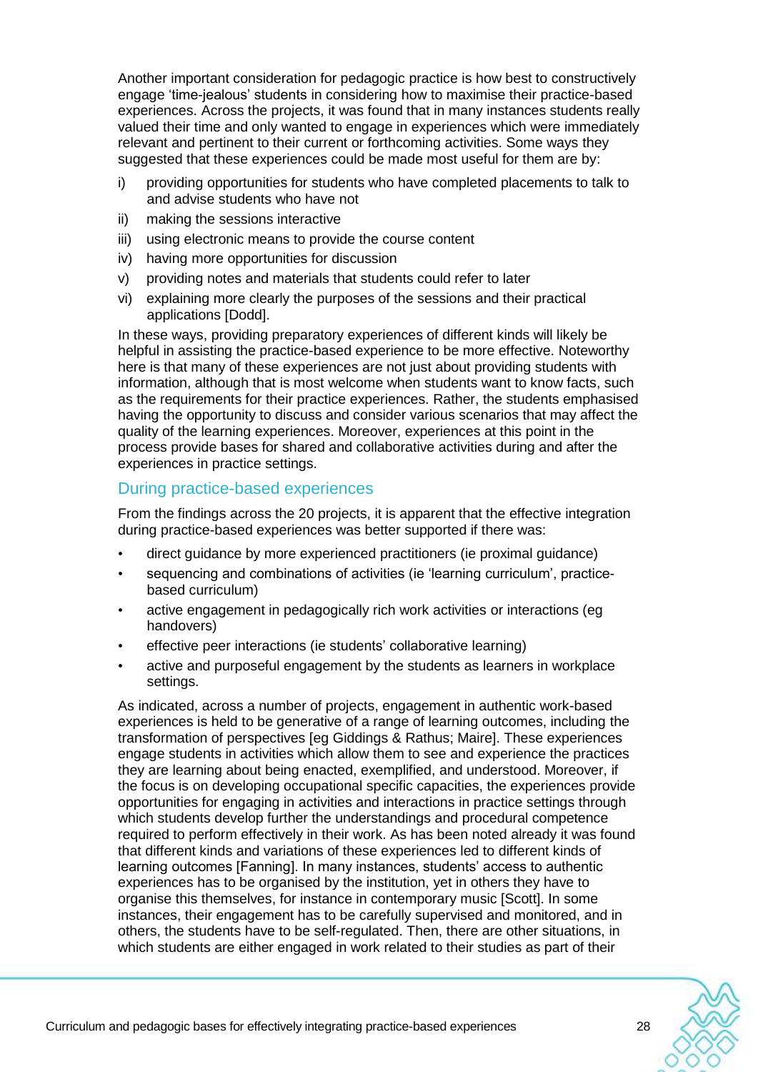Another important consideration for pedagogic practice is how best to constructively engage 'time-jealous' students in considering how to maximise their practice-based experiences. Across the projects, it was found that in many instances students really valued their time and only wanted to engage in experiences which were immediately relevant and pertinent to their current or forthcoming activities. Some ways they suggested that these experiences could be made most useful for them are by:

i) providing opportunities for students who have completed placements to talk to and advise students who have not
ii) making the sessions interactive
iii) using electronic means to provide the course content
iv) having more opportunities for discussion
v) providing notes and materials that students could refer to later
vi) explaining more clearly the purposes of the sessions and their practical applications [Dodd].

In these ways, providing preparatory experiences of different kinds will likely be helpful in assisting the practice-based experience to be more effective. Noteworthy here is that many of these experiences are not just about providing students with information, although that is most welcome when students want to know facts, such as the requirements for their practice experiences. Rather, the students emphasised having the opportunity to discuss and consider various scenarios that may affect the quality of the learning experiences. Moreover, experiences at this point in the process provide bases for shared and collaborative activities during and after the experiences in practice settings.

## During practice-based experiences

From the findings across the 20 projects, it is apparent that the effective integration during practice-based experiences was better supported if there was:

- direct guidance by more experienced practitioners (ie proximal guidance)
- sequencing and combinations of activities (ie 'learning curriculum', practice-based curriculum)
- active engagement in pedagogically rich work activities or interactions (eg handovers)
- effective peer interactions (ie students' collaborative learning)
- active and purposeful engagement by the students as learners in workplace settings.

As indicated, across a number of projects, engagement in authentic work-based experiences is held to be generative of a range of learning outcomes, including the transformation of perspectives [eg Giddings & Rathus; Maire]. These experiences engage students in activities which allow them to see and experience the practices they are learning about being enacted, exemplified, and understood. Moreover, if the focus is on developing occupational specific capacities, the experiences provide opportunities for engaging in activities and interactions in practice settings through which students develop further the understandings and procedural competence required to perform effectively in their work. As has been noted already it was found that different kinds and variations of these experiences led to different kinds of learning outcomes [Fanning]. In many instances, students' access to authentic experiences has to be organised by the institution, yet in others they have to organise this themselves, for instance in contemporary music [Scott]. In some instances, their engagement has to be carefully supervised and monitored, and in others, the students have to be self-regulated. Then, there are other situations, in which students are either engaged in work related to their studies as part of their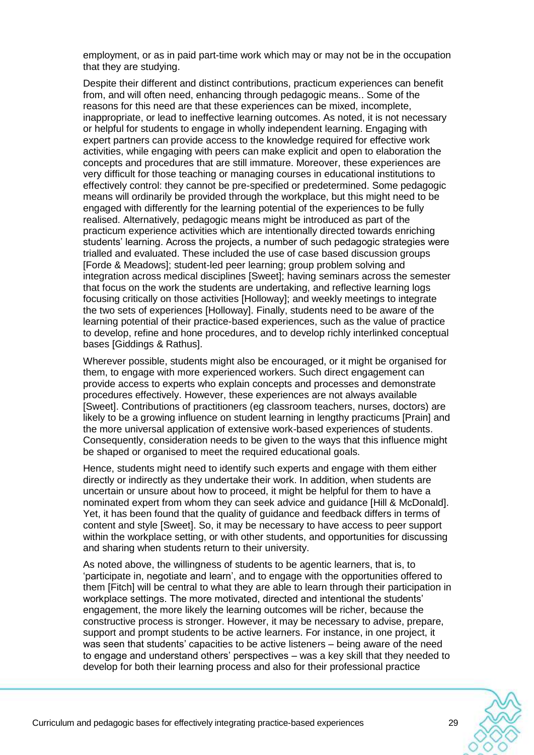employment, or as in paid part-time work which may or may not be in the occupation that they are studying.

Despite their different and distinct contributions, practicum experiences can benefit from, and will often need, enhancing through pedagogic means.. Some of the reasons for this need are that these experiences can be mixed, incomplete, inappropriate, or lead to ineffective learning outcomes. As noted, it is not necessary or helpful for students to engage in wholly independent learning. Engaging with expert partners can provide access to the knowledge required for effective work activities, while engaging with peers can make explicit and open to elaboration the concepts and procedures that are still immature. Moreover, these experiences are very difficult for those teaching or managing courses in educational institutions to effectively control: they cannot be pre-specified or predetermined. Some pedagogic means will ordinarily be provided through the workplace, but this might need to be engaged with differently for the learning potential of the experiences to be fully realised. Alternatively, pedagogic means might be introduced as part of the practicum experience activities which are intentionally directed towards enriching students' learning. Across the projects, a number of such pedagogic strategies were trialled and evaluated. These included the use of case based discussion groups [Forde & Meadows]; student-led peer learning; group problem solving and integration across medical disciplines [Sweet]; having seminars across the semester that focus on the work the students are undertaking, and reflective learning logs focusing critically on those activities [Holloway]; and weekly meetings to integrate the two sets of experiences [Holloway]. Finally, students need to be aware of the learning potential of their practice-based experiences, such as the value of practice to develop, refine and hone procedures, and to develop richly interlinked conceptual bases [Giddings & Rathus].

Wherever possible, students might also be encouraged, or it might be organised for them, to engage with more experienced workers. Such direct engagement can provide access to experts who explain concepts and processes and demonstrate procedures effectively. However, these experiences are not always available [Sweet]. Contributions of practitioners (eg classroom teachers, nurses, doctors) are likely to be a growing influence on student learning in lengthy practicums [Prain] and the more universal application of extensive work-based experiences of students. Consequently, consideration needs to be given to the ways that this influence might be shaped or organised to meet the required educational goals.

Hence, students might need to identify such experts and engage with them either directly or indirectly as they undertake their work. In addition, when students are uncertain or unsure about how to proceed, it might be helpful for them to have a nominated expert from whom they can seek advice and guidance [Hill & McDonald]. Yet, it has been found that the quality of guidance and feedback differs in terms of content and style [Sweet]. So, it may be necessary to have access to peer support within the workplace setting, or with other students, and opportunities for discussing and sharing when students return to their university.

As noted above, the willingness of students to be agentic learners, that is, to 'participate in, negotiate and learn', and to engage with the opportunities offered to them [Fitch] will be central to what they are able to learn through their participation in workplace settings. The more motivated, directed and intentional the students' engagement, the more likely the learning outcomes will be richer, because the constructive process is stronger. However, it may be necessary to advise, prepare, support and prompt students to be active learners. For instance, in one project, it was seen that students' capacities to be active listeners – being aware of the need to engage and understand others' perspectives – was a key skill that they needed to develop for both their learning process and also for their professional practice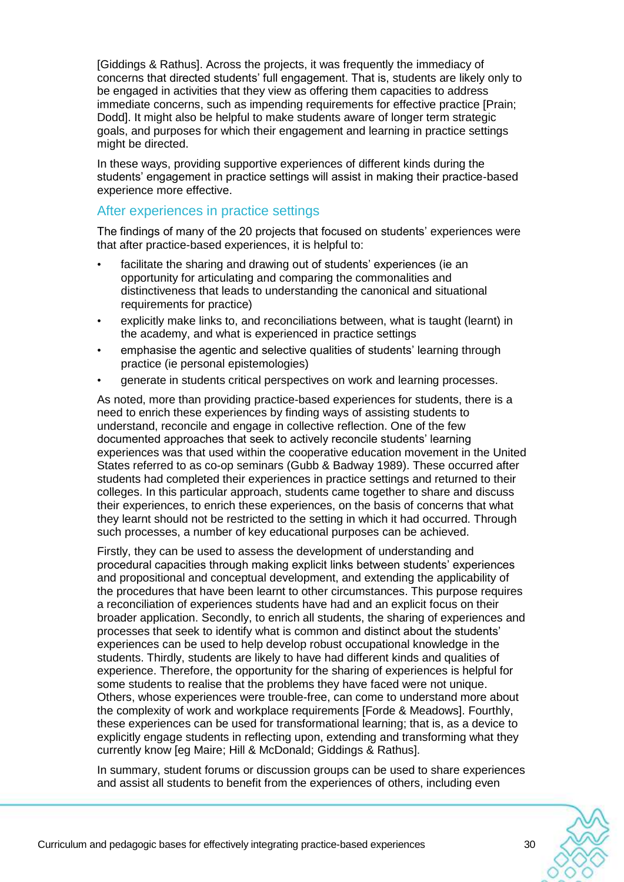[Giddings & Rathus]. Across the projects, it was frequently the immediacy of concerns that directed students' full engagement. That is, students are likely only to be engaged in activities that they view as offering them capacities to address immediate concerns, such as impending requirements for effective practice [Prain; Dodd]. It might also be helpful to make students aware of longer term strategic goals, and purposes for which their engagement and learning in practice settings might be directed.

In these ways, providing supportive experiences of different kinds during the students' engagement in practice settings will assist in making their practice-based experience more effective.

## After experiences in practice settings

The findings of many of the 20 projects that focused on students' experiences were that after practice-based experiences, it is helpful to:

- facilitate the sharing and drawing out of students' experiences (ie an opportunity for articulating and comparing the commonalities and distinctiveness that leads to understanding the canonical and situational requirements for practice)
- explicitly make links to, and reconciliations between, what is taught (learnt) in the academy, and what is experienced in practice settings
- emphasise the agentic and selective qualities of students' learning through practice (ie personal epistemologies)
- generate in students critical perspectives on work and learning processes.

As noted, more than providing practice-based experiences for students, there is a need to enrich these experiences by finding ways of assisting students to understand, reconcile and engage in collective reflection. One of the few documented approaches that seek to actively reconcile students' learning experiences was that used within the cooperative education movement in the United States referred to as co-op seminars (Gubb & Badway 1989). These occurred after students had completed their experiences in practice settings and returned to their colleges. In this particular approach, students came together to share and discuss their experiences, to enrich these experiences, on the basis of concerns that what they learnt should not be restricted to the setting in which it had occurred. Through such processes, a number of key educational purposes can be achieved.

Firstly, they can be used to assess the development of understanding and procedural capacities through making explicit links between students' experiences and propositional and conceptual development, and extending the applicability of the procedures that have been learnt to other circumstances. This purpose requires a reconciliation of experiences students have had and an explicit focus on their broader application. Secondly, to enrich all students, the sharing of experiences and processes that seek to identify what is common and distinct about the students' experiences can be used to help develop robust occupational knowledge in the students. Thirdly, students are likely to have had different kinds and qualities of experience. Therefore, the opportunity for the sharing of experiences is helpful for some students to realise that the problems they have faced were not unique. Others, whose experiences were trouble-free, can come to understand more about the complexity of work and workplace requirements [Forde & Meadows]. Fourthly, these experiences can be used for transformational learning; that is, as a device to explicitly engage students in reflecting upon, extending and transforming what they currently know [eg Maire; Hill & McDonald; Giddings & Rathus].

In summary, student forums or discussion groups can be used to share experiences and assist all students to benefit from the experiences of others, including even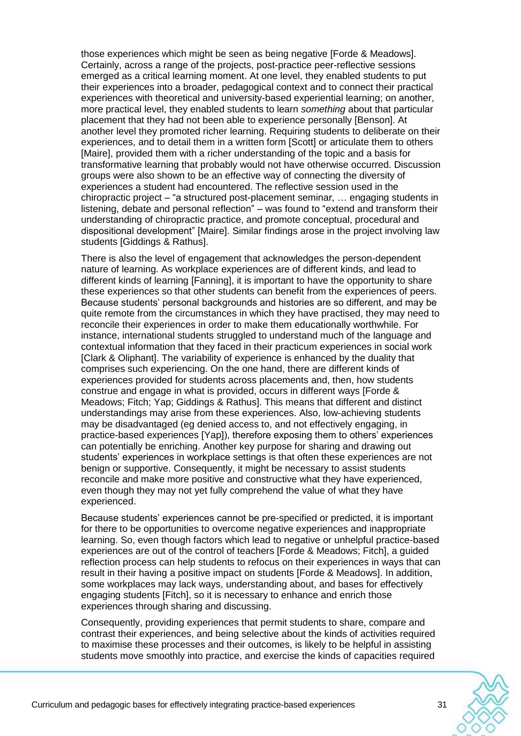those experiences which might be seen as being negative [Forde & Meadows]. Certainly, across a range of the projects, post-practice peer-reflective sessions emerged as a critical learning moment. At one level, they enabled students to put their experiences into a broader, pedagogical context and to connect their practical experiences with theoretical and university-based experiential learning; on another, more practical level, they enabled students to learn *something* about that particular placement that they had not been able to experience personally [Benson]. At another level they promoted richer learning. Requiring students to deliberate on their experiences, and to detail them in a written form [Scott] or articulate them to others [Maire], provided them with a richer understanding of the topic and a basis for transformative learning that probably would not have otherwise occurred. Discussion groups were also shown to be an effective way of connecting the diversity of experiences a student had encountered. The reflective session used in the chiropractic project – "a structured post-placement seminar, … engaging students in listening, debate and personal reflection" – was found to "extend and transform their understanding of chiropractic practice, and promote conceptual, procedural and dispositional development" [Maire]. Similar findings arose in the project involving law students [Giddings & Rathus].

There is also the level of engagement that acknowledges the person-dependent nature of learning. As workplace experiences are of different kinds, and lead to different kinds of learning [Fanning], it is important to have the opportunity to share these experiences so that other students can benefit from the experiences of peers. Because students' personal backgrounds and histories are so different, and may be quite remote from the circumstances in which they have practised, they may need to reconcile their experiences in order to make them educationally worthwhile. For instance, international students struggled to understand much of the language and contextual information that they faced in their practicum experiences in social work [Clark & Oliphant]. The variability of experience is enhanced by the duality that comprises such experiencing. On the one hand, there are different kinds of experiences provided for students across placements and, then, how students construe and engage in what is provided, occurs in different ways [Forde & Meadows; Fitch; Yap; Giddings & Rathus]. This means that different and distinct understandings may arise from these experiences. Also, low-achieving students may be disadvantaged (eg denied access to, and not effectively engaging, in practice-based experiences [Yap]), therefore exposing them to others' experiences can potentially be enriching. Another key purpose for sharing and drawing out students' experiences in workplace settings is that often these experiences are not benign or supportive. Consequently, it might be necessary to assist students reconcile and make more positive and constructive what they have experienced, even though they may not yet fully comprehend the value of what they have experienced.

Because students' experiences cannot be pre-specified or predicted, it is important for there to be opportunities to overcome negative experiences and inappropriate learning. So, even though factors which lead to negative or unhelpful practice-based experiences are out of the control of teachers [Forde & Meadows; Fitch], a guided reflection process can help students to refocus on their experiences in ways that can result in their having a positive impact on students [Forde & Meadows]. In addition, some workplaces may lack ways, understanding about, and bases for effectively engaging students [Fitch], so it is necessary to enhance and enrich those experiences through sharing and discussing.

Consequently, providing experiences that permit students to share, compare and contrast their experiences, and being selective about the kinds of activities required to maximise these processes and their outcomes, is likely to be helpful in assisting students move smoothly into practice, and exercise the kinds of capacities required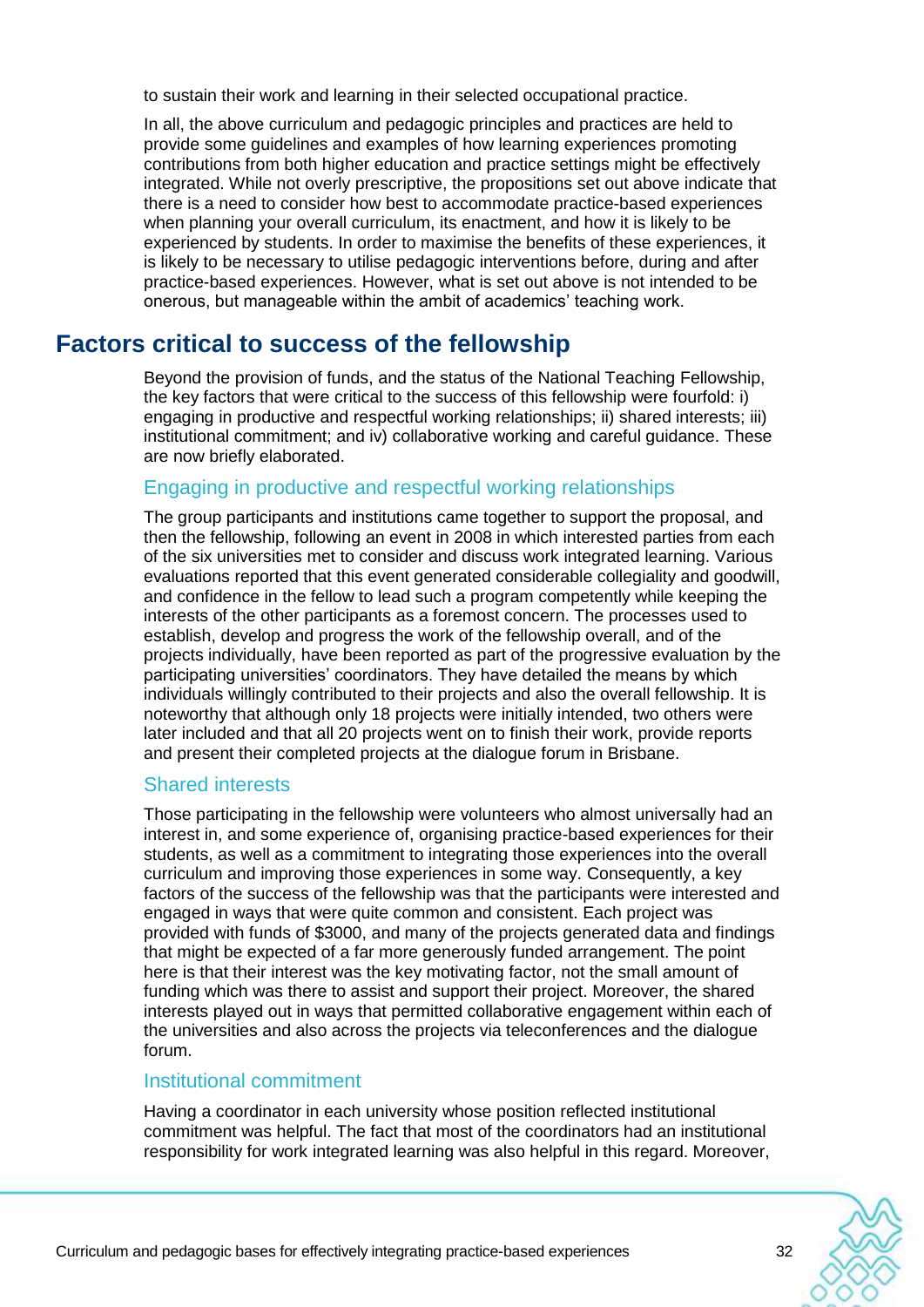to sustain their work and learning in their selected occupational practice.

In all, the above curriculum and pedagogic principles and practices are held to provide some guidelines and examples of how learning experiences promoting contributions from both higher education and practice settings might be effectively integrated. While not overly prescriptive, the propositions set out above indicate that there is a need to consider how best to accommodate practice-based experiences when planning your overall curriculum, its enactment, and how it is likely to be experienced by students. In order to maximise the benefits of these experiences, it is likely to be necessary to utilise pedagogic interventions before, during and after practice-based experiences. However, what is set out above is not intended to be onerous, but manageable within the ambit of academics' teaching work.

## Factors critical to success of the fellowship

Beyond the provision of funds, and the status of the National Teaching Fellowship, the key factors that were critical to the success of this fellowship were fourfold: i) engaging in productive and respectful working relationships; ii) shared interests; iii) institutional commitment; and iv) collaborative working and careful guidance. These are now briefly elaborated.

### Engaging in productive and respectful working relationships

The group participants and institutions came together to support the proposal, and then the fellowship, following an event in 2008 in which interested parties from each of the six universities met to consider and discuss work integrated learning. Various evaluations reported that this event generated considerable collegiality and goodwill, and confidence in the fellow to lead such a program competently while keeping the interests of the other participants as a foremost concern. The processes used to establish, develop and progress the work of the fellowship overall, and of the projects individually, have been reported as part of the progressive evaluation by the participating universities' coordinators. They have detailed the means by which individuals willingly contributed to their projects and also the overall fellowship. It is noteworthy that although only 18 projects were initially intended, two others were later included and that all 20 projects went on to finish their work, provide reports and present their completed projects at the dialogue forum in Brisbane.

### Shared interests

Those participating in the fellowship were volunteers who almost universally had an interest in, and some experience of, organising practice-based experiences for their students, as well as a commitment to integrating those experiences into the overall curriculum and improving those experiences in some way. Consequently, a key factors of the success of the fellowship was that the participants were interested and engaged in ways that were quite common and consistent. Each project was provided with funds of $3000, and many of the projects generated data and findings that might be expected of a far more generously funded arrangement. The point here is that their interest was the key motivating factor, not the small amount of funding which was there to assist and support their project. Moreover, the shared interests played out in ways that permitted collaborative engagement within each of the universities and also across the projects via teleconferences and the dialogue forum.

### Institutional commitment

Having a coordinator in each university whose position reflected institutional commitment was helpful. The fact that most of the coordinators had an institutional responsibility for work integrated learning was also helpful in this regard. Moreover,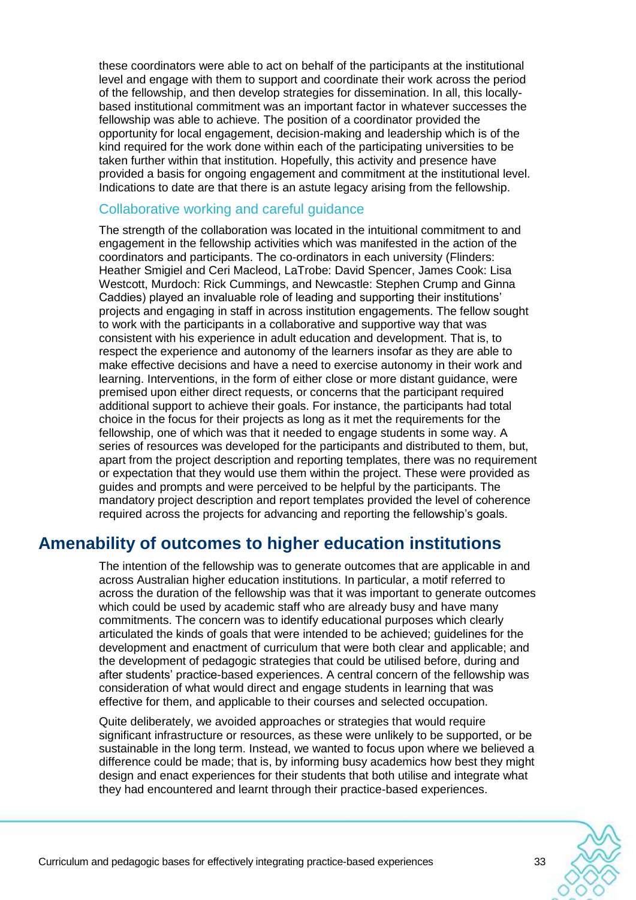these coordinators were able to act on behalf of the participants at the institutional level and engage with them to support and coordinate their work across the period of the fellowship, and then develop strategies for dissemination. In all, this locally-based institutional commitment was an important factor in whatever successes the fellowship was able to achieve. The position of a coordinator provided the opportunity for local engagement, decision-making and leadership which is of the kind required for the work done within each of the participating universities to be taken further within that institution. Hopefully, this activity and presence have provided a basis for ongoing engagement and commitment at the institutional level. Indications to date are that there is an astute legacy arising from the fellowship.

### Collaborative working and careful guidance

The strength of the collaboration was located in the intuitional commitment to and engagement in the fellowship activities which was manifested in the action of the coordinators and participants. The co-ordinators in each university (Flinders: Heather Smigiel and Ceri Macleod, LaTrobe: David Spencer, James Cook: Lisa Westcott, Murdoch: Rick Cummings, and Newcastle: Stephen Crump and Ginna Caddies) played an invaluable role of leading and supporting their institutions' projects and engaging in staff in across institution engagements. The fellow sought to work with the participants in a collaborative and supportive way that was consistent with his experience in adult education and development. That is, to respect the experience and autonomy of the learners insofar as they are able to make effective decisions and have a need to exercise autonomy in their work and learning. Interventions, in the form of either close or more distant guidance, were premised upon either direct requests, or concerns that the participant required additional support to achieve their goals. For instance, the participants had total choice in the focus for their projects as long as it met the requirements for the fellowship, one of which was that it needed to engage students in some way. A series of resources was developed for the participants and distributed to them, but, apart from the project description and reporting templates, there was no requirement or expectation that they would use them within the project. These were provided as guides and prompts and were perceived to be helpful by the participants. The mandatory project description and report templates provided the level of coherence required across the projects for advancing and reporting the fellowship's goals.

## Amenability of outcomes to higher education institutions

The intention of the fellowship was to generate outcomes that are applicable in and across Australian higher education institutions. In particular, a motif referred to across the duration of the fellowship was that it was important to generate outcomes which could be used by academic staff who are already busy and have many commitments. The concern was to identify educational purposes which clearly articulated the kinds of goals that were intended to be achieved; guidelines for the development and enactment of curriculum that were both clear and applicable; and the development of pedagogic strategies that could be utilised before, during and after students' practice-based experiences. A central concern of the fellowship was consideration of what would direct and engage students in learning that was effective for them, and applicable to their courses and selected occupation.

Quite deliberately, we avoided approaches or strategies that would require significant infrastructure or resources, as these were unlikely to be supported, or be sustainable in the long term. Instead, we wanted to focus upon where we believed a difference could be made; that is, by informing busy academics how best they might design and enact experiences for their students that both utilise and integrate what they had encountered and learnt through their practice-based experiences.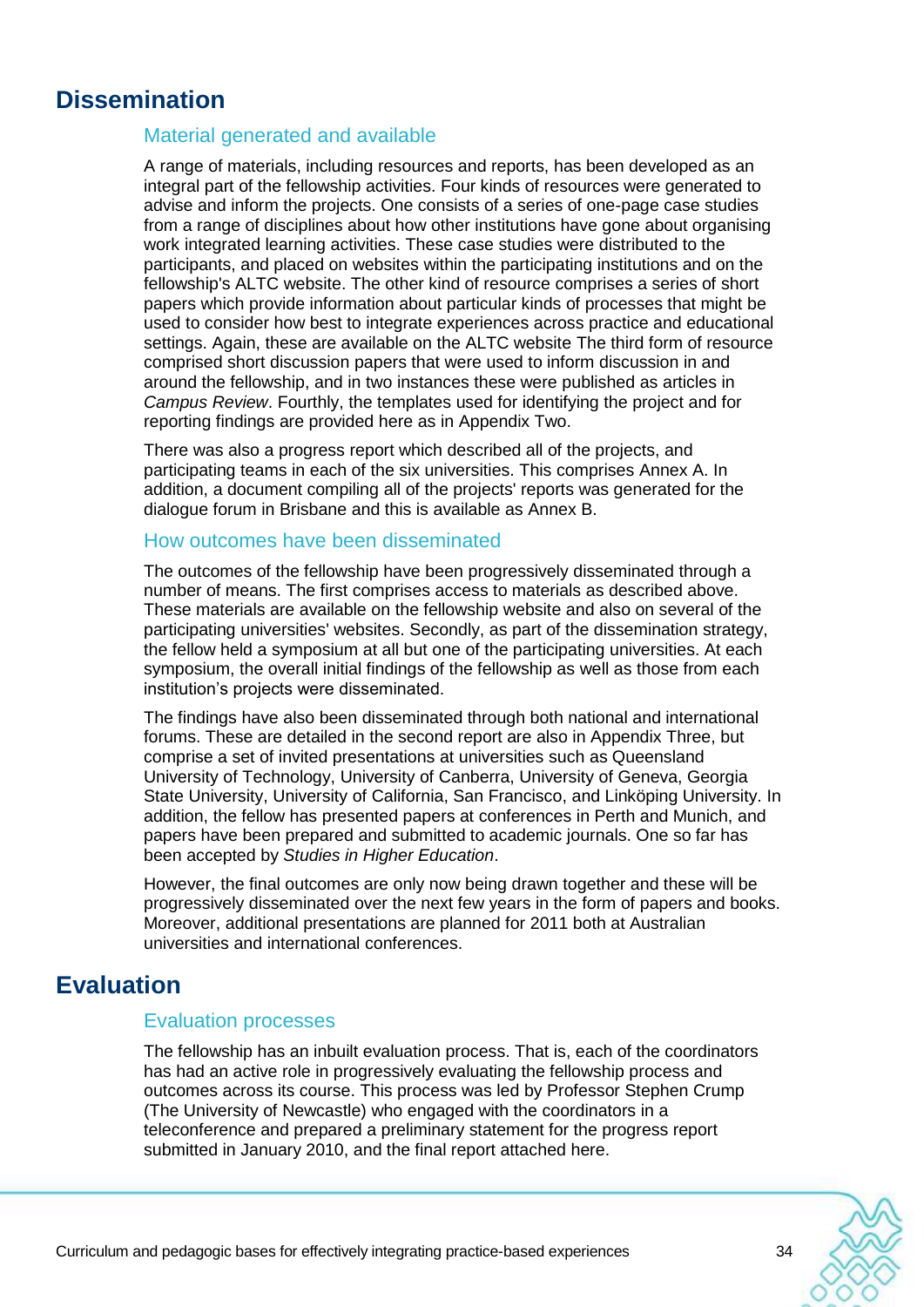# Dissemination

## Material generated and available

A range of materials, including resources and reports, has been developed as an integral part of the fellowship activities. Four kinds of resources were generated to advise and inform the projects. One consists of a series of one-page case studies from a range of disciplines about how other institutions have gone about organising work integrated learning activities. These case studies were distributed to the participants, and placed on websites within the participating institutions and on the fellowship's ALTC website. The other kind of resource comprises a series of short papers which provide information about particular kinds of processes that might be used to consider how best to integrate experiences across practice and educational settings. Again, these are available on the ALTC website The third form of resource comprised short discussion papers that were used to inform discussion in and around the fellowship, and in two instances these were published as articles in *Campus Review*. Fourthly, the templates used for identifying the project and for reporting findings are provided here as in Appendix Two.

There was also a progress report which described all of the projects, and participating teams in each of the six universities. This comprises Annex A. In addition, a document compiling all of the projects' reports was generated for the dialogue forum in Brisbane and this is available as Annex B.

## How outcomes have been disseminated

The outcomes of the fellowship have been progressively disseminated through a number of means. The first comprises access to materials as described above. These materials are available on the fellowship website and also on several of the participating universities' websites. Secondly, as part of the dissemination strategy, the fellow held a symposium at all but one of the participating universities. At each symposium, the overall initial findings of the fellowship as well as those from each institution's projects were disseminated.

The findings have also been disseminated through both national and international forums. These are detailed in the second report are also in Appendix Three, but comprise a set of invited presentations at universities such as Queensland University of Technology, University of Canberra, University of Geneva, Georgia State University, University of California, San Francisco, and Linköping University. In addition, the fellow has presented papers at conferences in Perth and Munich, and papers have been prepared and submitted to academic journals. One so far has been accepted by *Studies in Higher Education*.

However, the final outcomes are only now being drawn together and these will be progressively disseminated over the next few years in the form of papers and books. Moreover, additional presentations are planned for 2011 both at Australian universities and international conferences.

# Evaluation

## Evaluation processes

The fellowship has an inbuilt evaluation process. That is, each of the coordinators has had an active role in progressively evaluating the fellowship process and outcomes across its course. This process was led by Professor Stephen Crump (The University of Newcastle) who engaged with the coordinators in a teleconference and prepared a preliminary statement for the progress report submitted in January 2010, and the final report attached here.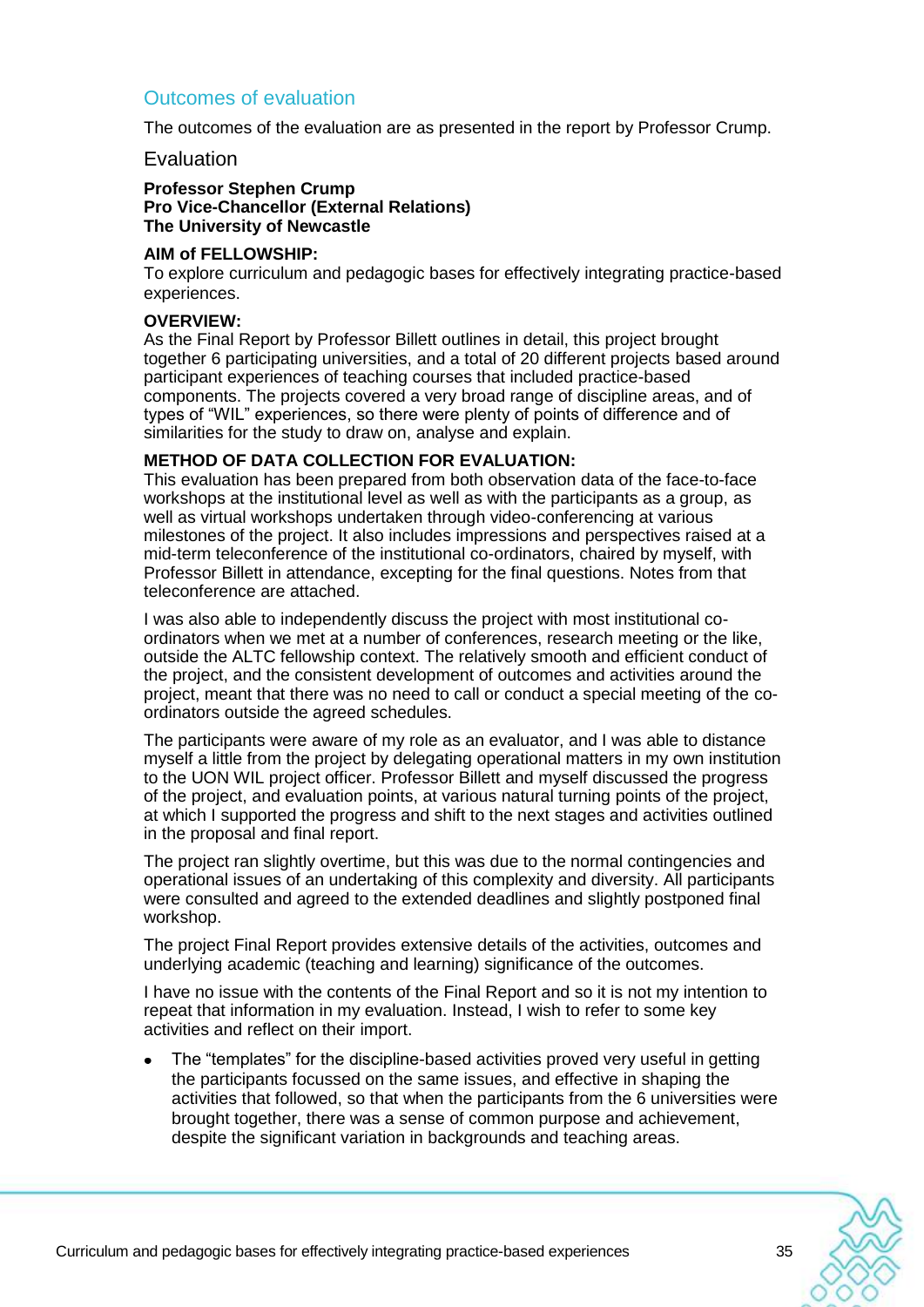## Outcomes of evaluation

The outcomes of the evaluation are as presented in the report by Professor Crump.

### Evaluation

**Professor Stephen Crump**
**Pro Vice-Chancellor (External Relations)**
**The University of Newcastle**

**AIM of FELLOWSHIP:**
To explore curriculum and pedagogic bases for effectively integrating practice-based experiences.

**OVERVIEW:**
As the Final Report by Professor Billett outlines in detail, this project brought together 6 participating universities, and a total of 20 different projects based around participant experiences of teaching courses that included practice-based components. The projects covered a very broad range of discipline areas, and of types of "WIL" experiences, so there were plenty of points of difference and of similarities for the study to draw on, analyse and explain.

**METHOD OF DATA COLLECTION FOR EVALUATION:**
This evaluation has been prepared from both observation data of the face-to-face workshops at the institutional level as well as with the participants as a group, as well as virtual workshops undertaken through video-conferencing at various milestones of the project. It also includes impressions and perspectives raised at a mid-term teleconference of the institutional co-ordinators, chaired by myself, with Professor Billett in attendance, excepting for the final questions. Notes from that teleconference are attached.

I was also able to independently discuss the project with most institutional co-ordinators when we met at a number of conferences, research meeting or the like, outside the ALTC fellowship context. The relatively smooth and efficient conduct of the project, and the consistent development of outcomes and activities around the project, meant that there was no need to call or conduct a special meeting of the co-ordinators outside the agreed schedules.

The participants were aware of my role as an evaluator, and I was able to distance myself a little from the project by delegating operational matters in my own institution to the UON WIL project officer. Professor Billett and myself discussed the progress of the project, and evaluation points, at various natural turning points of the project, at which I supported the progress and shift to the next stages and activities outlined in the proposal and final report.

The project ran slightly overtime, but this was due to the normal contingencies and operational issues of an undertaking of this complexity and diversity. All participants were consulted and agreed to the extended deadlines and slightly postponed final workshop.

The project Final Report provides extensive details of the activities, outcomes and underlying academic (teaching and learning) significance of the outcomes.

I have no issue with the contents of the Final Report and so it is not my intention to repeat that information in my evaluation. Instead, I wish to refer to some key activities and reflect on their import.

- The "templates" for the discipline-based activities proved very useful in getting the participants focussed on the same issues, and effective in shaping the activities that followed, so that when the participants from the 6 universities were brought together, there was a sense of common purpose and achievement, despite the significant variation in backgrounds and teaching areas.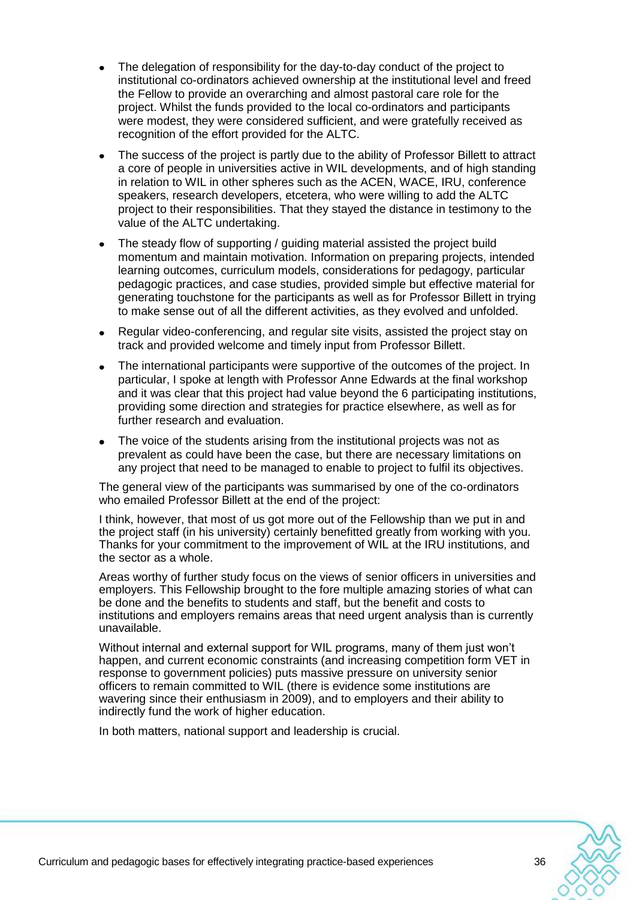- The delegation of responsibility for the day-to-day conduct of the project to institutional co-ordinators achieved ownership at the institutional level and freed the Fellow to provide an overarching and almost pastoral care role for the project. Whilst the funds provided to the local co-ordinators and participants were modest, they were considered sufficient, and were gratefully received as recognition of the effort provided for the ALTC.
- The success of the project is partly due to the ability of Professor Billett to attract a core of people in universities active in WIL developments, and of high standing in relation to WIL in other spheres such as the ACEN, WACE, IRU, conference speakers, research developers, etcetera, who were willing to add the ALTC project to their responsibilities. That they stayed the distance in testimony to the value of the ALTC undertaking.
- The steady flow of supporting / guiding material assisted the project build momentum and maintain motivation. Information on preparing projects, intended learning outcomes, curriculum models, considerations for pedagogy, particular pedagogic practices, and case studies, provided simple but effective material for generating touchstone for the participants as well as for Professor Billett in trying to make sense out of all the different activities, as they evolved and unfolded.
- Regular video-conferencing, and regular site visits, assisted the project stay on track and provided welcome and timely input from Professor Billett.
- The international participants were supportive of the outcomes of the project. In particular, I spoke at length with Professor Anne Edwards at the final workshop and it was clear that this project had value beyond the 6 participating institutions, providing some direction and strategies for practice elsewhere, as well as for further research and evaluation.
- The voice of the students arising from the institutional projects was not as prevalent as could have been the case, but there are necessary limitations on any project that need to be managed to enable to project to fulfil its objectives.

The general view of the participants was summarised by one of the co-ordinators who emailed Professor Billett at the end of the project:

I think, however, that most of us got more out of the Fellowship than we put in and the project staff (in his university) certainly benefitted greatly from working with you. Thanks for your commitment to the improvement of WIL at the IRU institutions, and the sector as a whole.

Areas worthy of further study focus on the views of senior officers in universities and employers. This Fellowship brought to the fore multiple amazing stories of what can be done and the benefits to students and staff, but the benefit and costs to institutions and employers remains areas that need urgent analysis than is currently unavailable.

Without internal and external support for WIL programs, many of them just won't happen, and current economic constraints (and increasing competition form VET in response to government policies) puts massive pressure on university senior officers to remain committed to WIL (there is evidence some institutions are wavering since their enthusiasm in 2009), and to employers and their ability to indirectly fund the work of higher education.

In both matters, national support and leadership is crucial.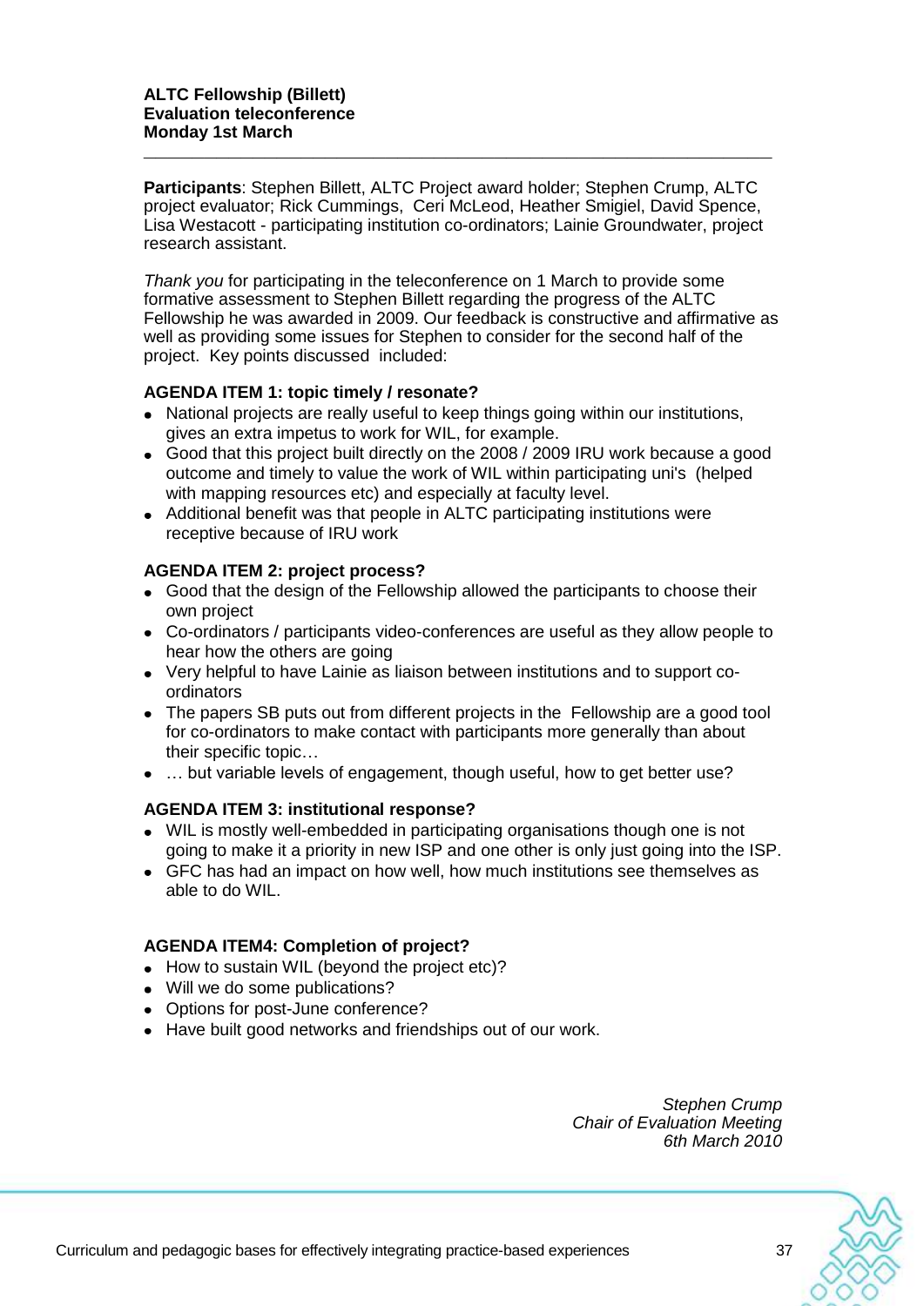**ALTC Fellowship (Billett)**
**Evaluation teleconference**
**Monday 1st March**

---

**Participants**: Stephen Billett, ALTC Project award holder; Stephen Crump, ALTC project evaluator; Rick Cummings, Ceri McLeod, Heather Smigiel, David Spence, Lisa Westacott - participating institution co-ordinators; Lainie Groundwater, project research assistant.

*Thank you* for participating in the teleconference on 1 March to provide some formative assessment to Stephen Billett regarding the progress of the ALTC Fellowship he was awarded in 2009. Our feedback is constructive and affirmative as well as providing some issues for Stephen to consider for the second half of the project. Key points discussed included:

**AGENDA ITEM 1: topic timely / resonate?**

- National projects are really useful to keep things going within our institutions, gives an extra impetus to work for WIL, for example.
- Good that this project built directly on the 2008 / 2009 IRU work because a good outcome and timely to value the work of WIL within participating uni's (helped with mapping resources etc) and especially at faculty level.
- Additional benefit was that people in ALTC participating institutions were receptive because of IRU work

**AGENDA ITEM 2: project process?**

- Good that the design of the Fellowship allowed the participants to choose their own project
- Co-ordinators / participants video-conferences are useful as they allow people to hear how the others are going
- Very helpful to have Lainie as liaison between institutions and to support co-ordinators
- The papers SB puts out from different projects in the Fellowship are a good tool for co-ordinators to make contact with participants more generally than about their specific topic…
- … but variable levels of engagement, though useful, how to get better use?

**AGENDA ITEM 3: institutional response?**

- WIL is mostly well-embedded in participating organisations though one is not going to make it a priority in new ISP and one other is only just going into the ISP.
- GFC has had an impact on how well, how much institutions see themselves as able to do WIL.

**AGENDA ITEM4: Completion of project?**

- How to sustain WIL (beyond the project etc)?
- Will we do some publications?
- Options for post-June conference?
- Have built good networks and friendships out of our work.

*Stephen Crump*
*Chair of Evaluation Meeting*
*6th March 2010*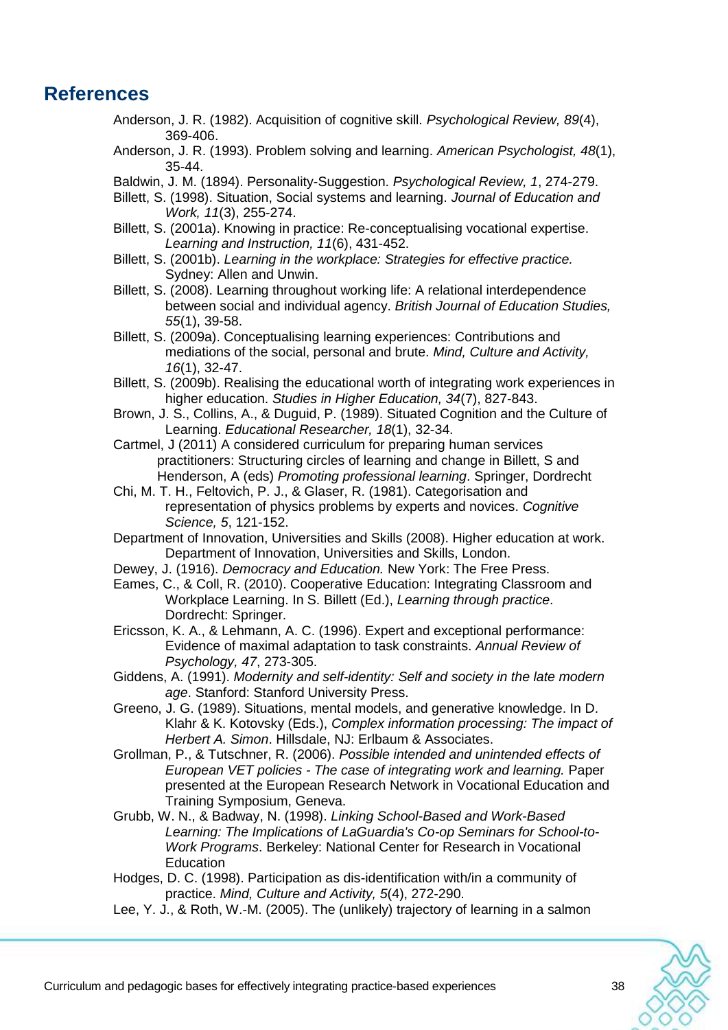## References

Anderson, J. R. (1982). Acquisition of cognitive skill. *Psychological Review, 89*(4), 369-406.

Anderson, J. R. (1993). Problem solving and learning. *American Psychologist, 48*(1), 35-44.

Baldwin, J. M. (1894). Personality-Suggestion. *Psychological Review, 1*, 274-279.

Billett, S. (1998). Situation, Social systems and learning. *Journal of Education and Work, 11*(3), 255-274.

Billett, S. (2001a). Knowing in practice: Re-conceptualising vocational expertise. *Learning and Instruction, 11*(6), 431-452.

Billett, S. (2001b). *Learning in the workplace: Strategies for effective practice.* Sydney: Allen and Unwin.

Billett, S. (2008). Learning throughout working life: A relational interdependence between social and individual agency. *British Journal of Education Studies, 55*(1), 39-58.

Billett, S. (2009a). Conceptualising learning experiences: Contributions and mediations of the social, personal and brute. *Mind, Culture and Activity, 16*(1), 32-47.

Billett, S. (2009b). Realising the educational worth of integrating work experiences in higher education. *Studies in Higher Education, 34*(7), 827-843.

Brown, J. S., Collins, A., & Duguid, P. (1989). Situated Cognition and the Culture of Learning. *Educational Researcher, 18*(1), 32-34.

Cartmel, J (2011) A considered curriculum for preparing human services practitioners: Structuring circles of learning and change in Billett, S and Henderson, A (eds) *Promoting professional learning*. Springer, Dordrecht

Chi, M. T. H., Feltovich, P. J., & Glaser, R. (1981). Categorisation and representation of physics problems by experts and novices. *Cognitive Science, 5*, 121-152.

Department of Innovation, Universities and Skills (2008). Higher education at work. Department of Innovation, Universities and Skills, London.

Dewey, J. (1916). *Democracy and Education.* New York: The Free Press.

Eames, C., & Coll, R. (2010). Cooperative Education: Integrating Classroom and Workplace Learning. In S. Billett (Ed.), *Learning through practice*. Dordrecht: Springer.

Ericsson, K. A., & Lehmann, A. C. (1996). Expert and exceptional performance: Evidence of maximal adaptation to task constraints. *Annual Review of Psychology, 47*, 273-305.

Giddens, A. (1991). *Modernity and self-identity: Self and society in the late modern age*. Stanford: Stanford University Press.

Greeno, J. G. (1989). Situations, mental models, and generative knowledge. In D. Klahr & K. Kotovsky (Eds.), *Complex information processing: The impact of Herbert A. Simon*. Hillsdale, NJ: Erlbaum & Associates.

Grollman, P., & Tutschner, R. (2006). *Possible intended and unintended effects of European VET policies - The case of integrating work and learning.* Paper presented at the European Research Network in Vocational Education and Training Symposium, Geneva.

Grubb, W. N., & Badway, N. (1998). *Linking School-Based and Work-Based Learning: The Implications of LaGuardia's Co-op Seminars for School-to-Work Programs*. Berkeley: National Center for Research in Vocational Education

Hodges, D. C. (1998). Participation as dis-identification with/in a community of practice. *Mind, Culture and Activity, 5*(4), 272-290.

Lee, Y. J., & Roth, W.-M. (2005). The (unlikely) trajectory of learning in a salmon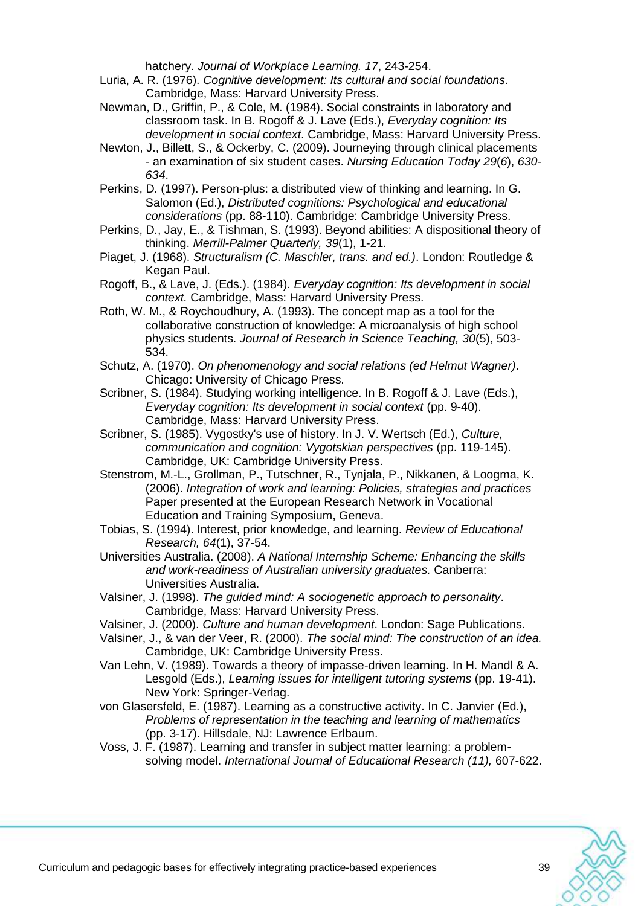hatchery. *Journal of Workplace Learning. 17*, 243-254.

Luria, A. R. (1976). *Cognitive development: Its cultural and social foundations*. Cambridge, Mass: Harvard University Press.

Newman, D., Griffin, P., & Cole, M. (1984). Social constraints in laboratory and classroom task. In B. Rogoff & J. Lave (Eds.), *Everyday cognition: Its development in social context*. Cambridge, Mass: Harvard University Press.

Newton, J., Billett, S., & Ockerby, C. (2009). Journeying through clinical placements - an examination of six student cases. *Nursing Education Today 29*(*6*), *630-634*.

Perkins, D. (1997). Person-plus: a distributed view of thinking and learning. In G. Salomon (Ed.), *Distributed cognitions: Psychological and educational considerations* (pp. 88-110). Cambridge: Cambridge University Press.

Perkins, D., Jay, E., & Tishman, S. (1993). Beyond abilities: A dispositional theory of thinking. *Merrill-Palmer Quarterly, 39*(1), 1-21.

Piaget, J. (1968). *Structuralism (C. Maschler, trans. and ed.)*. London: Routledge & Kegan Paul.

Rogoff, B., & Lave, J. (Eds.). (1984). *Everyday cognition: Its development in social context.* Cambridge, Mass: Harvard University Press.

Roth, W. M., & Roychoudhury, A. (1993). The concept map as a tool for the collaborative construction of knowledge: A microanalysis of high school physics students. *Journal of Research in Science Teaching, 30*(5), 503-534.

Schutz, A. (1970). *On phenomenology and social relations (ed Helmut Wagner)*. Chicago: University of Chicago Press.

Scribner, S. (1984). Studying working intelligence. In B. Rogoff & J. Lave (Eds.), *Everyday cognition: Its development in social context* (pp. 9-40). Cambridge, Mass: Harvard University Press.

Scribner, S. (1985). Vygostky's use of history. In J. V. Wertsch (Ed.), *Culture, communication and cognition: Vygotskian perspectives* (pp. 119-145). Cambridge, UK: Cambridge University Press.

Stenstrom, M.-L., Grollman, P., Tutschner, R., Tynjala, P., Nikkanen, & Loogma, K. (2006). *Integration of work and learning: Policies, strategies and practices* Paper presented at the European Research Network in Vocational Education and Training Symposium, Geneva.

Tobias, S. (1994). Interest, prior knowledge, and learning. *Review of Educational Research, 64*(1), 37-54.

Universities Australia. (2008). *A National Internship Scheme: Enhancing the skills and work-readiness of Australian university graduates.* Canberra: Universities Australia.

Valsiner, J. (1998). *The guided mind: A sociogenetic approach to personality*. Cambridge, Mass: Harvard University Press.

Valsiner, J. (2000). *Culture and human development*. London: Sage Publications.

Valsiner, J., & van der Veer, R. (2000). *The social mind: The construction of an idea.* Cambridge, UK: Cambridge University Press.

Van Lehn, V. (1989). Towards a theory of impasse-driven learning. In H. Mandl & A. Lesgold (Eds.), *Learning issues for intelligent tutoring systems* (pp. 19-41). New York: Springer-Verlag.

von Glasersfeld, E. (1987). Learning as a constructive activity. In C. Janvier (Ed.), *Problems of representation in the teaching and learning of mathematics* (pp. 3-17). Hillsdale, NJ: Lawrence Erlbaum.

Voss, J. F. (1987). Learning and transfer in subject matter learning: a problem-solving model. *International Journal of Educational Research (11),* 607-622.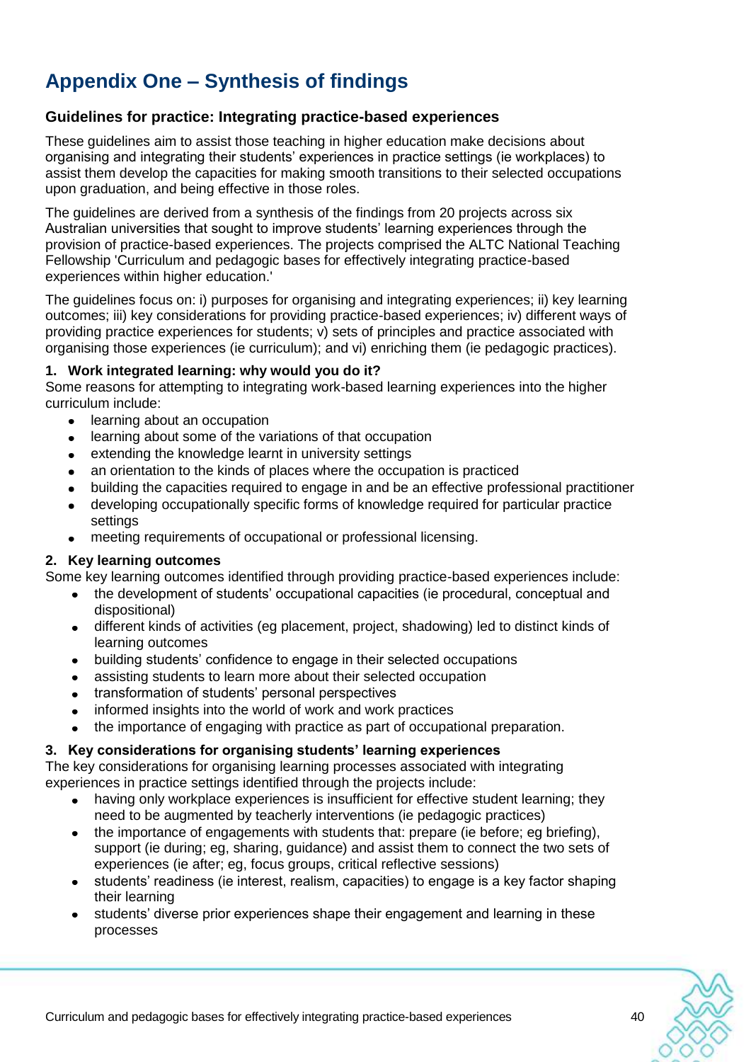# Appendix One – Synthesis of findings

### Guidelines for practice: Integrating practice-based experiences

These guidelines aim to assist those teaching in higher education make decisions about organising and integrating their students' experiences in practice settings (ie workplaces) to assist them develop the capacities for making smooth transitions to their selected occupations upon graduation, and being effective in those roles.

The guidelines are derived from a synthesis of the findings from 20 projects across six Australian universities that sought to improve students' learning experiences through the provision of practice-based experiences. The projects comprised the ALTC National Teaching Fellowship 'Curriculum and pedagogic bases for effectively integrating practice-based experiences within higher education.'

The guidelines focus on: i) purposes for organising and integrating experiences; ii) key learning outcomes; iii) key considerations for providing practice-based experiences; iv) different ways of providing practice experiences for students; v) sets of principles and practice associated with organising those experiences (ie curriculum); and vi) enriching them (ie pedagogic practices).

**1. Work integrated learning: why would you do it?**

Some reasons for attempting to integrating work-based learning experiences into the higher curriculum include:

- learning about an occupation
- learning about some of the variations of that occupation
- extending the knowledge learnt in university settings
- an orientation to the kinds of places where the occupation is practiced
- building the capacities required to engage in and be an effective professional practitioner
- developing occupationally specific forms of knowledge required for particular practice settings
- meeting requirements of occupational or professional licensing.

**2. Key learning outcomes**

Some key learning outcomes identified through providing practice-based experiences include:

- the development of students' occupational capacities (ie procedural, conceptual and dispositional)
- different kinds of activities (eg placement, project, shadowing) led to distinct kinds of learning outcomes
- building students' confidence to engage in their selected occupations
- assisting students to learn more about their selected occupation
- transformation of students' personal perspectives
- informed insights into the world of work and work practices
- the importance of engaging with practice as part of occupational preparation.

**3. Key considerations for organising students' learning experiences**

The key considerations for organising learning processes associated with integrating experiences in practice settings identified through the projects include:

- having only workplace experiences is insufficient for effective student learning; they need to be augmented by teacherly interventions (ie pedagogic practices)
- the importance of engagements with students that: prepare (ie before; eg briefing), support (ie during; eg, sharing, guidance) and assist them to connect the two sets of experiences (ie after; eg, focus groups, critical reflective sessions)
- students' readiness (ie interest, realism, capacities) to engage is a key factor shaping their learning
- students' diverse prior experiences shape their engagement and learning in these processes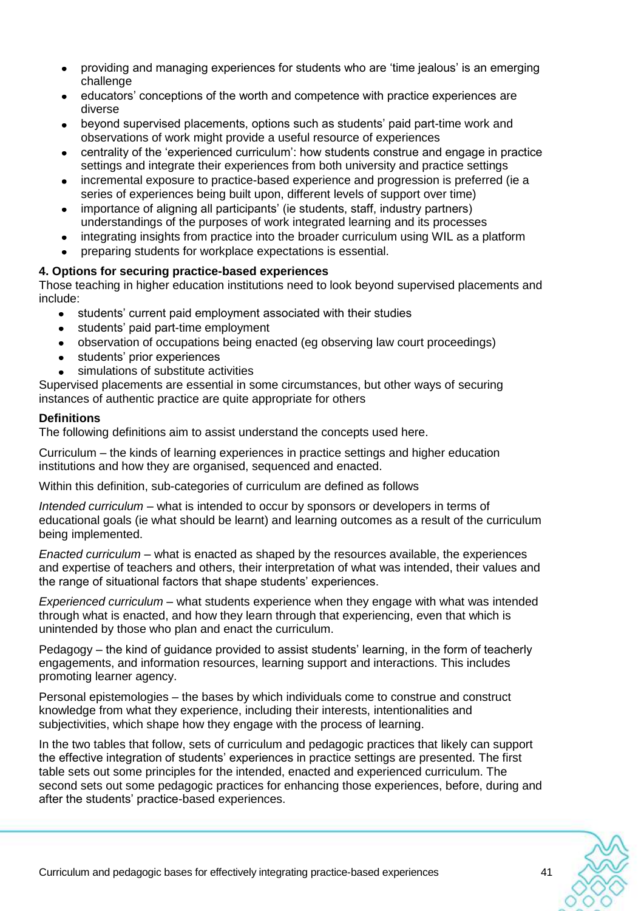- providing and managing experiences for students who are 'time jealous' is an emerging challenge
- educators' conceptions of the worth and competence with practice experiences are diverse
- beyond supervised placements, options such as students' paid part-time work and observations of work might provide a useful resource of experiences
- centrality of the 'experienced curriculum': how students construe and engage in practice settings and integrate their experiences from both university and practice settings
- incremental exposure to practice-based experience and progression is preferred (ie a series of experiences being built upon, different levels of support over time)
- importance of aligning all participants' (ie students, staff, industry partners) understandings of the purposes of work integrated learning and its processes
- integrating insights from practice into the broader curriculum using WIL as a platform
- preparing students for workplace expectations is essential.

**4. Options for securing practice-based experiences**

Those teaching in higher education institutions need to look beyond supervised placements and include:

- students' current paid employment associated with their studies
- students' paid part-time employment
- observation of occupations being enacted (eg observing law court proceedings)
- students' prior experiences
- simulations of substitute activities

Supervised placements are essential in some circumstances, but other ways of securing instances of authentic practice are quite appropriate for others

**Definitions**

The following definitions aim to assist understand the concepts used here.

Curriculum – the kinds of learning experiences in practice settings and higher education institutions and how they are organised, sequenced and enacted.

Within this definition, sub-categories of curriculum are defined as follows

*Intended curriculum* – what is intended to occur by sponsors or developers in terms of educational goals (ie what should be learnt) and learning outcomes as a result of the curriculum being implemented.

*Enacted curriculum* – what is enacted as shaped by the resources available, the experiences and expertise of teachers and others, their interpretation of what was intended, their values and the range of situational factors that shape students' experiences.

*Experienced curriculum* – what students experience when they engage with what was intended through what is enacted, and how they learn through that experiencing, even that which is unintended by those who plan and enact the curriculum.

Pedagogy – the kind of guidance provided to assist students' learning, in the form of teacherly engagements, and information resources, learning support and interactions. This includes promoting learner agency.

Personal epistemologies – the bases by which individuals come to construe and construct knowledge from what they experience, including their interests, intentionalities and subjectivities, which shape how they engage with the process of learning.

In the two tables that follow, sets of curriculum and pedagogic practices that likely can support the effective integration of students' experiences in practice settings are presented. The first table sets out some principles for the intended, enacted and experienced curriculum. The second sets out some pedagogic practices for enhancing those experiences, before, during and after the students' practice-based experiences.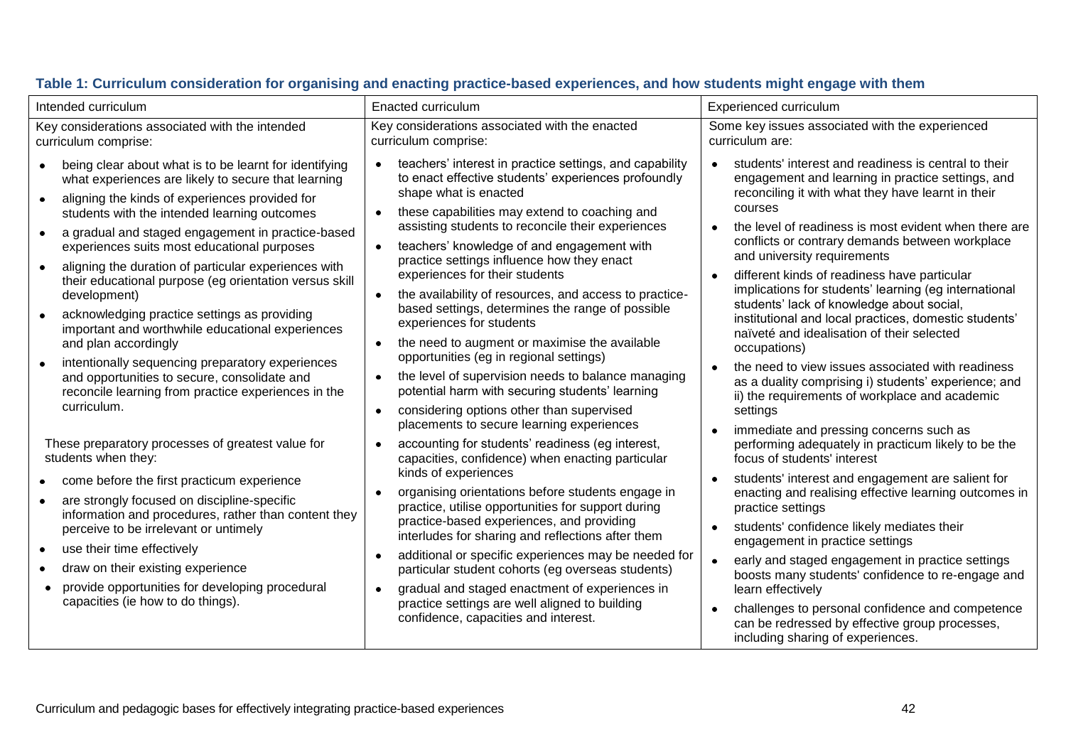### Table 1: Curriculum consideration for organising and enacting practice-based experiences, and how students might engage with them

| Intended curriculum | Enacted curriculum | Experienced curriculum |
|---|---|---|
| Key considerations associated with the intended curriculum comprise:<br><br>• being clear about what is to be learnt for identifying what experiences are likely to secure that learning<br>• aligning the kinds of experiences provided for students with the intended learning outcomes<br>• a gradual and staged engagement in practice-based experiences suits most educational purposes<br>• aligning the duration of particular experiences with their educational purpose (eg orientation versus skill development)<br>• acknowledging practice settings as providing important and worthwhile educational experiences and plan accordingly<br>• intentionally sequencing preparatory experiences and opportunities to secure, consolidate and reconcile learning from practice experiences in the curriculum.<br><br>These preparatory processes of greatest value for students when they:<br><br>• come before the first practicum experience<br>• are strongly focused on discipline-specific information and procedures, rather than content they perceive to be irrelevant or untimely<br>• use their time effectively<br>• draw on their existing experience<br>• provide opportunities for developing procedural capacities (ie how to do things). | Key considerations associated with the enacted curriculum comprise:<br><br>• teachers' interest in practice settings, and capability to enact effective students' experiences profoundly shape what is enacted<br>• these capabilities may extend to coaching and assisting students to reconcile their experiences<br>• teachers' knowledge of and engagement with practice settings influence how they enact experiences for their students<br>• the availability of resources, and access to practice-based settings, determines the range of possible experiences for students<br>• the need to augment or maximise the available opportunities (eg in regional settings)<br>• the level of supervision needs to balance managing potential harm with securing students' learning<br>• considering options other than supervised placements to secure learning experiences<br>• accounting for students' readiness (eg interest, capacities, confidence) when enacting particular kinds of experiences<br>• organising orientations before students engage in practice, utilise opportunities for support during practice-based experiences, and providing interludes for sharing and reflections after them<br>• additional or specific experiences may be needed for particular student cohorts (eg overseas students)<br>• gradual and staged enactment of experiences in practice settings are well aligned to building confidence, capacities and interest. | Some key issues associated with the experienced curriculum are:<br><br>• students' interest and readiness is central to their engagement and learning in practice settings, and reconciling it with what they have learnt in their courses<br>• the level of readiness is most evident when there are conflicts or contrary demands between workplace and university requirements<br>• different kinds of readiness have particular implications for students' learning (eg international students' lack of knowledge about social, institutional and local practices, domestic students' naïveté and idealisation of their selected occupations)<br>• the need to view issues associated with readiness as a duality comprising i) students' experience; and ii) the requirements of workplace and academic settings<br>• immediate and pressing concerns such as performing adequately in practicum likely to be the focus of students' interest<br>• students' interest and engagement are salient for enacting and realising effective learning outcomes in practice settings<br>• students' confidence likely mediates their engagement in practice settings<br>• early and staged engagement in practice settings boosts many students' confidence to re-engage and learn effectively<br>• challenges to personal confidence and competence can be redressed by effective group processes, including sharing of experiences. |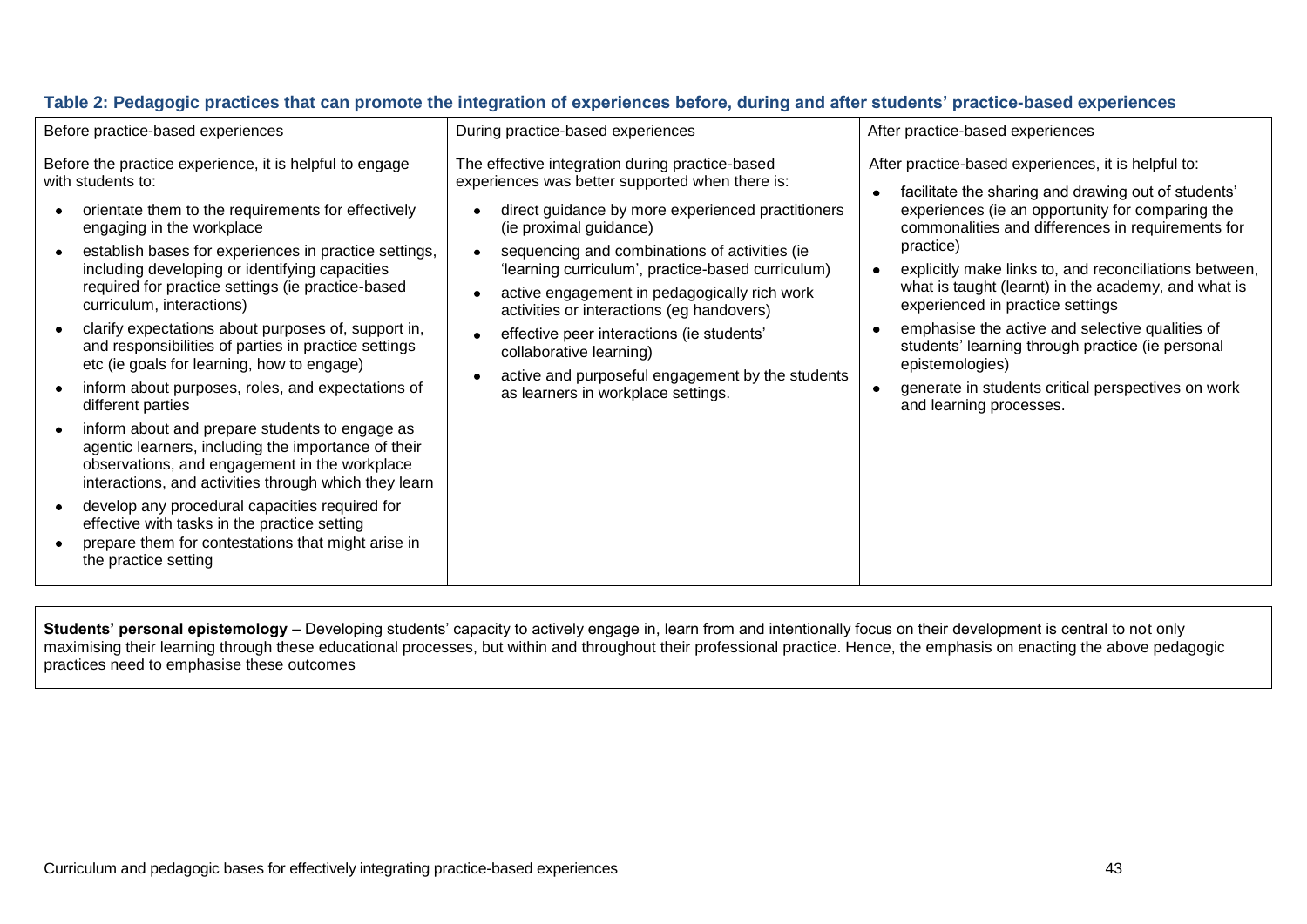### Table 2: Pedagogic practices that can promote the integration of experiences before, during and after students' practice-based experiences

| Before practice-based experiences | During practice-based experiences | After practice-based experiences |
|---|---|---|
| Before the practice experience, it is helpful to engage with students to:<br>• orientate them to the requirements for effectively engaging in the workplace<br>• establish bases for experiences in practice settings, including developing or identifying capacities required for practice settings (ie practice-based curriculum, interactions)<br>• clarify expectations about purposes of, support in, and responsibilities of parties in practice settings etc (ie goals for learning, how to engage)<br>• inform about purposes, roles, and expectations of different parties<br>• inform about and prepare students to engage as agentic learners, including the importance of their observations, and engagement in the workplace interactions, and activities through which they learn<br>• develop any procedural capacities required for effective with tasks in the practice setting<br>• prepare them for contestations that might arise in the practice setting | The effective integration during practice-based experiences was better supported when there is:<br>• direct guidance by more experienced practitioners (ie proximal guidance)<br>• sequencing and combinations of activities (ie 'learning curriculum', practice-based curriculum)<br>• active engagement in pedagogically rich work activities or interactions (eg handovers)<br>• effective peer interactions (ie students' collaborative learning)<br>• active and purposeful engagement by the students as learners in workplace settings. | After practice-based experiences, it is helpful to:<br>• facilitate the sharing and drawing out of students' experiences (ie an opportunity for comparing the commonalities and differences in requirements for practice)<br>• explicitly make links to, and reconciliations between, what is taught (learnt) in the academy, and what is experienced in practice settings<br>• emphasise the active and selective qualities of students' learning through practice (ie personal epistemologies)<br>• generate in students critical perspectives on work and learning processes. |

**Students' personal epistemology** – Developing students' capacity to actively engage in, learn from and intentionally focus on their development is central to not only maximising their learning through these educational processes, but within and throughout their professional practice. Hence, the emphasis on enacting the above pedagogic practices need to emphasise these outcomes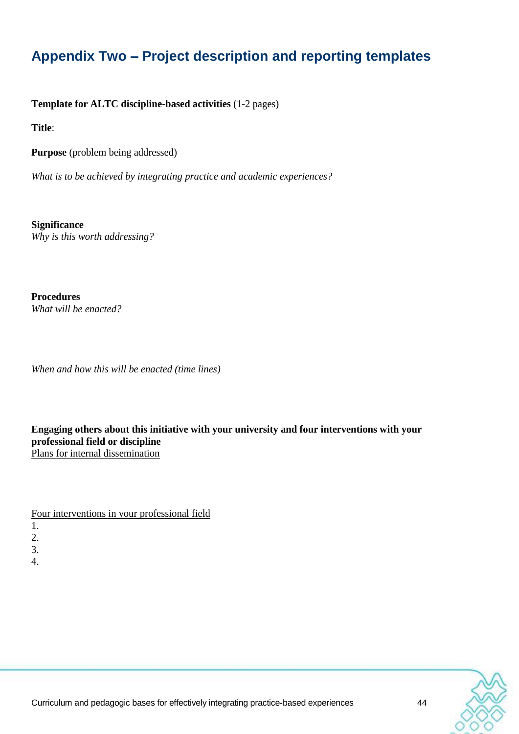# Appendix Two – Project description and reporting templates

**Template for ALTC discipline-based activities** (1-2 pages)

**Title**:

**Purpose** (problem being addressed)

*What is to be achieved by integrating practice and academic experiences?*

**Significance**
*Why is this worth addressing?*

**Procedures**
*What will be enacted?*

*When and how this will be enacted (time lines)*

**Engaging others about this initiative with your university and four interventions with your professional field or discipline**
<u>Plans for internal dissemination</u>

<u>Four interventions in your professional field</u>
1.
2.
3.
4.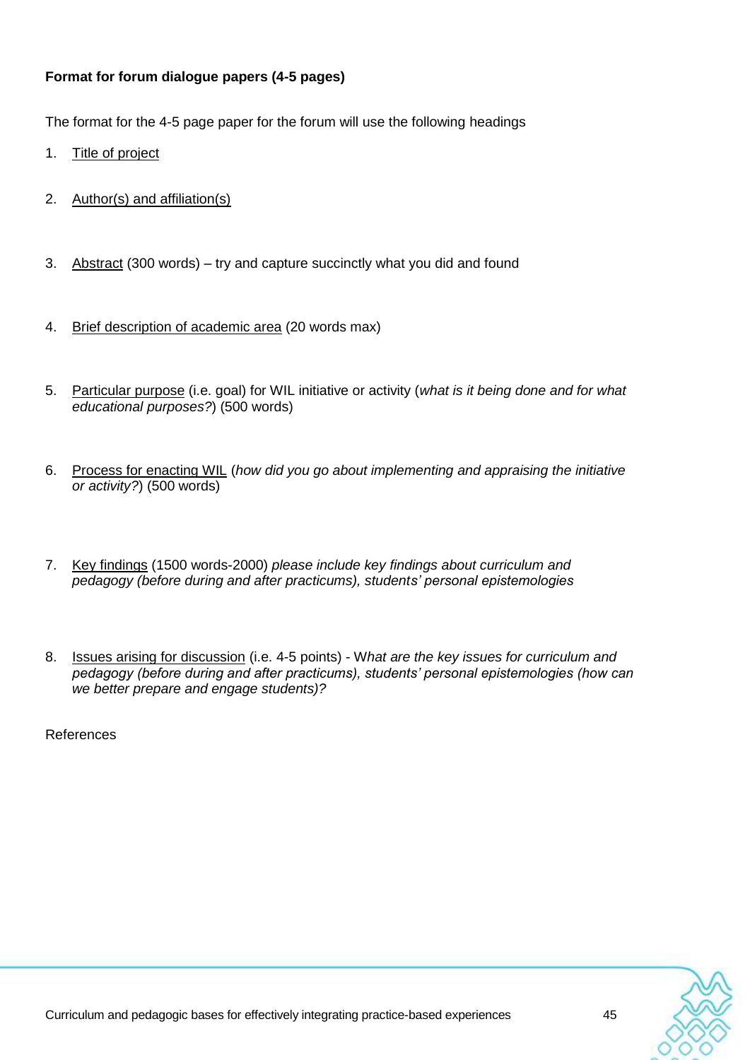**Format for forum dialogue papers (4-5 pages)**

The format for the 4-5 page paper for the forum will use the following headings

1. Title of project

2. Author(s) and affiliation(s)

3. Abstract (300 words) – try and capture succinctly what you did and found

4. Brief description of academic area (20 words max)

5. Particular purpose (i.e. goal) for WIL initiative or activity (*what is it being done and for what educational purposes?*) (500 words)

6. Process for enacting WIL (*how did you go about implementing and appraising the initiative or activity?*) (500 words)

7. Key findings (1500 words-2000) *please include key findings about curriculum and pedagogy (before during and after practicums), students' personal epistemologies*

8. Issues arising for discussion (i.e. 4-5 points) - W*hat are the key issues for curriculum and pedagogy (before during and after practicums), students' personal epistemologies (how can we better prepare and engage students)?*

References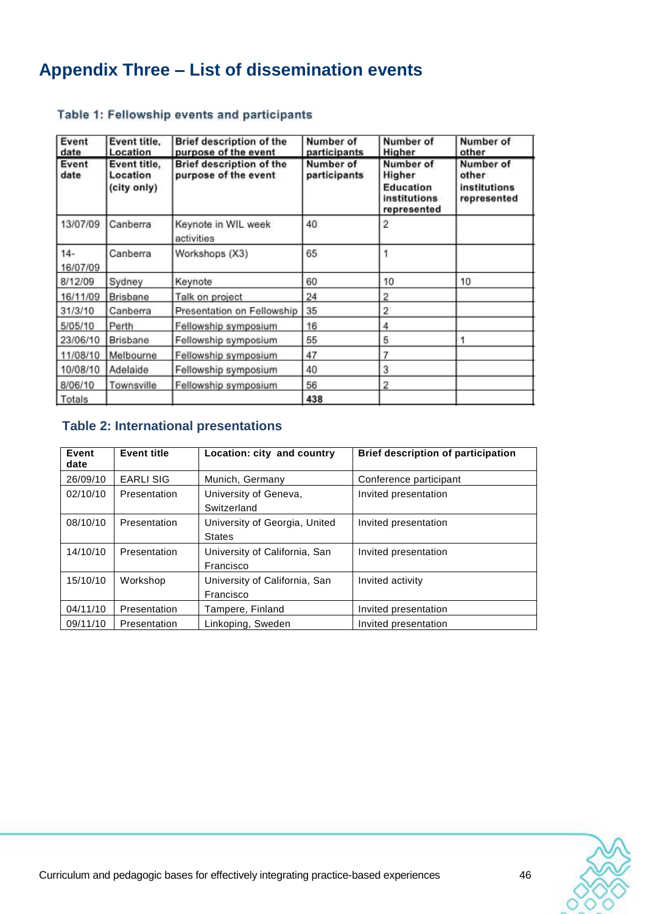# Appendix Three – List of dissemination events

### Table 1: Fellowship events and participants

| Event date | Event title, Location | Brief description of the purpose of the event | Number of participants | Number of Higher | Number of other |
|---|---|---|---|---|---|
| **Event date** | **Event title, Location (city only)** | **Brief description of the purpose of the event** | **Number of participants** | **Number of Higher Education institutions represented** | **Number of other institutions represented** |
| 13/07/09 | Canberra | Keynote in WIL week activities | 40 | 2 | |
| 14-16/07/09 | Canberra | Workshops (X3) | 65 | 1 | |
| 8/12/09 | Sydney | Keynote | 60 | 10 | 10 |
| 16/11/09 | Brisbane | Talk on project | 24 | 2 | |
| 31/3/10 | Canberra | Presentation on Fellowship | 35 | 2 | |
| 5/05/10 | Perth | Fellowship symposium | 16 | 4 | |
| 23/06/10 | Brisbane | Fellowship symposium | 55 | 5 | 1 |
| 11/08/10 | Melbourne | Fellowship symposium | 47 | 7 | |
| 10/08/10 | Adelaide | Fellowship symposium | 40 | 3 | |
| 8/06/10 | Townsville | Fellowship symposium | 56 | 2 | |
| Totals | | | **438** | | |

### Table 2: International presentations

| Event date | Event title | Location: city and country | Brief description of participation |
|---|---|---|---|
| 26/09/10 | EARLI SIG | Munich, Germany | Conference participant |
| 02/10/10 | Presentation | University of Geneva, Switzerland | Invited presentation |
| 08/10/10 | Presentation | University of Georgia, United States | Invited presentation |
| 14/10/10 | Presentation | University of California, San Francisco | Invited presentation |
| 15/10/10 | Workshop | University of California, San Francisco | Invited activity |
| 04/11/10 | Presentation | Tampere, Finland | Invited presentation |
| 09/11/10 | Presentation | Linkoping, Sweden | Invited presentation |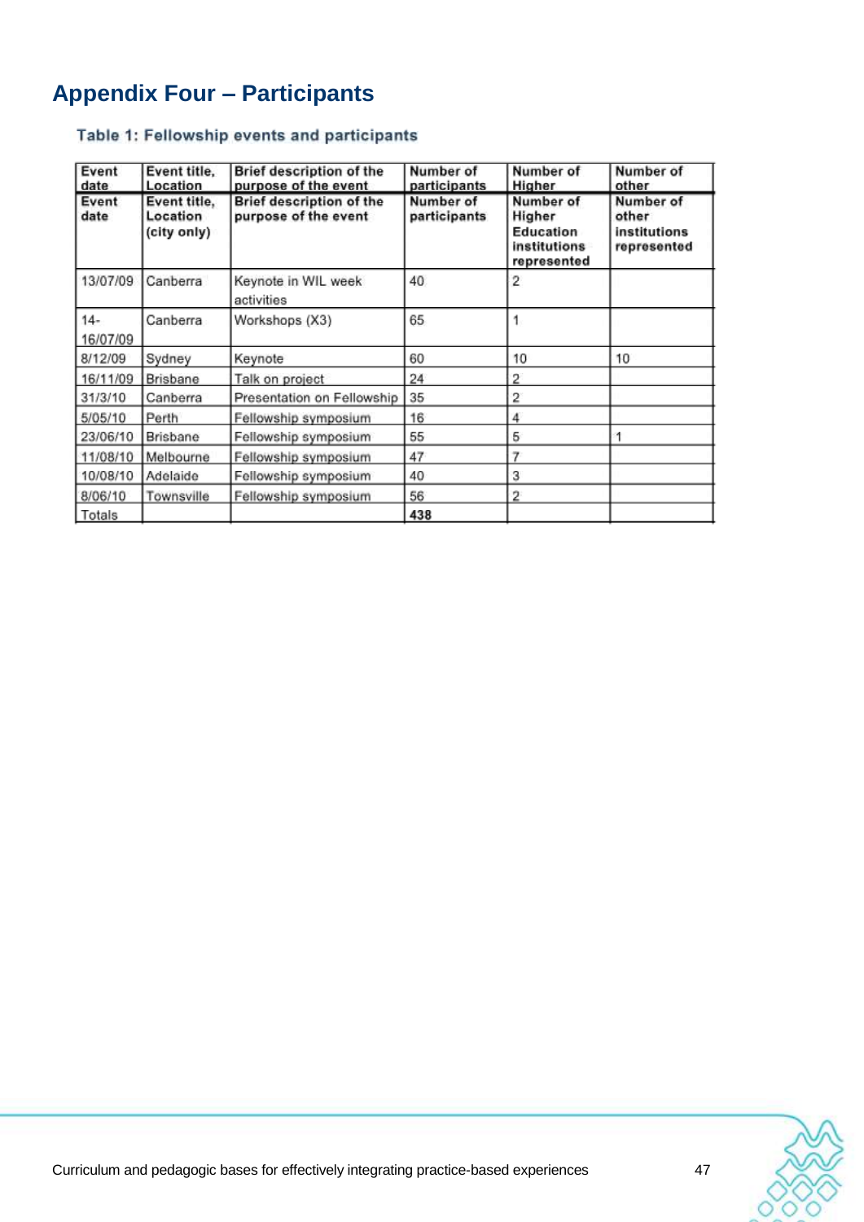# Appendix Four – Participants

### Table 1: Fellowship events and participants

| Event date | Event title, Location (city only) | Brief description of the purpose of the event | Number of participants | Number of Higher Education institutions represented | Number of other institutions represented |
|---|---|---|---|---|---|
| 13/07/09 | Canberra | Keynote in WIL week activities | 40 | 2 | |
| 14-16/07/09 | Canberra | Workshops (X3) | 65 | 1 | |
| 8/12/09 | Sydney | Keynote | 60 | 10 | 10 |
| 16/11/09 | Brisbane | Talk on project | 24 | 2 | |
| 31/3/10 | Canberra | Presentation on Fellowship | 35 | 2 | |
| 5/05/10 | Perth | Fellowship symposium | 16 | 4 | |
| 23/06/10 | Brisbane | Fellowship symposium | 55 | 5 | 1 |
| 11/08/10 | Melbourne | Fellowship symposium | 47 | 7 | |
| 10/08/10 | Adelaide | Fellowship symposium | 40 | 3 | |
| 8/06/10 | Townsville | Fellowship symposium | 56 | 2 | |
| Totals | | | **438** | | |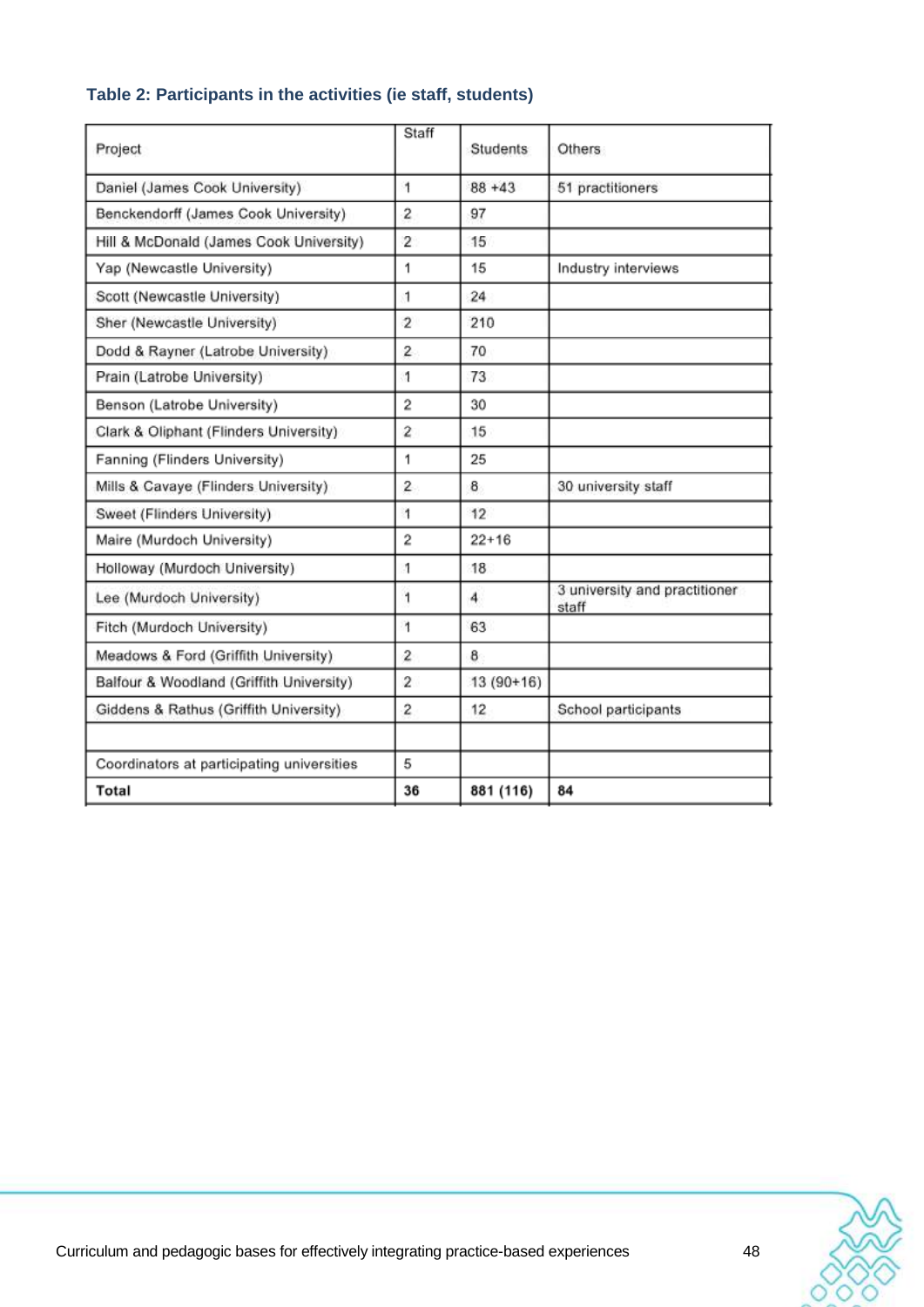### Table 2: Participants in the activities (ie staff, students)

| Project | Staff | Students | Others |
| --- | --- | --- | --- |
| Daniel (James Cook University) | 1 | 88 +43 | 51 practitioners |
| Benckendorff (James Cook University) | 2 | 97 | |
| Hill & McDonald (James Cook University) | 2 | 15 | |
| Yap (Newcastle University) | 1 | 15 | Industry interviews |
| Scott (Newcastle University) | 1 | 24 | |
| Sher (Newcastle University) | 2 | 210 | |
| Dodd & Rayner (Latrobe University) | 2 | 70 | |
| Prain (Latrobe University) | 1 | 73 | |
| Benson (Latrobe University) | 2 | 30 | |
| Clark & Oliphant (Flinders University) | 2 | 15 | |
| Fanning (Flinders University) | 1 | 25 | |
| Mills & Cavaye (Flinders University) | 2 | 8 | 30 university staff |
| Sweet (Flinders University) | 1 | 12 | |
| Maire (Murdoch University) | 2 | 22+16 | |
| Holloway (Murdoch University) | 1 | 18 | |
| Lee (Murdoch University) | 1 | 4 | 3 university and practitioner staff |
| Fitch (Murdoch University) | 1 | 63 | |
| Meadows & Ford (Griffith University) | 2 | 8 | |
| Balfour & Woodland (Griffith University) | 2 | 13 (90+16) | |
| Giddens & Rathus (Griffith University) | 2 | 12 | School participants |
| | | | |
| Coordinators at participating universities | 5 | | |
| **Total** | **36** | **881 (116)** | **84** |